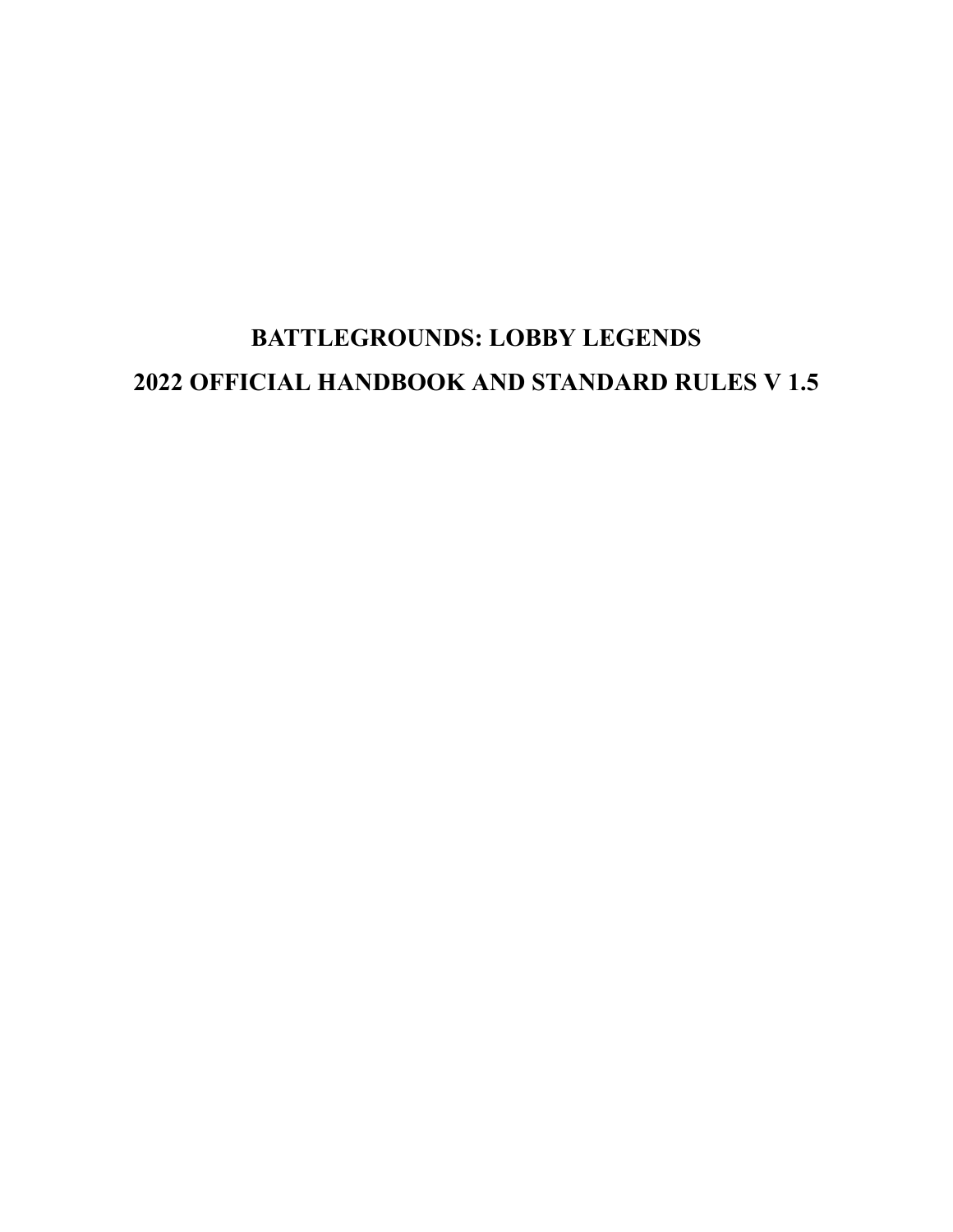# BATTLEGROUNDS: LOBBY LEGENDS

# 2022 OFFICIAL HANDBOOK AND STANDARD RULES V 1.5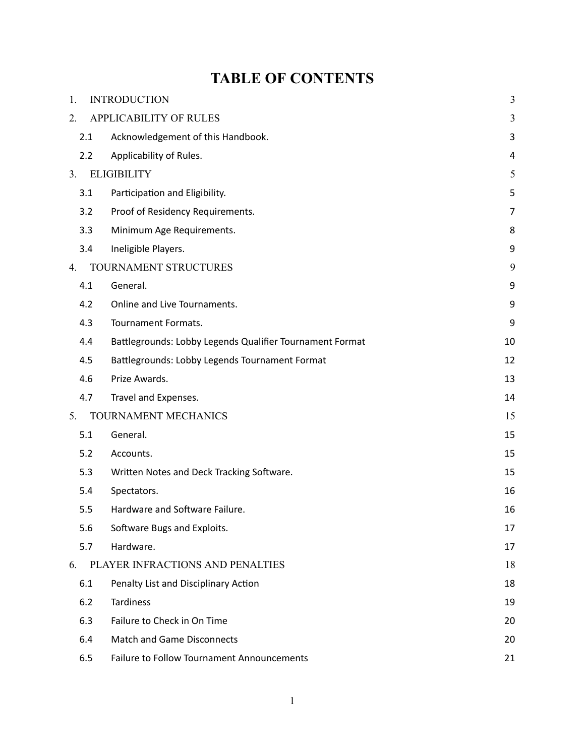# TABLE OF CONTENTS

| | | |
|---|---|---|
| 1. | INTRODUCTION | 3 |
| 2. | APPLICABILITY OF RULES | 3 |
| 2.1 | Acknowledgement of this Handbook. | 3 |
| 2.2 | Applicability of Rules. | 4 |
| 3. | ELIGIBILITY | 5 |
| 3.1 | Participation and Eligibility. | 5 |
| 3.2 | Proof of Residency Requirements. | 7 |
| 3.3 | Minimum Age Requirements. | 8 |
| 3.4 | Ineligible Players. | 9 |
| 4. | TOURNAMENT STRUCTURES | 9 |
| 4.1 | General. | 9 |
| 4.2 | Online and Live Tournaments. | 9 |
| 4.3 | Tournament Formats. | 9 |
| 4.4 | Battlegrounds: Lobby Legends Qualifier Tournament Format | 10 |
| 4.5 | Battlegrounds: Lobby Legends Tournament Format | 12 |
| 4.6 | Prize Awards. | 13 |
| 4.7 | Travel and Expenses. | 14 |
| 5. | TOURNAMENT MECHANICS | 15 |
| 5.1 | General. | 15 |
| 5.2 | Accounts. | 15 |
| 5.3 | Written Notes and Deck Tracking Software. | 15 |
| 5.4 | Spectators. | 16 |
| 5.5 | Hardware and Software Failure. | 16 |
| 5.6 | Software Bugs and Exploits. | 17 |
| 5.7 | Hardware. | 17 |
| 6. | PLAYER INFRACTIONS AND PENALTIES | 18 |
| 6.1 | Penalty List and Disciplinary Action | 18 |
| 6.2 | Tardiness | 19 |
| 6.3 | Failure to Check in On Time | 20 |
| 6.4 | Match and Game Disconnects | 20 |
| 6.5 | Failure to Follow Tournament Announcements | 21 |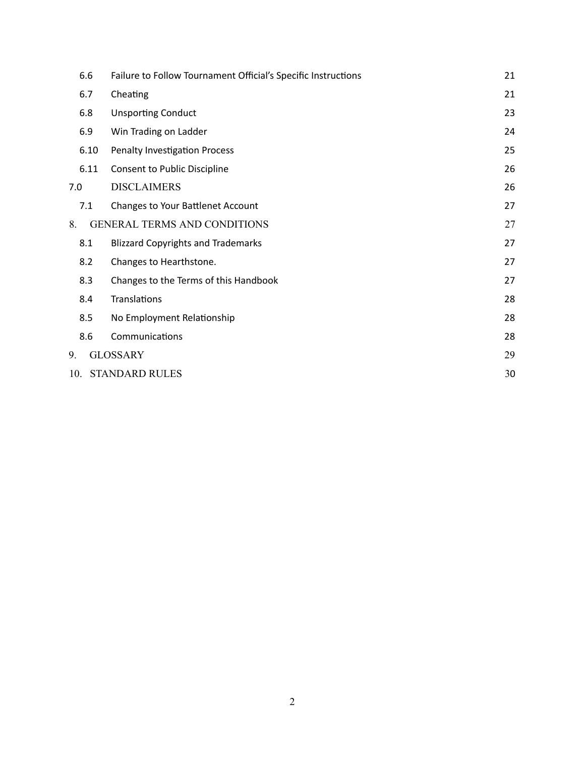| | | |
|---|---|---|
| 6.6 | Failure to Follow Tournament Official's Specific Instructions | 21 |
| 6.7 | Cheating | 21 |
| 6.8 | Unsporting Conduct | 23 |
| 6.9 | Win Trading on Ladder | 24 |
| 6.10 | Penalty Investigation Process | 25 |
| 6.11 | Consent to Public Discipline | 26 |
| 7.0 | DISCLAIMERS | 26 |
| 7.1 | Changes to Your Battlenet Account | 27 |
| 8. | GENERAL TERMS AND CONDITIONS | 27 |
| 8.1 | Blizzard Copyrights and Trademarks | 27 |
| 8.2 | Changes to Hearthstone. | 27 |
| 8.3 | Changes to the Terms of this Handbook | 27 |
| 8.4 | Translations | 28 |
| 8.5 | No Employment Relationship | 28 |
| 8.6 | Communications | 28 |
| 9. | GLOSSARY | 29 |
| 10. | STANDARD RULES | 30 |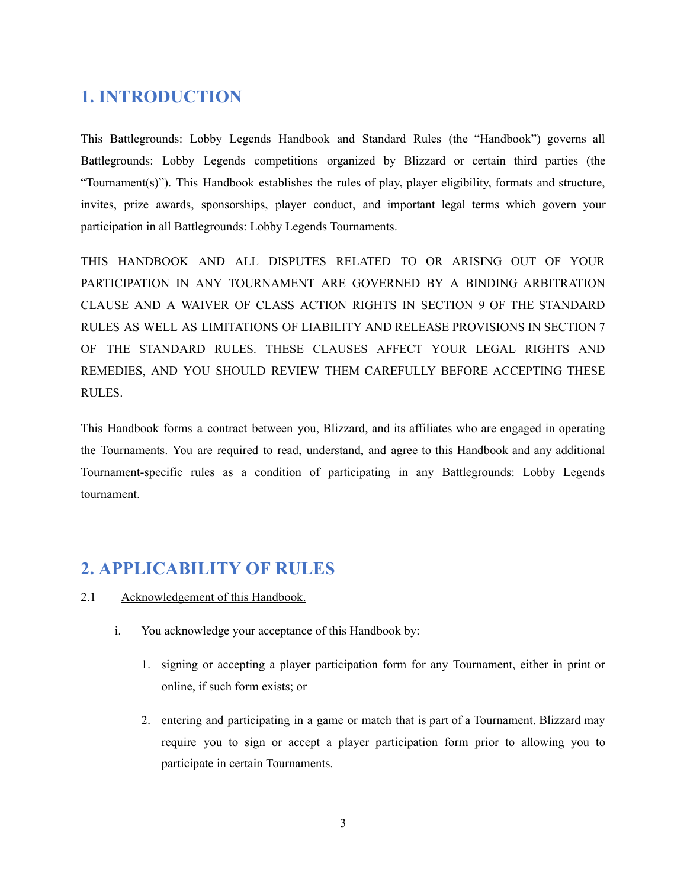## 1. INTRODUCTION

This Battlegrounds: Lobby Legends Handbook and Standard Rules (the "Handbook") governs all Battlegrounds: Lobby Legends competitions organized by Blizzard or certain third parties (the "Tournament(s)"). This Handbook establishes the rules of play, player eligibility, formats and structure, invites, prize awards, sponsorships, player conduct, and important legal terms which govern your participation in all Battlegrounds: Lobby Legends Tournaments.

THIS HANDBOOK AND ALL DISPUTES RELATED TO OR ARISING OUT OF YOUR PARTICIPATION IN ANY TOURNAMENT ARE GOVERNED BY A BINDING ARBITRATION CLAUSE AND A WAIVER OF CLASS ACTION RIGHTS IN SECTION 9 OF THE STANDARD RULES AS WELL AS LIMITATIONS OF LIABILITY AND RELEASE PROVISIONS IN SECTION 7 OF THE STANDARD RULES. THESE CLAUSES AFFECT YOUR LEGAL RIGHTS AND REMEDIES, AND YOU SHOULD REVIEW THEM CAREFULLY BEFORE ACCEPTING THESE RULES.

This Handbook forms a contract between you, Blizzard, and its affiliates who are engaged in operating the Tournaments. You are required to read, understand, and agree to this Handbook and any additional Tournament-specific rules as a condition of participating in any Battlegrounds: Lobby Legends tournament.

## 2. APPLICABILITY OF RULES

2.1 Acknowledgement of this Handbook.

i. You acknowledge your acceptance of this Handbook by:

1. signing or accepting a player participation form for any Tournament, either in print or online, if such form exists; or

2. entering and participating in a game or match that is part of a Tournament. Blizzard may require you to sign or accept a player participation form prior to allowing you to participate in certain Tournaments.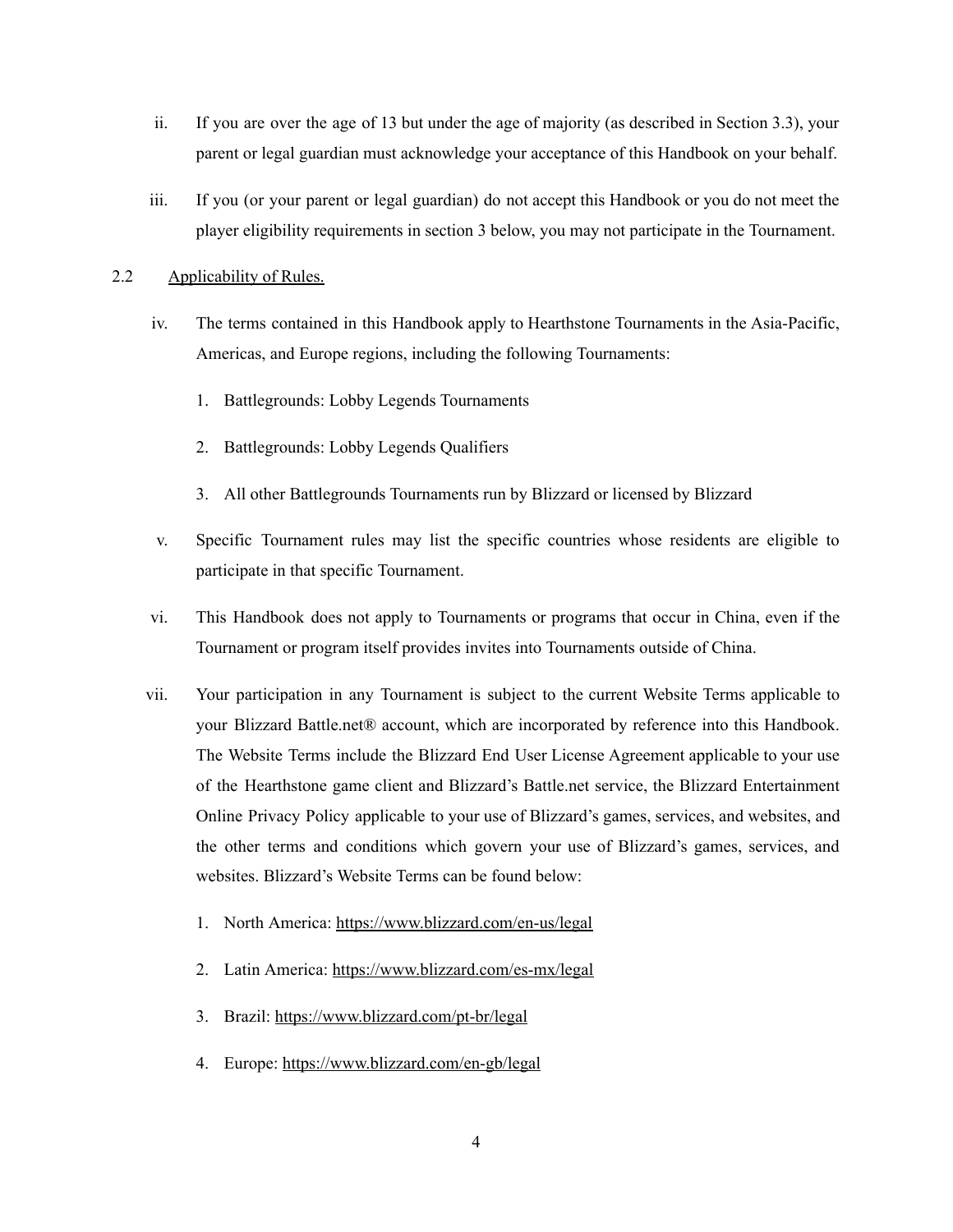ii. If you are over the age of 13 but under the age of majority (as described in Section 3.3), your parent or legal guardian must acknowledge your acceptance of this Handbook on your behalf.

iii. If you (or your parent or legal guardian) do not accept this Handbook or you do not meet the player eligibility requirements in section 3 below, you may not participate in the Tournament.

2.2 Applicability of Rules.

iv. The terms contained in this Handbook apply to Hearthstone Tournaments in the Asia-Pacific, Americas, and Europe regions, including the following Tournaments:

1. Battlegrounds: Lobby Legends Tournaments
2. Battlegrounds: Lobby Legends Qualifiers
3. All other Battlegrounds Tournaments run by Blizzard or licensed by Blizzard

v. Specific Tournament rules may list the specific countries whose residents are eligible to participate in that specific Tournament.

vi. This Handbook does not apply to Tournaments or programs that occur in China, even if the Tournament or program itself provides invites into Tournaments outside of China.

vii. Your participation in any Tournament is subject to the current Website Terms applicable to your Blizzard Battle.net® account, which are incorporated by reference into this Handbook. The Website Terms include the Blizzard End User License Agreement applicable to your use of the Hearthstone game client and Blizzard's Battle.net service, the Blizzard Entertainment Online Privacy Policy applicable to your use of Blizzard's games, services, and websites, and the other terms and conditions which govern your use of Blizzard's games, services, and websites. Blizzard's Website Terms can be found below:

1. North America: https://www.blizzard.com/en-us/legal
2. Latin America: https://www.blizzard.com/es-mx/legal
3. Brazil: https://www.blizzard.com/pt-br/legal
4. Europe: https://www.blizzard.com/en-gb/legal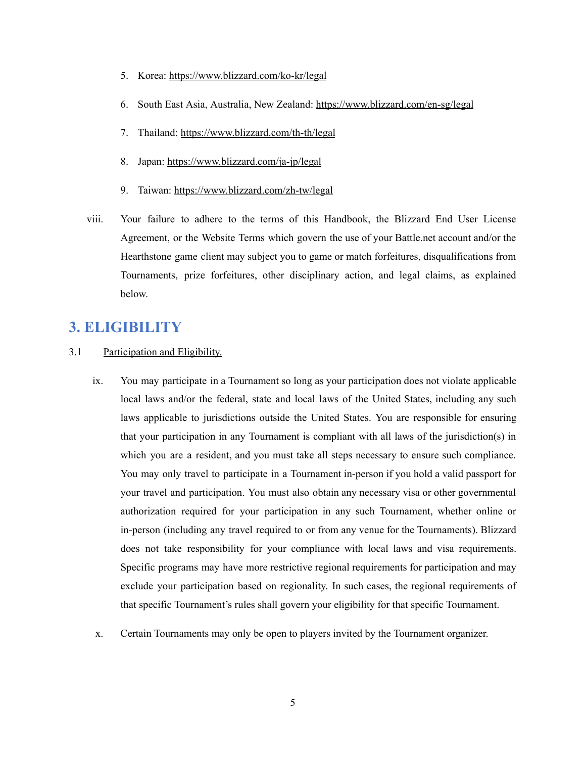5. Korea: https://www.blizzard.com/ko-kr/legal

6. South East Asia, Australia, New Zealand: https://www.blizzard.com/en-sg/legal

7. Thailand: https://www.blizzard.com/th-th/legal

8. Japan: https://www.blizzard.com/ja-jp/legal

9. Taiwan: https://www.blizzard.com/zh-tw/legal

viii. Your failure to adhere to the terms of this Handbook, the Blizzard End User License Agreement, or the Website Terms which govern the use of your Battle.net account and/or the Hearthstone game client may subject you to game or match forfeitures, disqualifications from Tournaments, prize forfeitures, other disciplinary action, and legal claims, as explained below.

## 3. ELIGIBILITY

3.1 Participation and Eligibility.

ix. You may participate in a Tournament so long as your participation does not violate applicable local laws and/or the federal, state and local laws of the United States, including any such laws applicable to jurisdictions outside the United States. You are responsible for ensuring that your participation in any Tournament is compliant with all laws of the jurisdiction(s) in which you are a resident, and you must take all steps necessary to ensure such compliance. You may only travel to participate in a Tournament in-person if you hold a valid passport for your travel and participation. You must also obtain any necessary visa or other governmental authorization required for your participation in any such Tournament, whether online or in-person (including any travel required to or from any venue for the Tournaments). Blizzard does not take responsibility for your compliance with local laws and visa requirements. Specific programs may have more restrictive regional requirements for participation and may exclude your participation based on regionality. In such cases, the regional requirements of that specific Tournament's rules shall govern your eligibility for that specific Tournament.

x. Certain Tournaments may only be open to players invited by the Tournament organizer.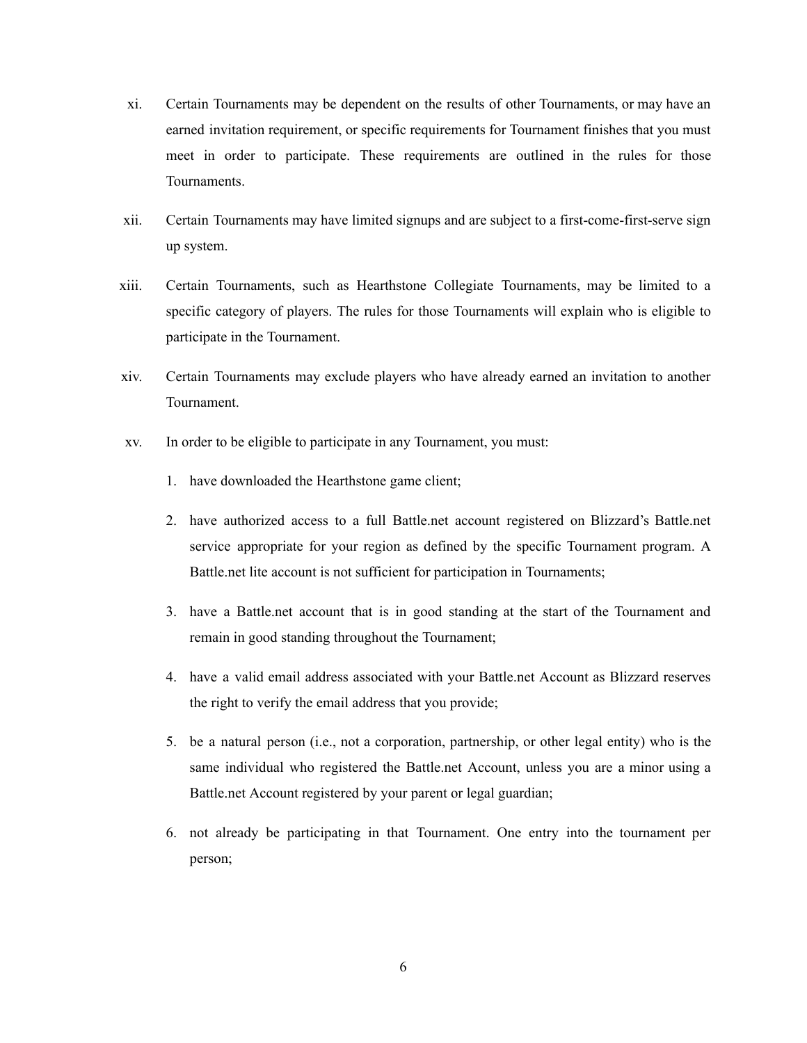xi. Certain Tournaments may be dependent on the results of other Tournaments, or may have an earned invitation requirement, or specific requirements for Tournament finishes that you must meet in order to participate. These requirements are outlined in the rules for those Tournaments.

xii. Certain Tournaments may have limited signups and are subject to a first-come-first-serve sign up system.

xiii. Certain Tournaments, such as Hearthstone Collegiate Tournaments, may be limited to a specific category of players. The rules for those Tournaments will explain who is eligible to participate in the Tournament.

xiv. Certain Tournaments may exclude players who have already earned an invitation to another Tournament.

xv. In order to be eligible to participate in any Tournament, you must:

1. have downloaded the Hearthstone game client;
2. have authorized access to a full Battle.net account registered on Blizzard's Battle.net service appropriate for your region as defined by the specific Tournament program. A Battle.net lite account is not sufficient for participation in Tournaments;
3. have a Battle.net account that is in good standing at the start of the Tournament and remain in good standing throughout the Tournament;
4. have a valid email address associated with your Battle.net Account as Blizzard reserves the right to verify the email address that you provide;
5. be a natural person (i.e., not a corporation, partnership, or other legal entity) who is the same individual who registered the Battle.net Account, unless you are a minor using a Battle.net Account registered by your parent or legal guardian;
6. not already be participating in that Tournament. One entry into the tournament per person;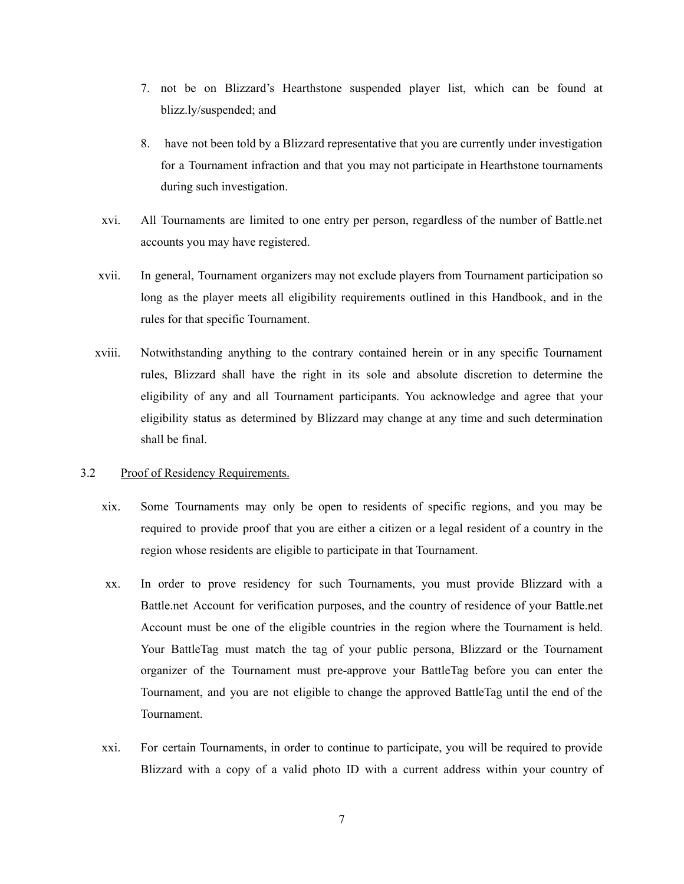7. not be on Blizzard's Hearthstone suspended player list, which can be found at blizz.ly/suspended; and

8. have not been told by a Blizzard representative that you are currently under investigation for a Tournament infraction and that you may not participate in Hearthstone tournaments during such investigation.

xvi. All Tournaments are limited to one entry per person, regardless of the number of Battle.net accounts you may have registered.

xvii. In general, Tournament organizers may not exclude players from Tournament participation so long as the player meets all eligibility requirements outlined in this Handbook, and in the rules for that specific Tournament.

xviii. Notwithstanding anything to the contrary contained herein or in any specific Tournament rules, Blizzard shall have the right in its sole and absolute discretion to determine the eligibility of any and all Tournament participants. You acknowledge and agree that your eligibility status as determined by Blizzard may change at any time and such determination shall be final.

3.2 Proof of Residency Requirements.

xix. Some Tournaments may only be open to residents of specific regions, and you may be required to provide proof that you are either a citizen or a legal resident of a country in the region whose residents are eligible to participate in that Tournament.

xx. In order to prove residency for such Tournaments, you must provide Blizzard with a Battle.net Account for verification purposes, and the country of residence of your Battle.net Account must be one of the eligible countries in the region where the Tournament is held. Your BattleTag must match the tag of your public persona, Blizzard or the Tournament organizer of the Tournament must pre-approve your BattleTag before you can enter the Tournament, and you are not eligible to change the approved BattleTag until the end of the Tournament.

xxi. For certain Tournaments, in order to continue to participate, you will be required to provide Blizzard with a copy of a valid photo ID with a current address within your country of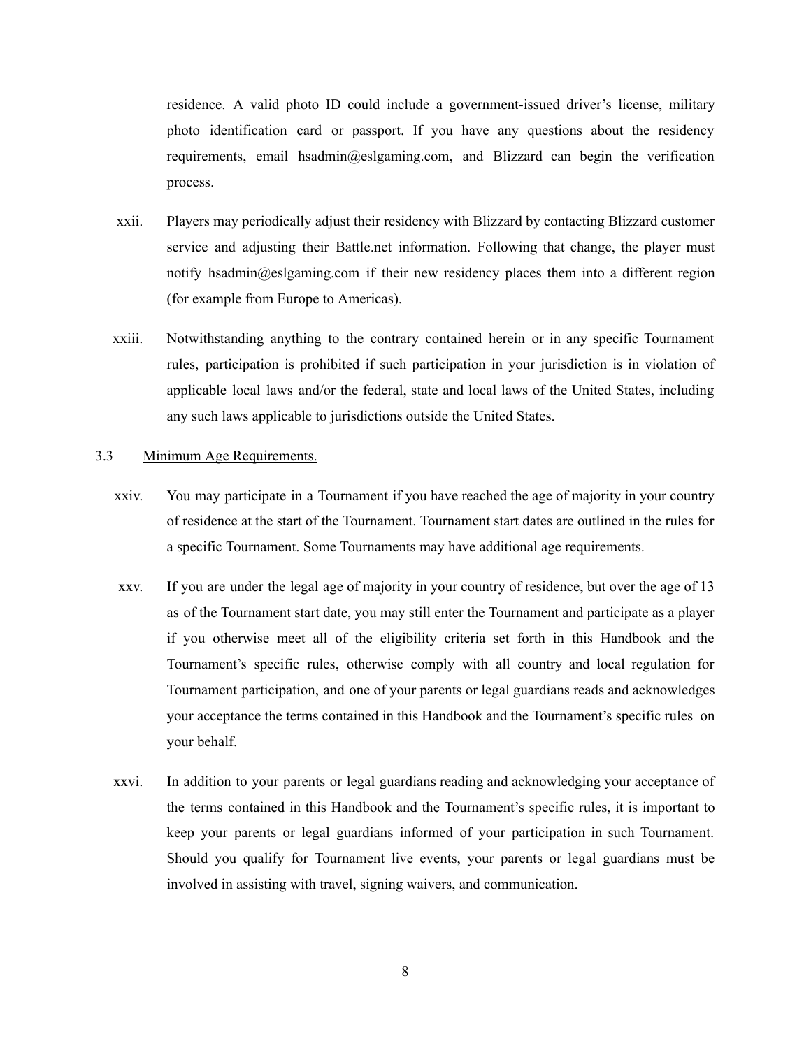residence. A valid photo ID could include a government-issued driver's license, military photo identification card or passport. If you have any questions about the residency requirements, email hsadmin@eslgaming.com, and Blizzard can begin the verification process.

xxii. Players may periodically adjust their residency with Blizzard by contacting Blizzard customer service and adjusting their Battle.net information. Following that change, the player must notify hsadmin@eslgaming.com if their new residency places them into a different region (for example from Europe to Americas).

xxiii. Notwithstanding anything to the contrary contained herein or in any specific Tournament rules, participation is prohibited if such participation in your jurisdiction is in violation of applicable local laws and/or the federal, state and local laws of the United States, including any such laws applicable to jurisdictions outside the United States.

3.3 Minimum Age Requirements.

xxiv. You may participate in a Tournament if you have reached the age of majority in your country of residence at the start of the Tournament. Tournament start dates are outlined in the rules for a specific Tournament. Some Tournaments may have additional age requirements.

xxv. If you are under the legal age of majority in your country of residence, but over the age of 13 as of the Tournament start date, you may still enter the Tournament and participate as a player if you otherwise meet all of the eligibility criteria set forth in this Handbook and the Tournament's specific rules, otherwise comply with all country and local regulation for Tournament participation, and one of your parents or legal guardians reads and acknowledges your acceptance the terms contained in this Handbook and the Tournament's specific rules on your behalf.

xxvi. In addition to your parents or legal guardians reading and acknowledging your acceptance of the terms contained in this Handbook and the Tournament's specific rules, it is important to keep your parents or legal guardians informed of your participation in such Tournament. Should you qualify for Tournament live events, your parents or legal guardians must be involved in assisting with travel, signing waivers, and communication.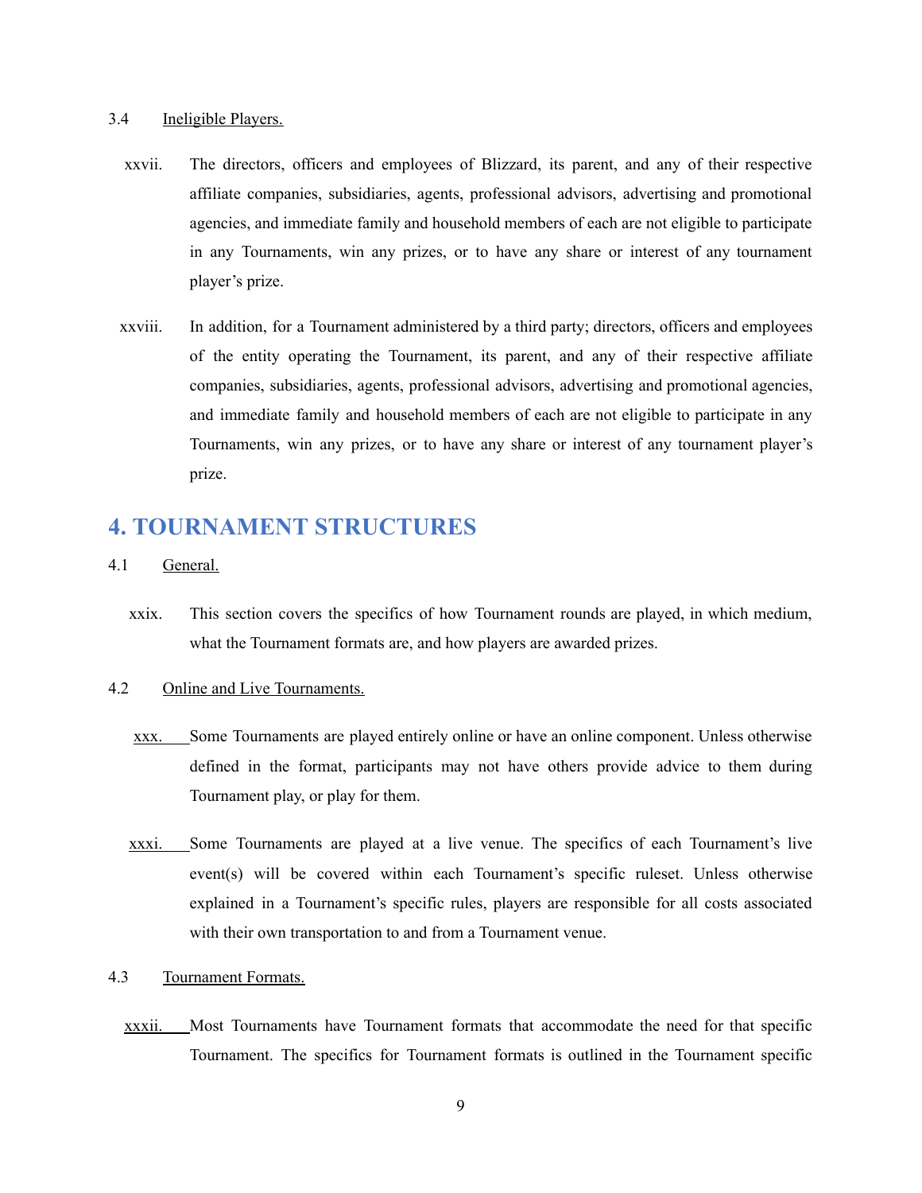3.4 Ineligible Players.

xxvii. The directors, officers and employees of Blizzard, its parent, and any of their respective affiliate companies, subsidiaries, agents, professional advisors, advertising and promotional agencies, and immediate family and household members of each are not eligible to participate in any Tournaments, win any prizes, or to have any share or interest of any tournament player's prize.

xxviii. In addition, for a Tournament administered by a third party; directors, officers and employees of the entity operating the Tournament, its parent, and any of their respective affiliate companies, subsidiaries, agents, professional advisors, advertising and promotional agencies, and immediate family and household members of each are not eligible to participate in any Tournaments, win any prizes, or to have any share or interest of any tournament player's prize.

## 4. TOURNAMENT STRUCTURES

4.1 General.

xxix. This section covers the specifics of how Tournament rounds are played, in which medium, what the Tournament formats are, and how players are awarded prizes.

4.2 Online and Live Tournaments.

xxx. Some Tournaments are played entirely online or have an online component. Unless otherwise defined in the format, participants may not have others provide advice to them during Tournament play, or play for them.

xxxi. Some Tournaments are played at a live venue. The specifics of each Tournament's live event(s) will be covered within each Tournament's specific ruleset. Unless otherwise explained in a Tournament's specific rules, players are responsible for all costs associated with their own transportation to and from a Tournament venue.

4.3 Tournament Formats.

xxxii. Most Tournaments have Tournament formats that accommodate the need for that specific Tournament. The specifics for Tournament formats is outlined in the Tournament specific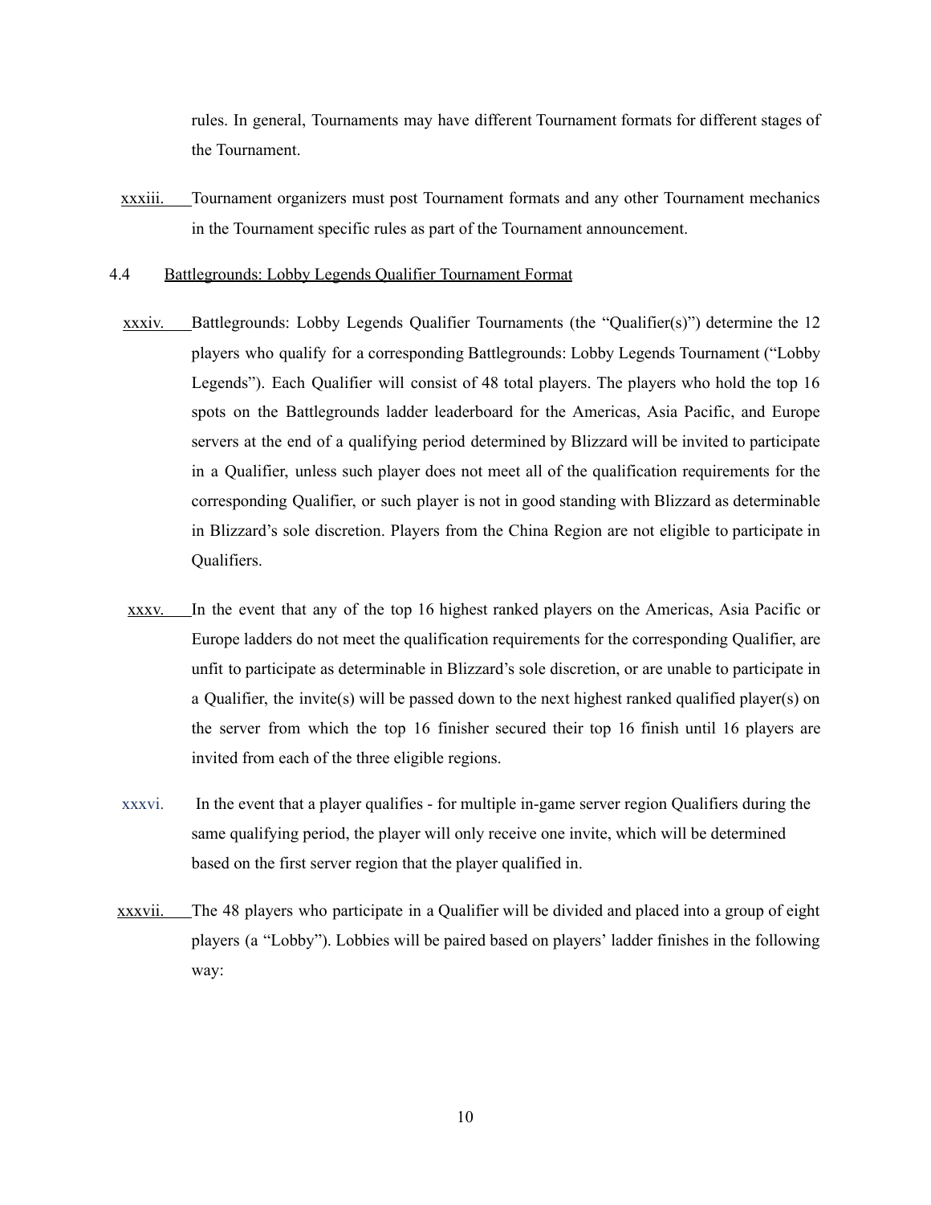rules. In general, Tournaments may have different Tournament formats for different stages of the Tournament.

xxxiii. Tournament organizers must post Tournament formats and any other Tournament mechanics in the Tournament specific rules as part of the Tournament announcement.

4.4 Battlegrounds: Lobby Legends Qualifier Tournament Format

xxxiv. Battlegrounds: Lobby Legends Qualifier Tournaments (the "Qualifier(s)") determine the 12 players who qualify for a corresponding Battlegrounds: Lobby Legends Tournament ("Lobby Legends"). Each Qualifier will consist of 48 total players. The players who hold the top 16 spots on the Battlegrounds ladder leaderboard for the Americas, Asia Pacific, and Europe servers at the end of a qualifying period determined by Blizzard will be invited to participate in a Qualifier, unless such player does not meet all of the qualification requirements for the corresponding Qualifier, or such player is not in good standing with Blizzard as determinable in Blizzard's sole discretion. Players from the China Region are not eligible to participate in Qualifiers.

xxxv. In the event that any of the top 16 highest ranked players on the Americas, Asia Pacific or Europe ladders do not meet the qualification requirements for the corresponding Qualifier, are unfit to participate as determinable in Blizzard's sole discretion, or are unable to participate in a Qualifier, the invite(s) will be passed down to the next highest ranked qualified player(s) on the server from which the top 16 finisher secured their top 16 finish until 16 players are invited from each of the three eligible regions.

xxxvi. In the event that a player qualifies - for multiple in-game server region Qualifiers during the same qualifying period, the player will only receive one invite, which will be determined based on the first server region that the player qualified in.

xxxvii. The 48 players who participate in a Qualifier will be divided and placed into a group of eight players (a "Lobby"). Lobbies will be paired based on players' ladder finishes in the following way: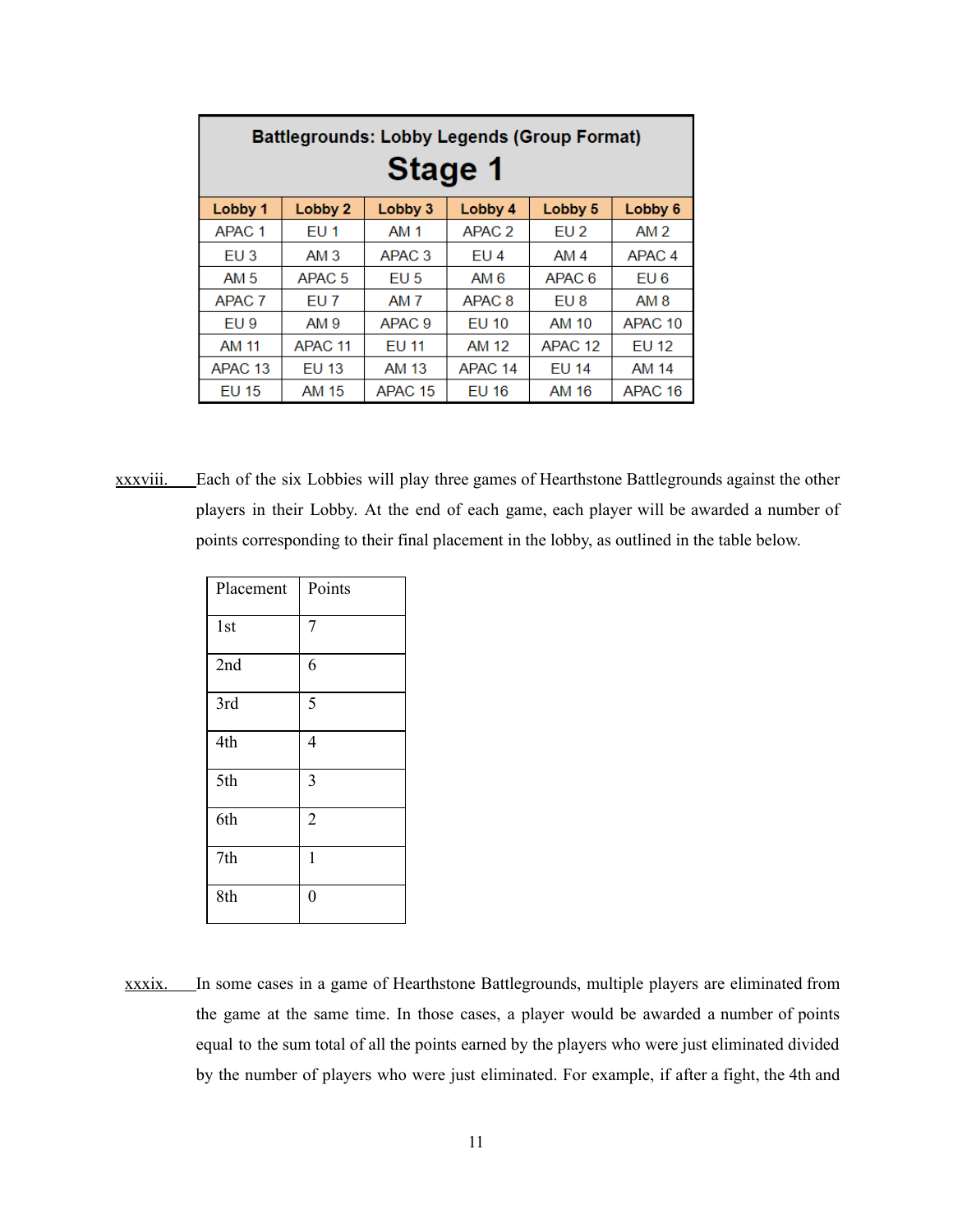| Battlegrounds: Lobby Legends (Group Format) Stage 1 | | | | | |
|---|---|---|---|---|---|
| **Lobby 1** | **Lobby 2** | **Lobby 3** | **Lobby 4** | **Lobby 5** | **Lobby 6** |
| APAC 1 | EU 1 | AM 1 | APAC 2 | EU 2 | AM 2 |
| EU 3 | AM 3 | APAC 3 | EU 4 | AM 4 | APAC 4 |
| AM 5 | APAC 5 | EU 5 | AM 6 | APAC 6 | EU 6 |
| APAC 7 | EU 7 | AM 7 | APAC 8 | EU 8 | AM 8 |
| EU 9 | AM 9 | APAC 9 | EU 10 | AM 10 | APAC 10 |
| AM 11 | APAC 11 | EU 11 | AM 12 | APAC 12 | EU 12 |
| APAC 13 | EU 13 | AM 13 | APAC 14 | EU 14 | AM 14 |
| EU 15 | AM 15 | APAC 15 | EU 16 | AM 16 | APAC 16 |

xxxviii. Each of the six Lobbies will play three games of Hearthstone Battlegrounds against the other players in their Lobby. At the end of each game, each player will be awarded a number of points corresponding to their final placement in the lobby, as outlined in the table below.

| Placement | Points |
|---|---|
| 1st | 7 |
| 2nd | 6 |
| 3rd | 5 |
| 4th | 4 |
| 5th | 3 |
| 6th | 2 |
| 7th | 1 |
| 8th | 0 |

xxxix. In some cases in a game of Hearthstone Battlegrounds, multiple players are eliminated from the game at the same time. In those cases, a player would be awarded a number of points equal to the sum total of all the points earned by the players who were just eliminated divided by the number of players who were just eliminated. For example, if after a fight, the 4th and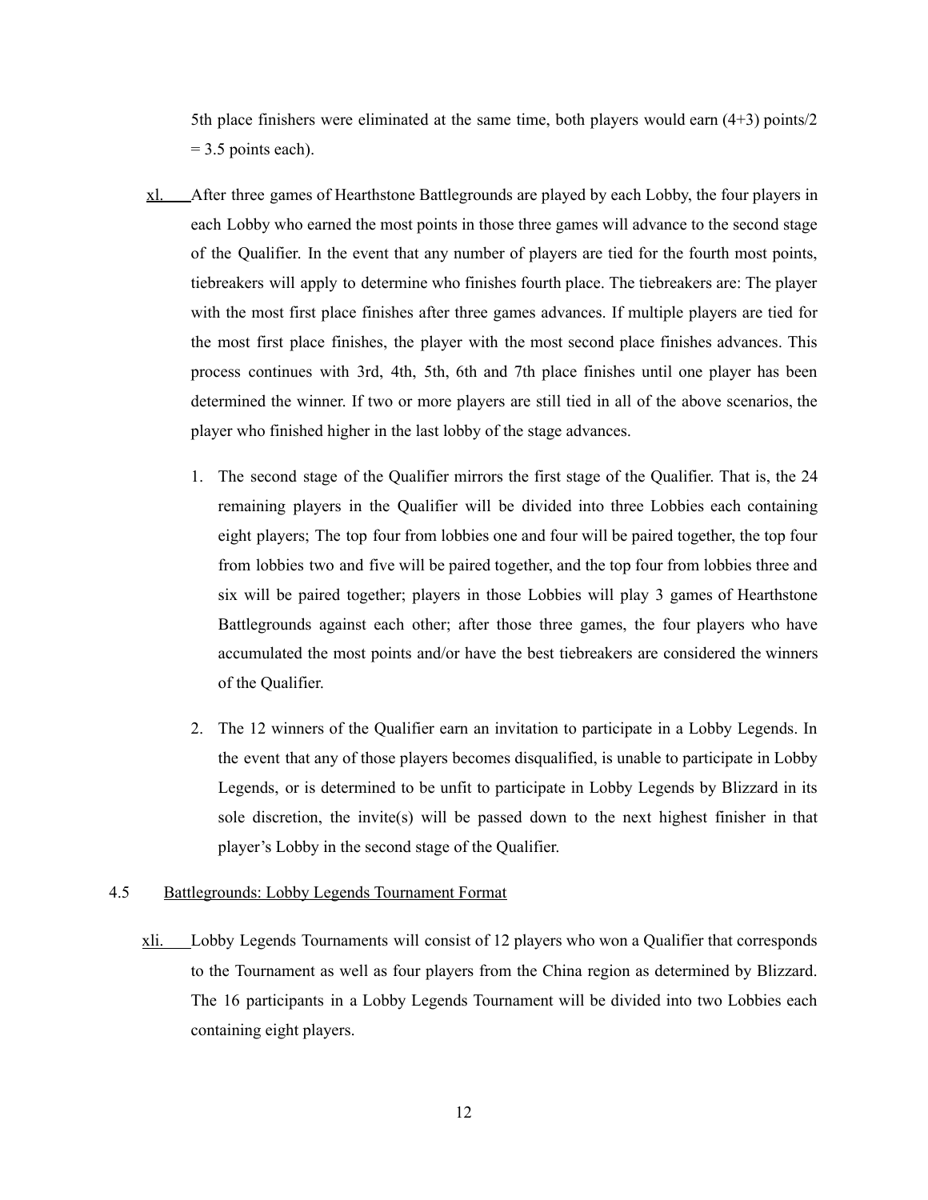5th place finishers were eliminated at the same time, both players would earn (4+3) points/2 = 3.5 points each).

xl. After three games of Hearthstone Battlegrounds are played by each Lobby, the four players in each Lobby who earned the most points in those three games will advance to the second stage of the Qualifier. In the event that any number of players are tied for the fourth most points, tiebreakers will apply to determine who finishes fourth place. The tiebreakers are: The player with the most first place finishes after three games advances. If multiple players are tied for the most first place finishes, the player with the most second place finishes advances. This process continues with 3rd, 4th, 5th, 6th and 7th place finishes until one player has been determined the winner. If two or more players are still tied in all of the above scenarios, the player who finished higher in the last lobby of the stage advances.

1. The second stage of the Qualifier mirrors the first stage of the Qualifier. That is, the 24 remaining players in the Qualifier will be divided into three Lobbies each containing eight players; The top four from lobbies one and four will be paired together, the top four from lobbies two and five will be paired together, and the top four from lobbies three and six will be paired together; players in those Lobbies will play 3 games of Hearthstone Battlegrounds against each other; after those three games, the four players who have accumulated the most points and/or have the best tiebreakers are considered the winners of the Qualifier.

2. The 12 winners of the Qualifier earn an invitation to participate in a Lobby Legends. In the event that any of those players becomes disqualified, is unable to participate in Lobby Legends, or is determined to be unfit to participate in Lobby Legends by Blizzard in its sole discretion, the invite(s) will be passed down to the next highest finisher in that player's Lobby in the second stage of the Qualifier.

## 4.5 Battlegrounds: Lobby Legends Tournament Format

xli. Lobby Legends Tournaments will consist of 12 players who won a Qualifier that corresponds to the Tournament as well as four players from the China region as determined by Blizzard. The 16 participants in a Lobby Legends Tournament will be divided into two Lobbies each containing eight players.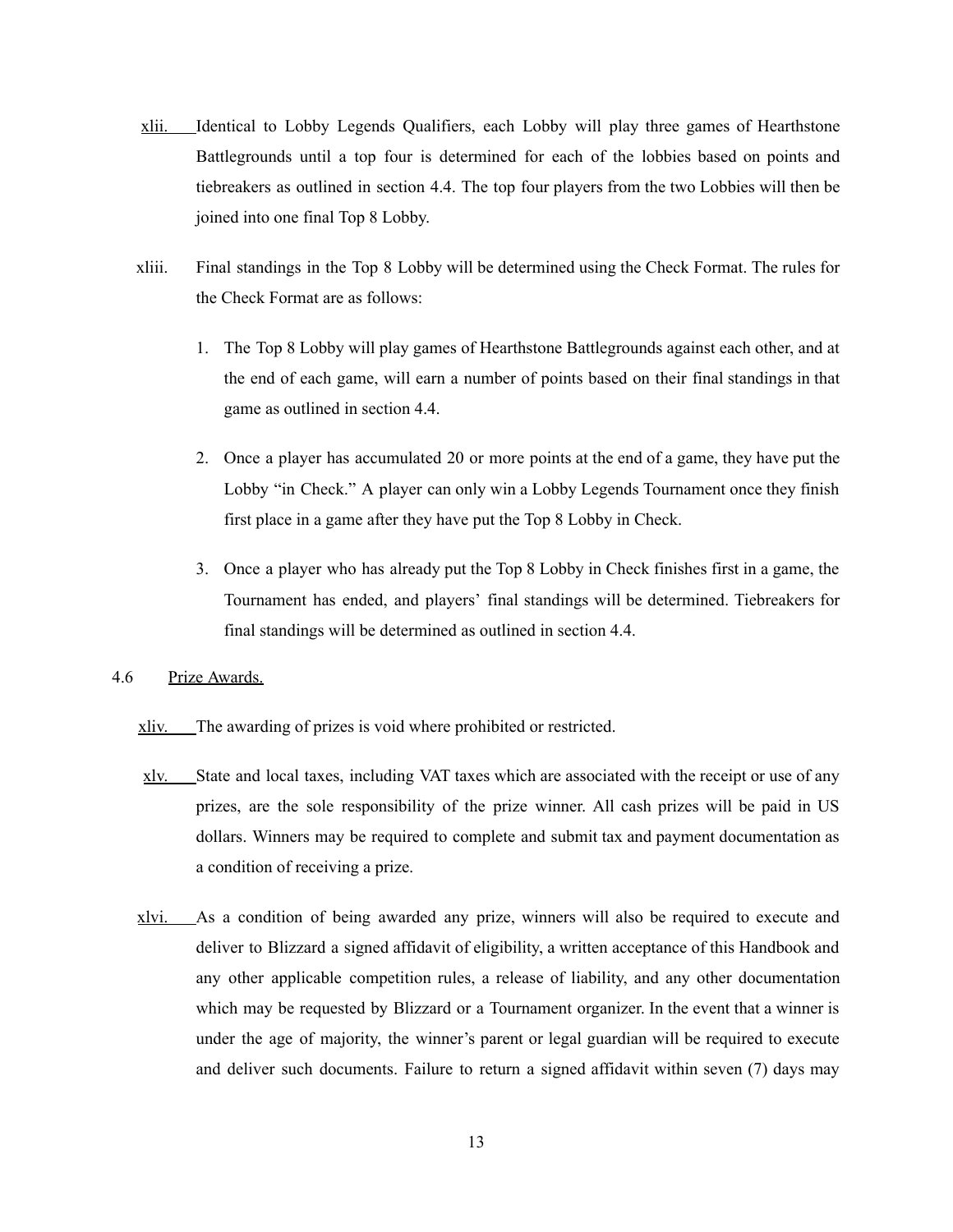xlii. Identical to Lobby Legends Qualifiers, each Lobby will play three games of Hearthstone Battlegrounds until a top four is determined for each of the lobbies based on points and tiebreakers as outlined in section 4.4. The top four players from the two Lobbies will then be joined into one final Top 8 Lobby.

xliii. Final standings in the Top 8 Lobby will be determined using the Check Format. The rules for the Check Format are as follows:

1. The Top 8 Lobby will play games of Hearthstone Battlegrounds against each other, and at the end of each game, will earn a number of points based on their final standings in that game as outlined in section 4.4.

2. Once a player has accumulated 20 or more points at the end of a game, they have put the Lobby "in Check." A player can only win a Lobby Legends Tournament once they finish first place in a game after they have put the Top 8 Lobby in Check.

3. Once a player who has already put the Top 8 Lobby in Check finishes first in a game, the Tournament has ended, and players' final standings will be determined. Tiebreakers for final standings will be determined as outlined in section 4.4.

4.6 Prize Awards.

xliv. The awarding of prizes is void where prohibited or restricted.

xlv. State and local taxes, including VAT taxes which are associated with the receipt or use of any prizes, are the sole responsibility of the prize winner. All cash prizes will be paid in US dollars. Winners may be required to complete and submit tax and payment documentation as a condition of receiving a prize.

xlvi. As a condition of being awarded any prize, winners will also be required to execute and deliver to Blizzard a signed affidavit of eligibility, a written acceptance of this Handbook and any other applicable competition rules, a release of liability, and any other documentation which may be requested by Blizzard or a Tournament organizer. In the event that a winner is under the age of majority, the winner's parent or legal guardian will be required to execute and deliver such documents. Failure to return a signed affidavit within seven (7) days may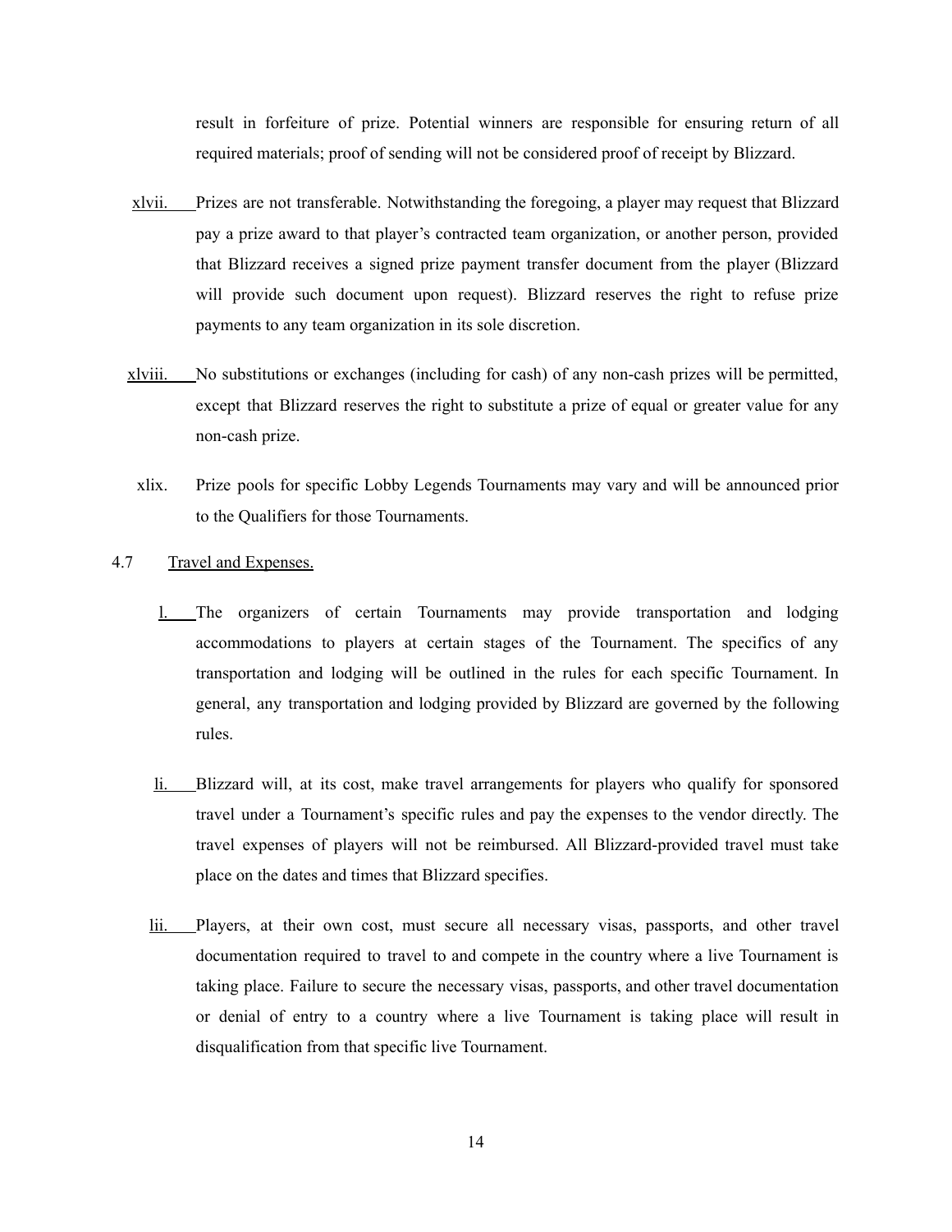result in forfeiture of prize. Potential winners are responsible for ensuring return of all required materials; proof of sending will not be considered proof of receipt by Blizzard.

xlvii. Prizes are not transferable. Notwithstanding the foregoing, a player may request that Blizzard pay a prize award to that player's contracted team organization, or another person, provided that Blizzard receives a signed prize payment transfer document from the player (Blizzard will provide such document upon request). Blizzard reserves the right to refuse prize payments to any team organization in its sole discretion.

xlviii. No substitutions or exchanges (including for cash) of any non-cash prizes will be permitted, except that Blizzard reserves the right to substitute a prize of equal or greater value for any non-cash prize.

xlix. Prize pools for specific Lobby Legends Tournaments may vary and will be announced prior to the Qualifiers for those Tournaments.

4.7 Travel and Expenses.

l. The organizers of certain Tournaments may provide transportation and lodging accommodations to players at certain stages of the Tournament. The specifics of any transportation and lodging will be outlined in the rules for each specific Tournament. In general, any transportation and lodging provided by Blizzard are governed by the following rules.

li. Blizzard will, at its cost, make travel arrangements for players who qualify for sponsored travel under a Tournament's specific rules and pay the expenses to the vendor directly. The travel expenses of players will not be reimbursed. All Blizzard-provided travel must take place on the dates and times that Blizzard specifies.

lii. Players, at their own cost, must secure all necessary visas, passports, and other travel documentation required to travel to and compete in the country where a live Tournament is taking place. Failure to secure the necessary visas, passports, and other travel documentation or denial of entry to a country where a live Tournament is taking place will result in disqualification from that specific live Tournament.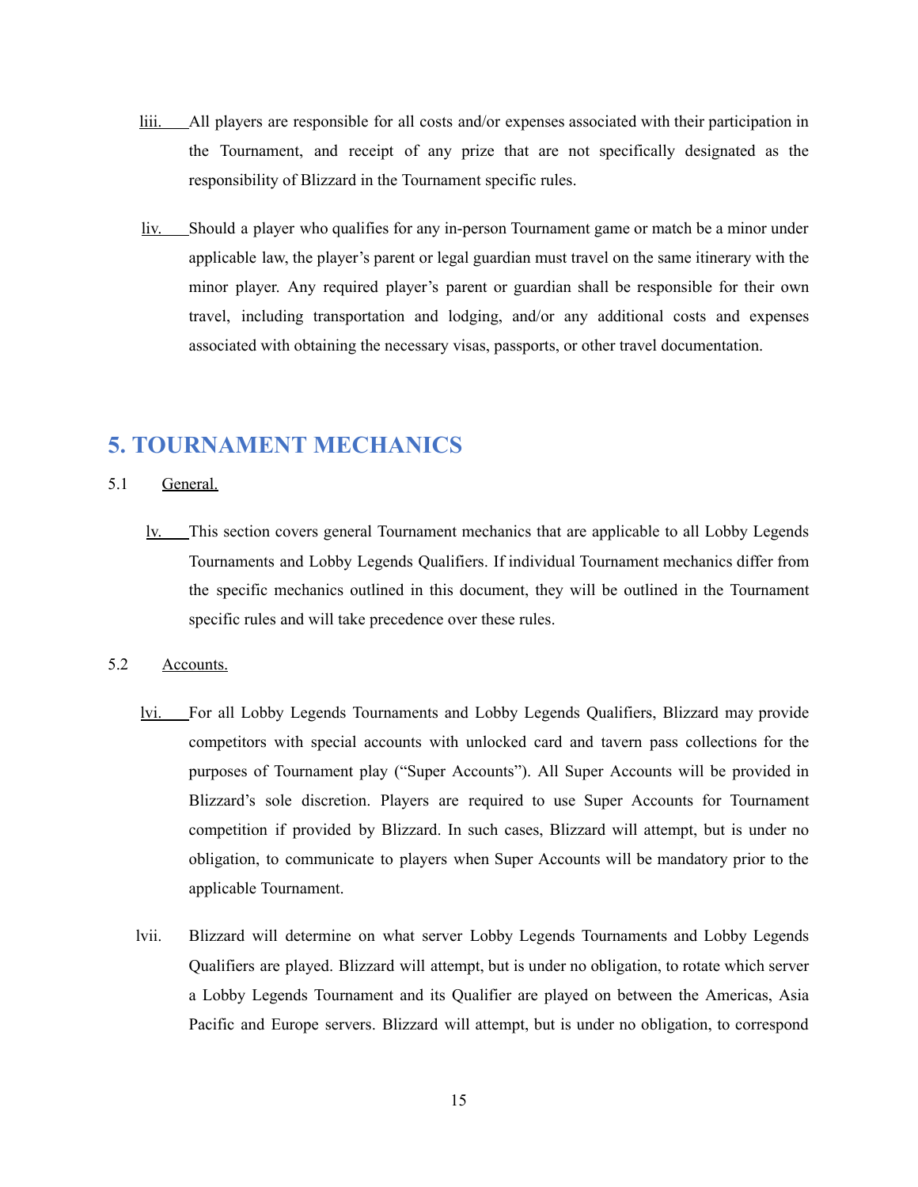liii. All players are responsible for all costs and/or expenses associated with their participation in the Tournament, and receipt of any prize that are not specifically designated as the responsibility of Blizzard in the Tournament specific rules.

liv. Should a player who qualifies for any in-person Tournament game or match be a minor under applicable law, the player's parent or legal guardian must travel on the same itinerary with the minor player. Any required player's parent or guardian shall be responsible for their own travel, including transportation and lodging, and/or any additional costs and expenses associated with obtaining the necessary visas, passports, or other travel documentation.

## 5. TOURNAMENT MECHANICS

5.1 General.

lv. This section covers general Tournament mechanics that are applicable to all Lobby Legends Tournaments and Lobby Legends Qualifiers. If individual Tournament mechanics differ from the specific mechanics outlined in this document, they will be outlined in the Tournament specific rules and will take precedence over these rules.

5.2 Accounts.

lvi. For all Lobby Legends Tournaments and Lobby Legends Qualifiers, Blizzard may provide competitors with special accounts with unlocked card and tavern pass collections for the purposes of Tournament play ("Super Accounts"). All Super Accounts will be provided in Blizzard's sole discretion. Players are required to use Super Accounts for Tournament competition if provided by Blizzard. In such cases, Blizzard will attempt, but is under no obligation, to communicate to players when Super Accounts will be mandatory prior to the applicable Tournament.

lvii. Blizzard will determine on what server Lobby Legends Tournaments and Lobby Legends Qualifiers are played. Blizzard will attempt, but is under no obligation, to rotate which server a Lobby Legends Tournament and its Qualifier are played on between the Americas, Asia Pacific and Europe servers. Blizzard will attempt, but is under no obligation, to correspond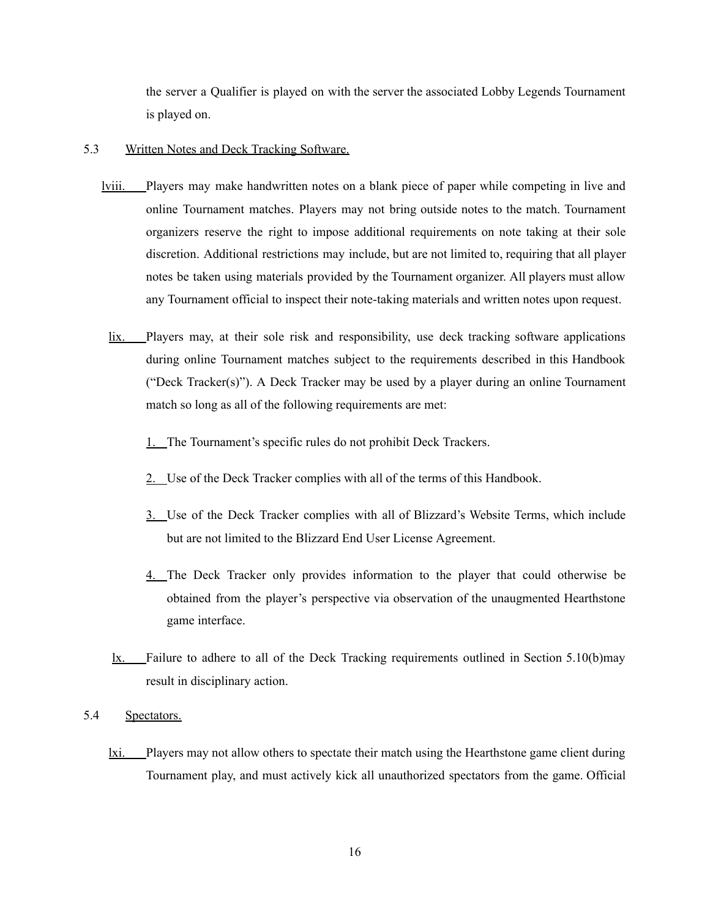the server a Qualifier is played on with the server the associated Lobby Legends Tournament is played on.

5.3 Written Notes and Deck Tracking Software.

lviii. Players may make handwritten notes on a blank piece of paper while competing in live and online Tournament matches. Players may not bring outside notes to the match. Tournament organizers reserve the right to impose additional requirements on note taking at their sole discretion. Additional restrictions may include, but are not limited to, requiring that all player notes be taken using materials provided by the Tournament organizer. All players must allow any Tournament official to inspect their note-taking materials and written notes upon request.

lix. Players may, at their sole risk and responsibility, use deck tracking software applications during online Tournament matches subject to the requirements described in this Handbook ("Deck Tracker(s)"). A Deck Tracker may be used by a player during an online Tournament match so long as all of the following requirements are met:

1. The Tournament's specific rules do not prohibit Deck Trackers.
2. Use of the Deck Tracker complies with all of the terms of this Handbook.
3. Use of the Deck Tracker complies with all of Blizzard's Website Terms, which include but are not limited to the Blizzard End User License Agreement.
4. The Deck Tracker only provides information to the player that could otherwise be obtained from the player's perspective via observation of the unaugmented Hearthstone game interface.

lx. Failure to adhere to all of the Deck Tracking requirements outlined in Section 5.10(b)may result in disciplinary action.

5.4 Spectators.

lxi. Players may not allow others to spectate their match using the Hearthstone game client during Tournament play, and must actively kick all unauthorized spectators from the game. Official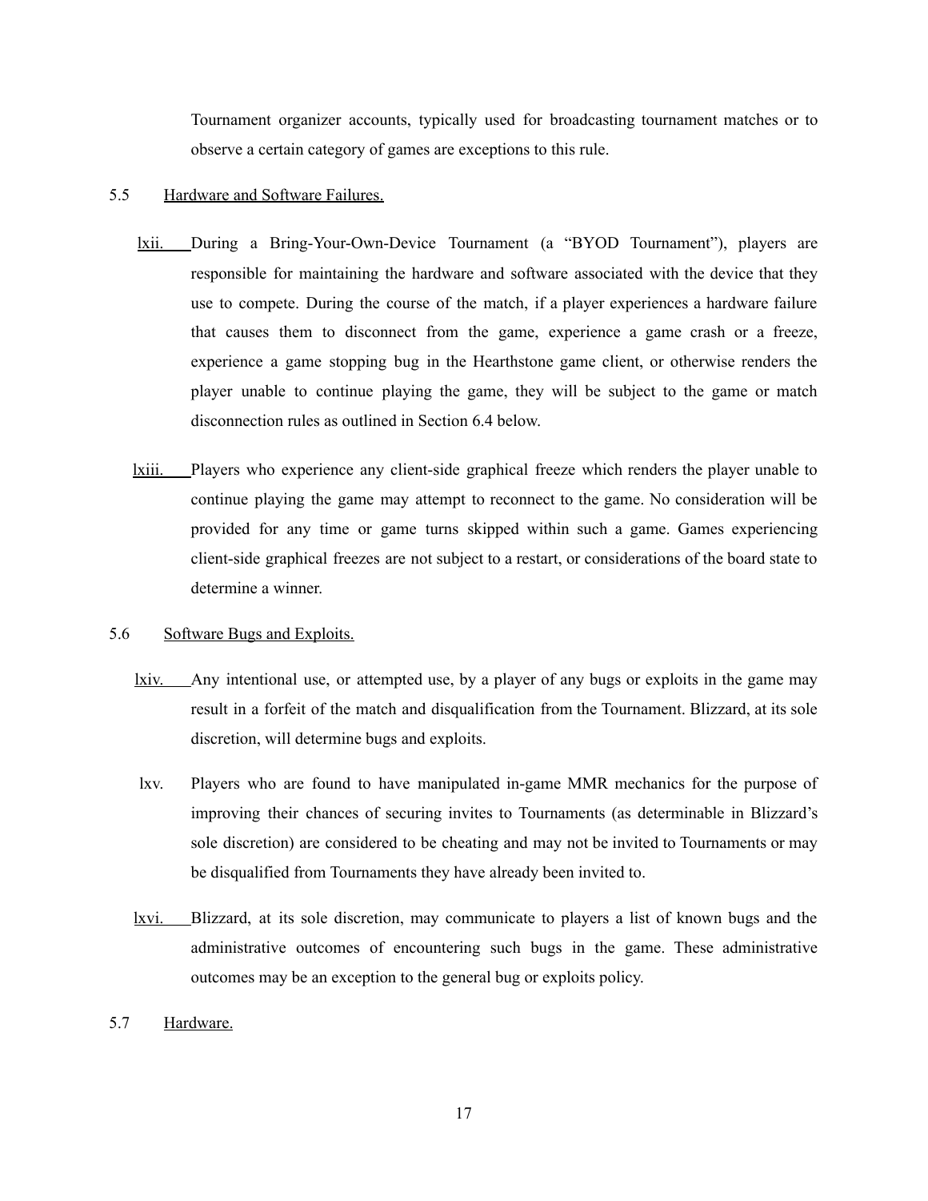Tournament organizer accounts, typically used for broadcasting tournament matches or to observe a certain category of games are exceptions to this rule.

5.5 Hardware and Software Failures.

lxii. During a Bring-Your-Own-Device Tournament (a "BYOD Tournament"), players are responsible for maintaining the hardware and software associated with the device that they use to compete. During the course of the match, if a player experiences a hardware failure that causes them to disconnect from the game, experience a game crash or a freeze, experience a game stopping bug in the Hearthstone game client, or otherwise renders the player unable to continue playing the game, they will be subject to the game or match disconnection rules as outlined in Section 6.4 below.

lxiii. Players who experience any client-side graphical freeze which renders the player unable to continue playing the game may attempt to reconnect to the game. No consideration will be provided for any time or game turns skipped within such a game. Games experiencing client-side graphical freezes are not subject to a restart, or considerations of the board state to determine a winner.

5.6 Software Bugs and Exploits.

lxiv. Any intentional use, or attempted use, by a player of any bugs or exploits in the game may result in a forfeit of the match and disqualification from the Tournament. Blizzard, at its sole discretion, will determine bugs and exploits.

lxv. Players who are found to have manipulated in-game MMR mechanics for the purpose of improving their chances of securing invites to Tournaments (as determinable in Blizzard's sole discretion) are considered to be cheating and may not be invited to Tournaments or may be disqualified from Tournaments they have already been invited to.

lxvi. Blizzard, at its sole discretion, may communicate to players a list of known bugs and the administrative outcomes of encountering such bugs in the game. These administrative outcomes may be an exception to the general bug or exploits policy.

5.7 Hardware.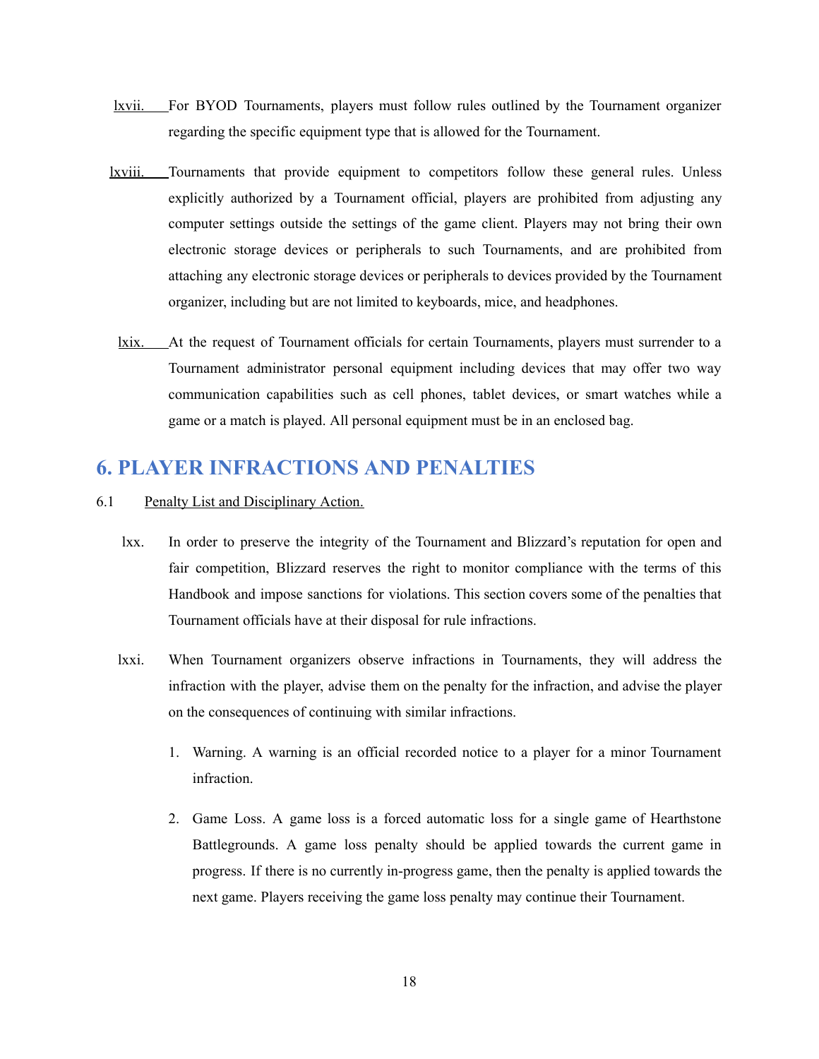lxvii. For BYOD Tournaments, players must follow rules outlined by the Tournament organizer regarding the specific equipment type that is allowed for the Tournament.

lxviii. Tournaments that provide equipment to competitors follow these general rules. Unless explicitly authorized by a Tournament official, players are prohibited from adjusting any computer settings outside the settings of the game client. Players may not bring their own electronic storage devices or peripherals to such Tournaments, and are prohibited from attaching any electronic storage devices or peripherals to devices provided by the Tournament organizer, including but are not limited to keyboards, mice, and headphones.

lxix. At the request of Tournament officials for certain Tournaments, players must surrender to a Tournament administrator personal equipment including devices that may offer two way communication capabilities such as cell phones, tablet devices, or smart watches while a game or a match is played. All personal equipment must be in an enclosed bag.

# 6. PLAYER INFRACTIONS AND PENALTIES

6.1 Penalty List and Disciplinary Action.

lxx. In order to preserve the integrity of the Tournament and Blizzard's reputation for open and fair competition, Blizzard reserves the right to monitor compliance with the terms of this Handbook and impose sanctions for violations. This section covers some of the penalties that Tournament officials have at their disposal for rule infractions.

lxxi. When Tournament organizers observe infractions in Tournaments, they will address the infraction with the player, advise them on the penalty for the infraction, and advise the player on the consequences of continuing with similar infractions.

1. Warning. A warning is an official recorded notice to a player for a minor Tournament infraction.

2. Game Loss. A game loss is a forced automatic loss for a single game of Hearthstone Battlegrounds. A game loss penalty should be applied towards the current game in progress. If there is no currently in-progress game, then the penalty is applied towards the next game. Players receiving the game loss penalty may continue their Tournament.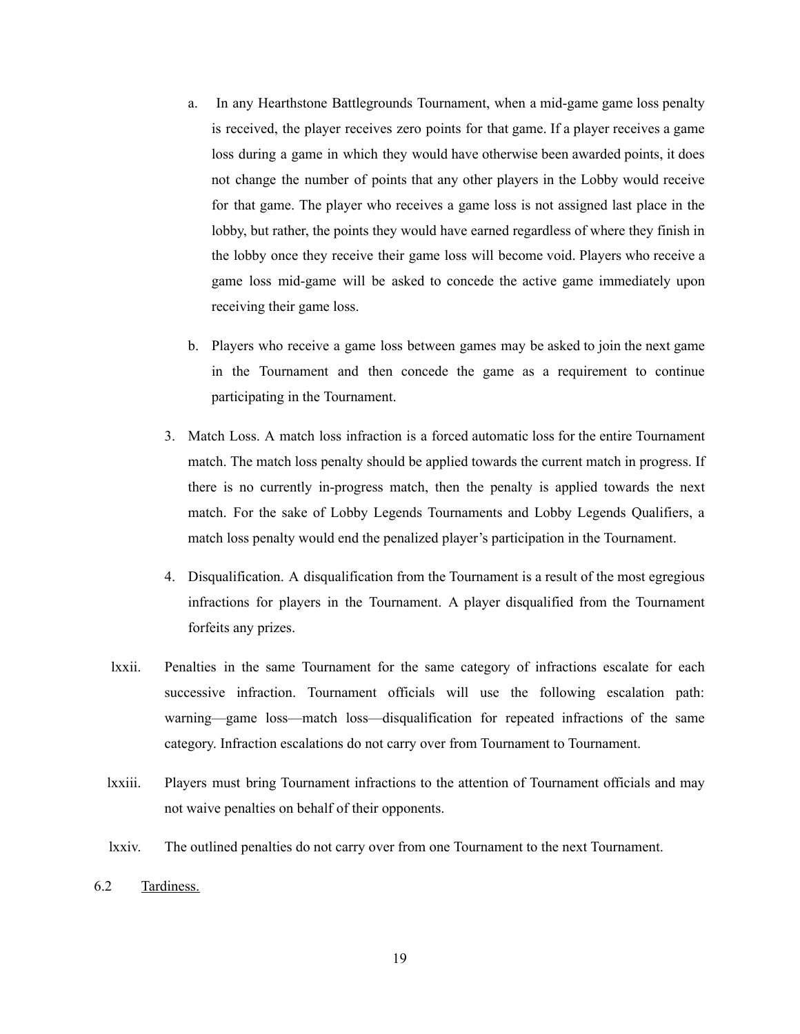a. In any Hearthstone Battlegrounds Tournament, when a mid-game game loss penalty is received, the player receives zero points for that game. If a player receives a game loss during a game in which they would have otherwise been awarded points, it does not change the number of points that any other players in the Lobby would receive for that game. The player who receives a game loss is not assigned last place in the lobby, but rather, the points they would have earned regardless of where they finish in the lobby once they receive their game loss will become void. Players who receive a game loss mid-game will be asked to concede the active game immediately upon receiving their game loss.

b. Players who receive a game loss between games may be asked to join the next game in the Tournament and then concede the game as a requirement to continue participating in the Tournament.

3. Match Loss. A match loss infraction is a forced automatic loss for the entire Tournament match. The match loss penalty should be applied towards the current match in progress. If there is no currently in-progress match, then the penalty is applied towards the next match. For the sake of Lobby Legends Tournaments and Lobby Legends Qualifiers, a match loss penalty would end the penalized player's participation in the Tournament.

4. Disqualification. A disqualification from the Tournament is a result of the most egregious infractions for players in the Tournament. A player disqualified from the Tournament forfeits any prizes.

lxxii. Penalties in the same Tournament for the same category of infractions escalate for each successive infraction. Tournament officials will use the following escalation path: warning—game loss—match loss—disqualification for repeated infractions of the same category. Infraction escalations do not carry over from Tournament to Tournament.

lxxiii. Players must bring Tournament infractions to the attention of Tournament officials and may not waive penalties on behalf of their opponents.

lxxiv. The outlined penalties do not carry over from one Tournament to the next Tournament.

6.2 Tardiness.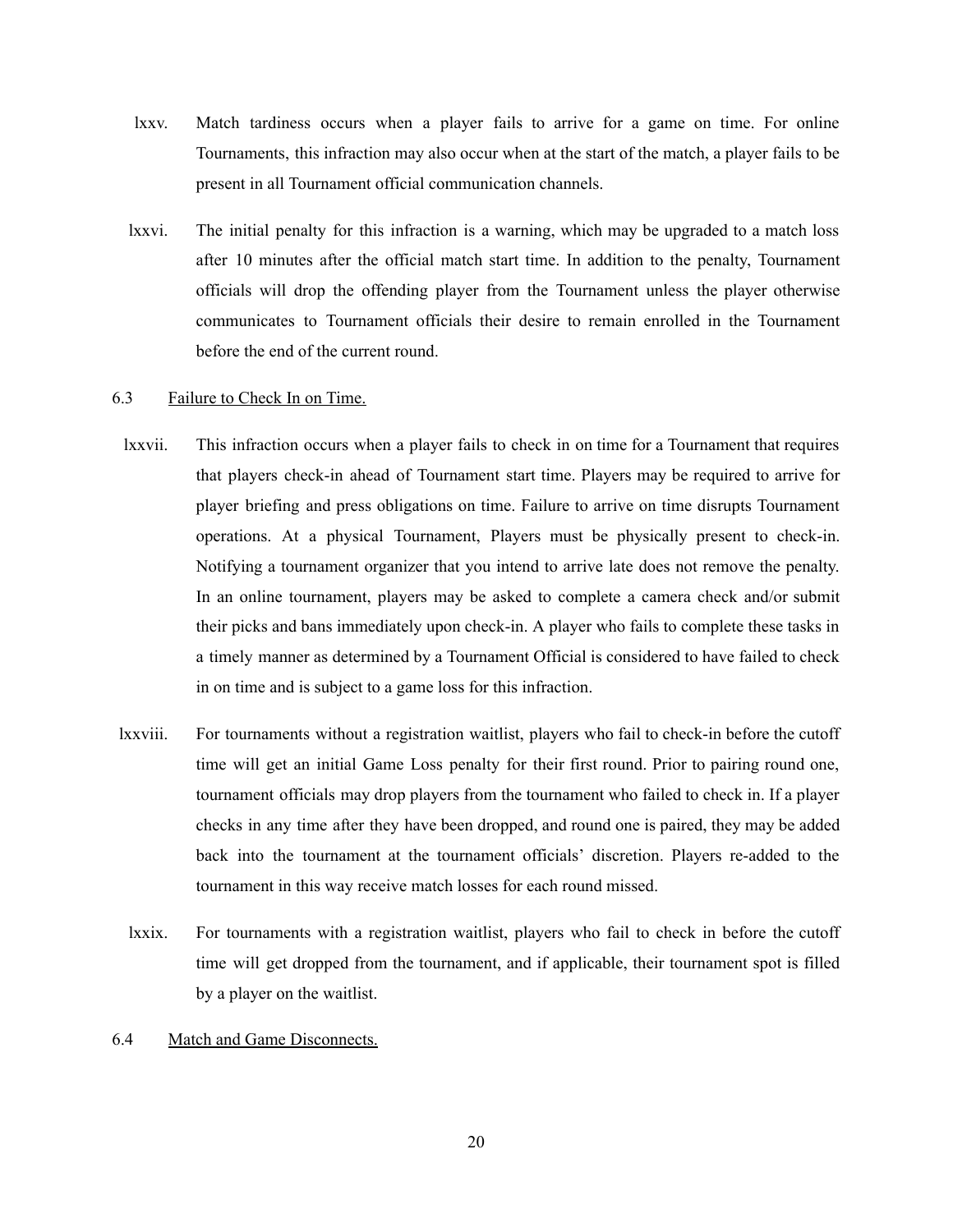lxxv. Match tardiness occurs when a player fails to arrive for a game on time. For online Tournaments, this infraction may also occur when at the start of the match, a player fails to be present in all Tournament official communication channels.

lxxvi. The initial penalty for this infraction is a warning, which may be upgraded to a match loss after 10 minutes after the official match start time. In addition to the penalty, Tournament officials will drop the offending player from the Tournament unless the player otherwise communicates to Tournament officials their desire to remain enrolled in the Tournament before the end of the current round.

6.3 <u>Failure to Check In on Time.</u>

lxxvii. This infraction occurs when a player fails to check in on time for a Tournament that requires that players check-in ahead of Tournament start time. Players may be required to arrive for player briefing and press obligations on time. Failure to arrive on time disrupts Tournament operations. At a physical Tournament, Players must be physically present to check-in. Notifying a tournament organizer that you intend to arrive late does not remove the penalty. In an online tournament, players may be asked to complete a camera check and/or submit their picks and bans immediately upon check-in. A player who fails to complete these tasks in a timely manner as determined by a Tournament Official is considered to have failed to check in on time and is subject to a game loss for this infraction.

lxxviii. For tournaments without a registration waitlist, players who fail to check-in before the cutoff time will get an initial Game Loss penalty for their first round. Prior to pairing round one, tournament officials may drop players from the tournament who failed to check in. If a player checks in any time after they have been dropped, and round one is paired, they may be added back into the tournament at the tournament officials' discretion. Players re-added to the tournament in this way receive match losses for each round missed.

lxxix. For tournaments with a registration waitlist, players who fail to check in before the cutoff time will get dropped from the tournament, and if applicable, their tournament spot is filled by a player on the waitlist.

6.4 <u>Match and Game Disconnects.</u>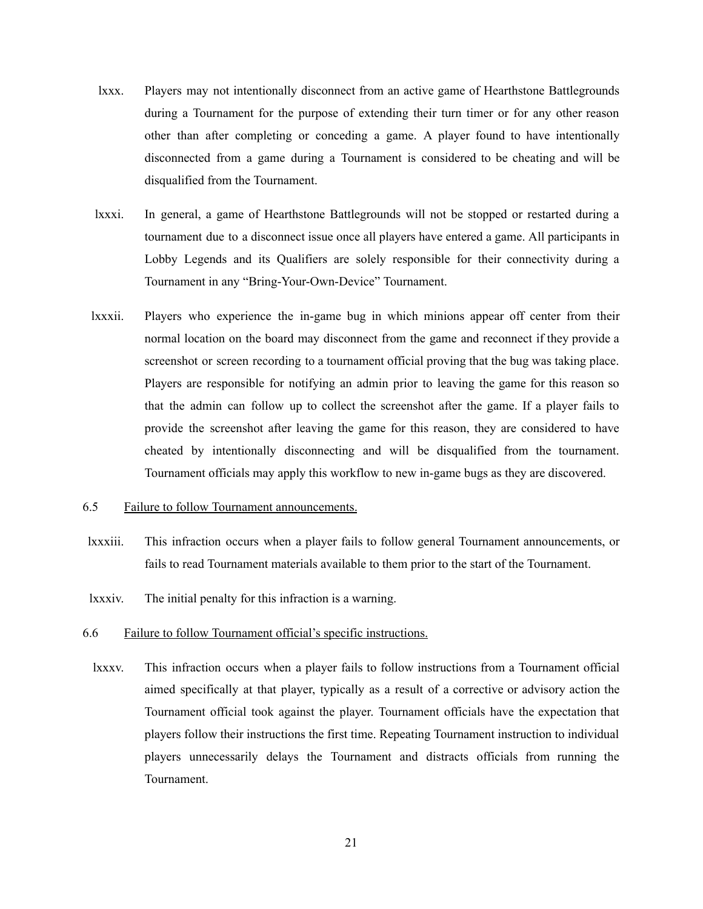lxxx. Players may not intentionally disconnect from an active game of Hearthstone Battlegrounds during a Tournament for the purpose of extending their turn timer or for any other reason other than after completing or conceding a game. A player found to have intentionally disconnected from a game during a Tournament is considered to be cheating and will be disqualified from the Tournament.

lxxxi. In general, a game of Hearthstone Battlegrounds will not be stopped or restarted during a tournament due to a disconnect issue once all players have entered a game. All participants in Lobby Legends and its Qualifiers are solely responsible for their connectivity during a Tournament in any "Bring-Your-Own-Device" Tournament.

lxxxii. Players who experience the in-game bug in which minions appear off center from their normal location on the board may disconnect from the game and reconnect if they provide a screenshot or screen recording to a tournament official proving that the bug was taking place. Players are responsible for notifying an admin prior to leaving the game for this reason so that the admin can follow up to collect the screenshot after the game. If a player fails to provide the screenshot after leaving the game for this reason, they are considered to have cheated by intentionally disconnecting and will be disqualified from the tournament. Tournament officials may apply this workflow to new in-game bugs as they are discovered.

6.5 Failure to follow Tournament announcements.

lxxxiii. This infraction occurs when a player fails to follow general Tournament announcements, or fails to read Tournament materials available to them prior to the start of the Tournament.

lxxxiv. The initial penalty for this infraction is a warning.

6.6 Failure to follow Tournament official's specific instructions.

lxxxv. This infraction occurs when a player fails to follow instructions from a Tournament official aimed specifically at that player, typically as a result of a corrective or advisory action the Tournament official took against the player. Tournament officials have the expectation that players follow their instructions the first time. Repeating Tournament instruction to individual players unnecessarily delays the Tournament and distracts officials from running the Tournament.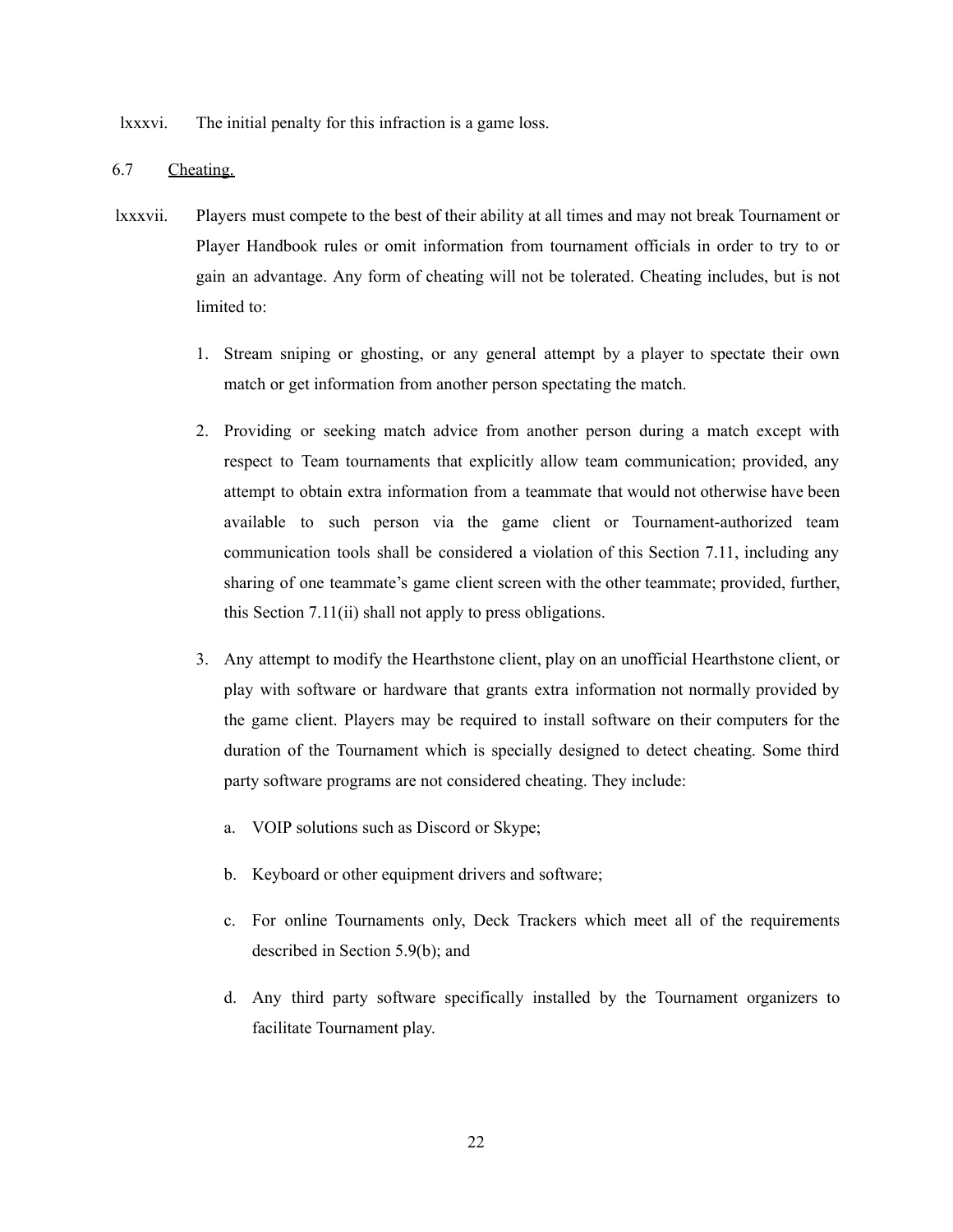lxxxvi. The initial penalty for this infraction is a game loss.

6.7 Cheating.

lxxxvii. Players must compete to the best of their ability at all times and may not break Tournament or Player Handbook rules or omit information from tournament officials in order to try to or gain an advantage. Any form of cheating will not be tolerated. Cheating includes, but is not limited to:

1. Stream sniping or ghosting, or any general attempt by a player to spectate their own match or get information from another person spectating the match.

2. Providing or seeking match advice from another person during a match except with respect to Team tournaments that explicitly allow team communication; provided, any attempt to obtain extra information from a teammate that would not otherwise have been available to such person via the game client or Tournament-authorized team communication tools shall be considered a violation of this Section 7.11, including any sharing of one teammate's game client screen with the other teammate; provided, further, this Section 7.11(ii) shall not apply to press obligations.

3. Any attempt to modify the Hearthstone client, play on an unofficial Hearthstone client, or play with software or hardware that grants extra information not normally provided by the game client. Players may be required to install software on their computers for the duration of the Tournament which is specially designed to detect cheating. Some third party software programs are not considered cheating. They include:

   a. VOIP solutions such as Discord or Skype;

   b. Keyboard or other equipment drivers and software;

   c. For online Tournaments only, Deck Trackers which meet all of the requirements described in Section 5.9(b); and

   d. Any third party software specifically installed by the Tournament organizers to facilitate Tournament play.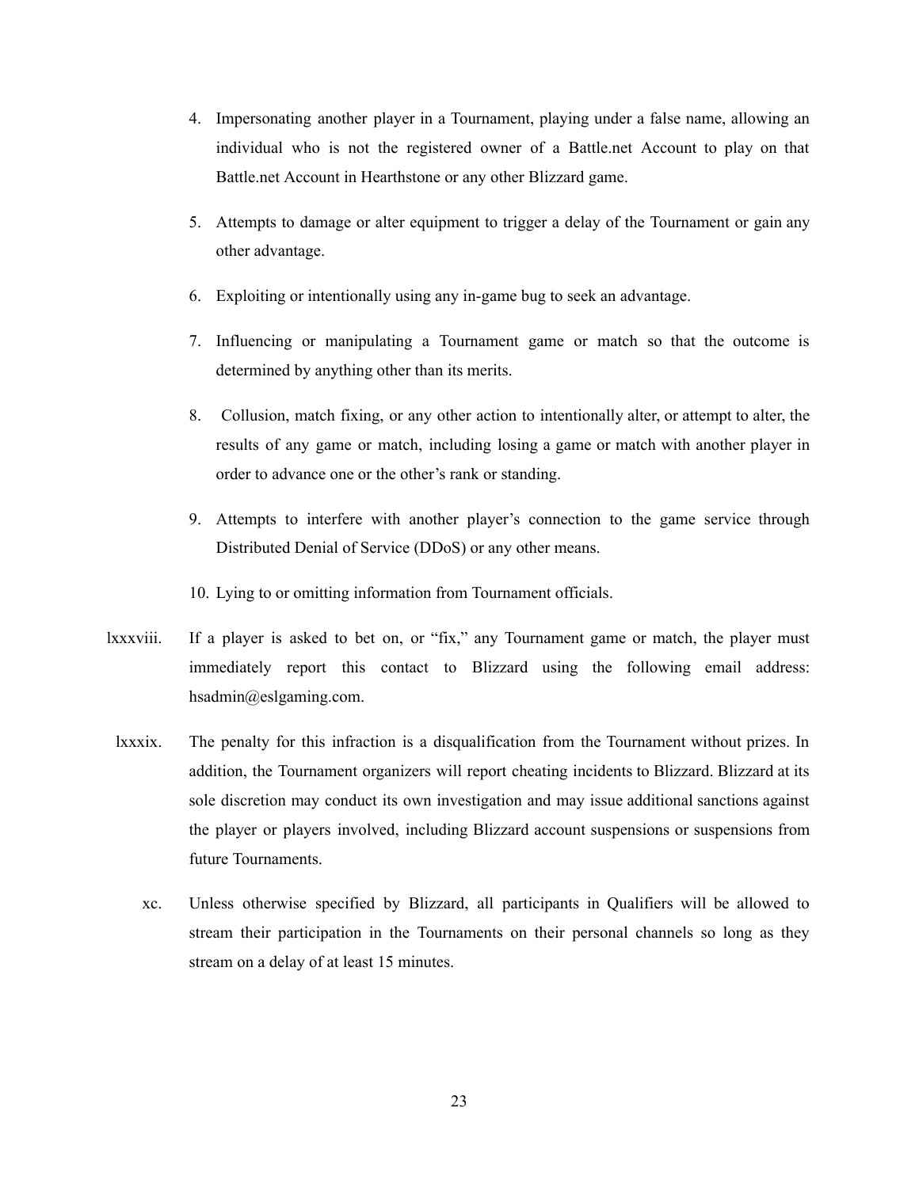4. Impersonating another player in a Tournament, playing under a false name, allowing an individual who is not the registered owner of a Battle.net Account to play on that Battle.net Account in Hearthstone or any other Blizzard game.

5. Attempts to damage or alter equipment to trigger a delay of the Tournament or gain any other advantage.

6. Exploiting or intentionally using any in-game bug to seek an advantage.

7. Influencing or manipulating a Tournament game or match so that the outcome is determined by anything other than its merits.

8. Collusion, match fixing, or any other action to intentionally alter, or attempt to alter, the results of any game or match, including losing a game or match with another player in order to advance one or the other's rank or standing.

9. Attempts to interfere with another player's connection to the game service through Distributed Denial of Service (DDoS) or any other means.

10. Lying to or omitting information from Tournament officials.

lxxxviii. If a player is asked to bet on, or "fix," any Tournament game or match, the player must immediately report this contact to Blizzard using the following email address: hsadmin@eslgaming.com.

lxxxix. The penalty for this infraction is a disqualification from the Tournament without prizes. In addition, the Tournament organizers will report cheating incidents to Blizzard. Blizzard at its sole discretion may conduct its own investigation and may issue additional sanctions against the player or players involved, including Blizzard account suspensions or suspensions from future Tournaments.

xc. Unless otherwise specified by Blizzard, all participants in Qualifiers will be allowed to stream their participation in the Tournaments on their personal channels so long as they stream on a delay of at least 15 minutes.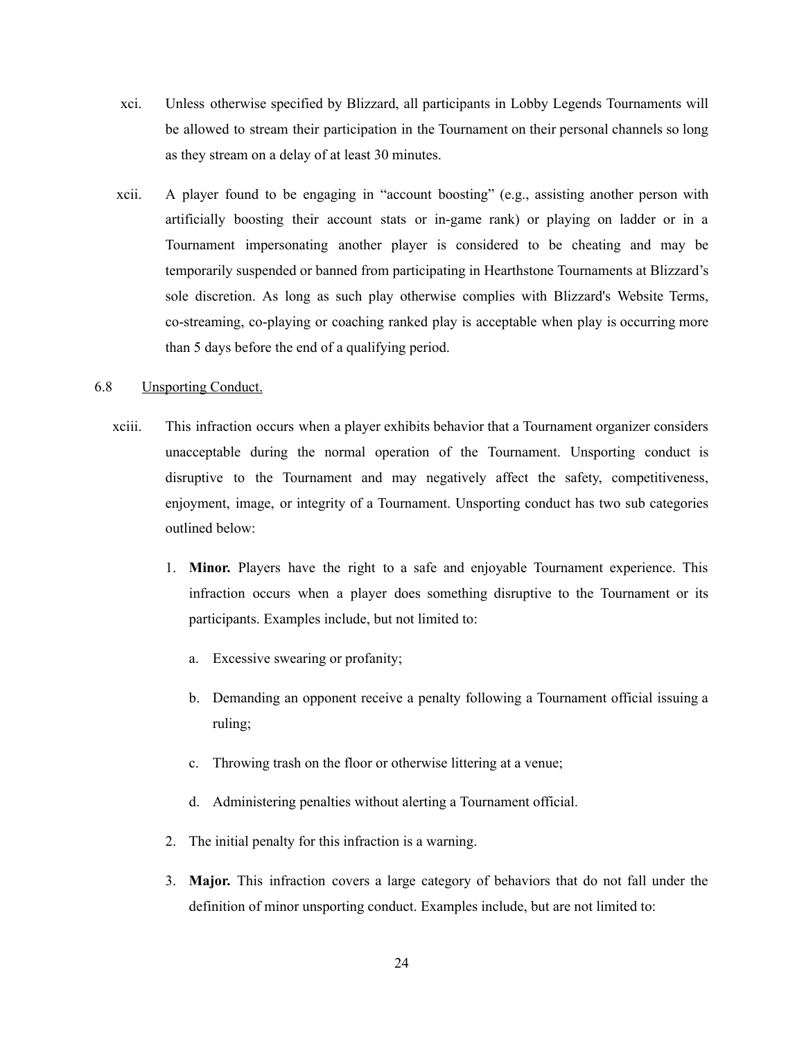xci. Unless otherwise specified by Blizzard, all participants in Lobby Legends Tournaments will be allowed to stream their participation in the Tournament on their personal channels so long as they stream on a delay of at least 30 minutes.

xcii. A player found to be engaging in "account boosting" (e.g., assisting another person with artificially boosting their account stats or in-game rank) or playing on ladder or in a Tournament impersonating another player is considered to be cheating and may be temporarily suspended or banned from participating in Hearthstone Tournaments at Blizzard's sole discretion. As long as such play otherwise complies with Blizzard's Website Terms, co-streaming, co-playing or coaching ranked play is acceptable when play is occurring more than 5 days before the end of a qualifying period.

6.8 <u>Unsporting Conduct.</u>

xciii. This infraction occurs when a player exhibits behavior that a Tournament organizer considers unacceptable during the normal operation of the Tournament. Unsporting conduct is disruptive to the Tournament and may negatively affect the safety, competitiveness, enjoyment, image, or integrity of a Tournament. Unsporting conduct has two sub categories outlined below:

1. **Minor.** Players have the right to a safe and enjoyable Tournament experience. This infraction occurs when a player does something disruptive to the Tournament or its participants. Examples include, but not limited to:
   a. Excessive swearing or profanity;
   b. Demanding an opponent receive a penalty following a Tournament official issuing a ruling;
   c. Throwing trash on the floor or otherwise littering at a venue;
   d. Administering penalties without alerting a Tournament official.
2. The initial penalty for this infraction is a warning.
3. **Major.** This infraction covers a large category of behaviors that do not fall under the definition of minor unsporting conduct. Examples include, but are not limited to: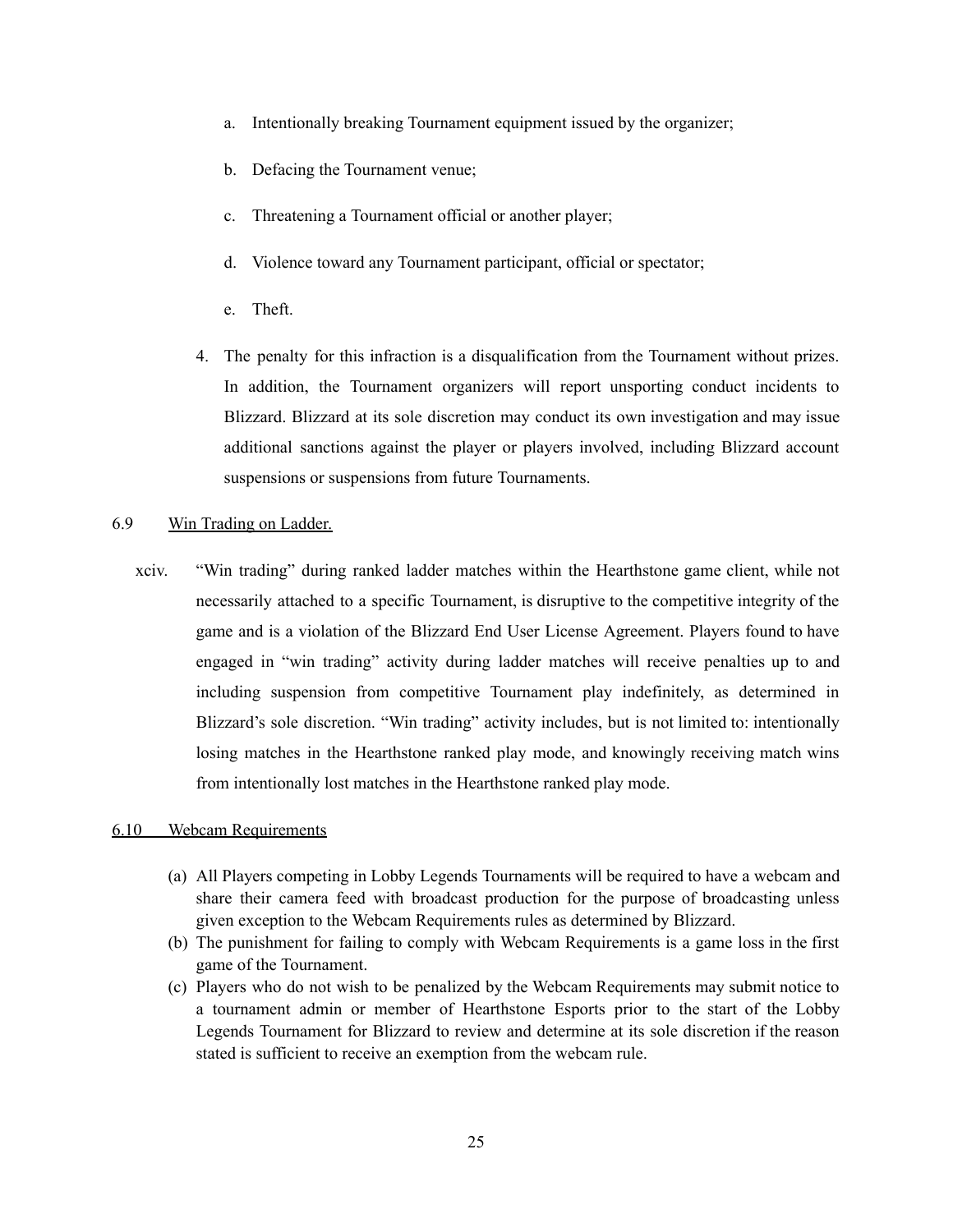a. Intentionally breaking Tournament equipment issued by the organizer;

b. Defacing the Tournament venue;

c. Threatening a Tournament official or another player;

d. Violence toward any Tournament participant, official or spectator;

e. Theft.

4. The penalty for this infraction is a disqualification from the Tournament without prizes. In addition, the Tournament organizers will report unsporting conduct incidents to Blizzard. Blizzard at its sole discretion may conduct its own investigation and may issue additional sanctions against the player or players involved, including Blizzard account suspensions or suspensions from future Tournaments.

6.9 <u>Win Trading on Ladder.</u>

xciv. "Win trading" during ranked ladder matches within the Hearthstone game client, while not necessarily attached to a specific Tournament, is disruptive to the competitive integrity of the game and is a violation of the Blizzard End User License Agreement. Players found to have engaged in "win trading" activity during ladder matches will receive penalties up to and including suspension from competitive Tournament play indefinitely, as determined in Blizzard's sole discretion. "Win trading" activity includes, but is not limited to: intentionally losing matches in the Hearthstone ranked play mode, and knowingly receiving match wins from intentionally lost matches in the Hearthstone ranked play mode.

<u>6.10 Webcam Requirements</u>

(a) All Players competing in Lobby Legends Tournaments will be required to have a webcam and share their camera feed with broadcast production for the purpose of broadcasting unless given exception to the Webcam Requirements rules as determined by Blizzard.

(b) The punishment for failing to comply with Webcam Requirements is a game loss in the first game of the Tournament.

(c) Players who do not wish to be penalized by the Webcam Requirements may submit notice to a tournament admin or member of Hearthstone Esports prior to the start of the Lobby Legends Tournament for Blizzard to review and determine at its sole discretion if the reason stated is sufficient to receive an exemption from the webcam rule.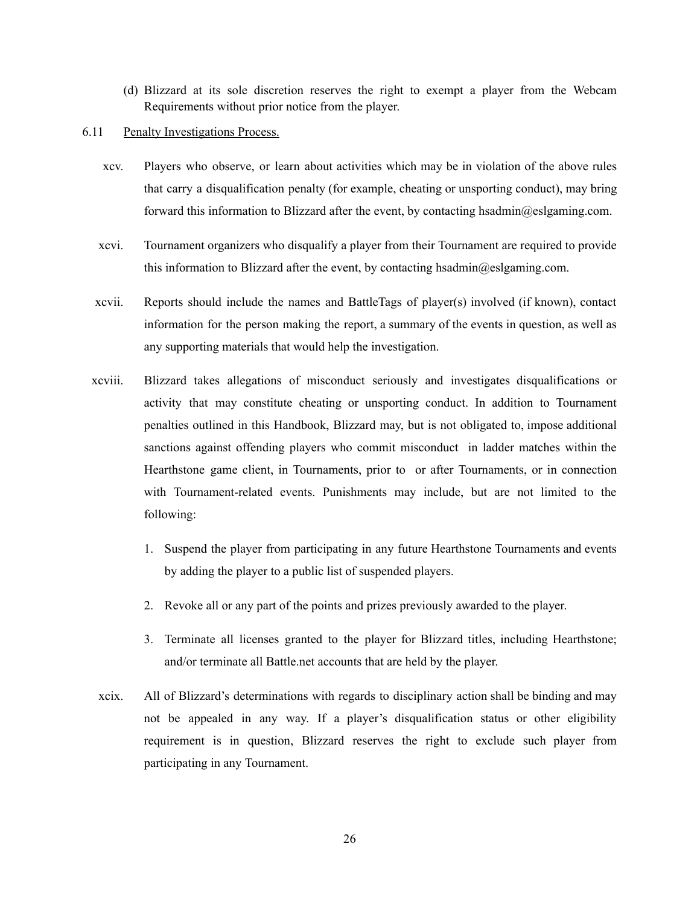(d) Blizzard at its sole discretion reserves the right to exempt a player from the Webcam Requirements without prior notice from the player.

6.11 Penalty Investigations Process.

xcv. Players who observe, or learn about activities which may be in violation of the above rules that carry a disqualification penalty (for example, cheating or unsporting conduct), may bring forward this information to Blizzard after the event, by contacting hsadmin@eslgaming.com.

xcvi. Tournament organizers who disqualify a player from their Tournament are required to provide this information to Blizzard after the event, by contacting hsadmin@eslgaming.com.

xcvii. Reports should include the names and BattleTags of player(s) involved (if known), contact information for the person making the report, a summary of the events in question, as well as any supporting materials that would help the investigation.

xcviii. Blizzard takes allegations of misconduct seriously and investigates disqualifications or activity that may constitute cheating or unsporting conduct. In addition to Tournament penalties outlined in this Handbook, Blizzard may, but is not obligated to, impose additional sanctions against offending players who commit misconduct in ladder matches within the Hearthstone game client, in Tournaments, prior to or after Tournaments, or in connection with Tournament-related events. Punishments may include, but are not limited to the following:

1. Suspend the player from participating in any future Hearthstone Tournaments and events by adding the player to a public list of suspended players.
2. Revoke all or any part of the points and prizes previously awarded to the player.
3. Terminate all licenses granted to the player for Blizzard titles, including Hearthstone; and/or terminate all Battle.net accounts that are held by the player.

xcix. All of Blizzard's determinations with regards to disciplinary action shall be binding and may not be appealed in any way. If a player's disqualification status or other eligibility requirement is in question, Blizzard reserves the right to exclude such player from participating in any Tournament.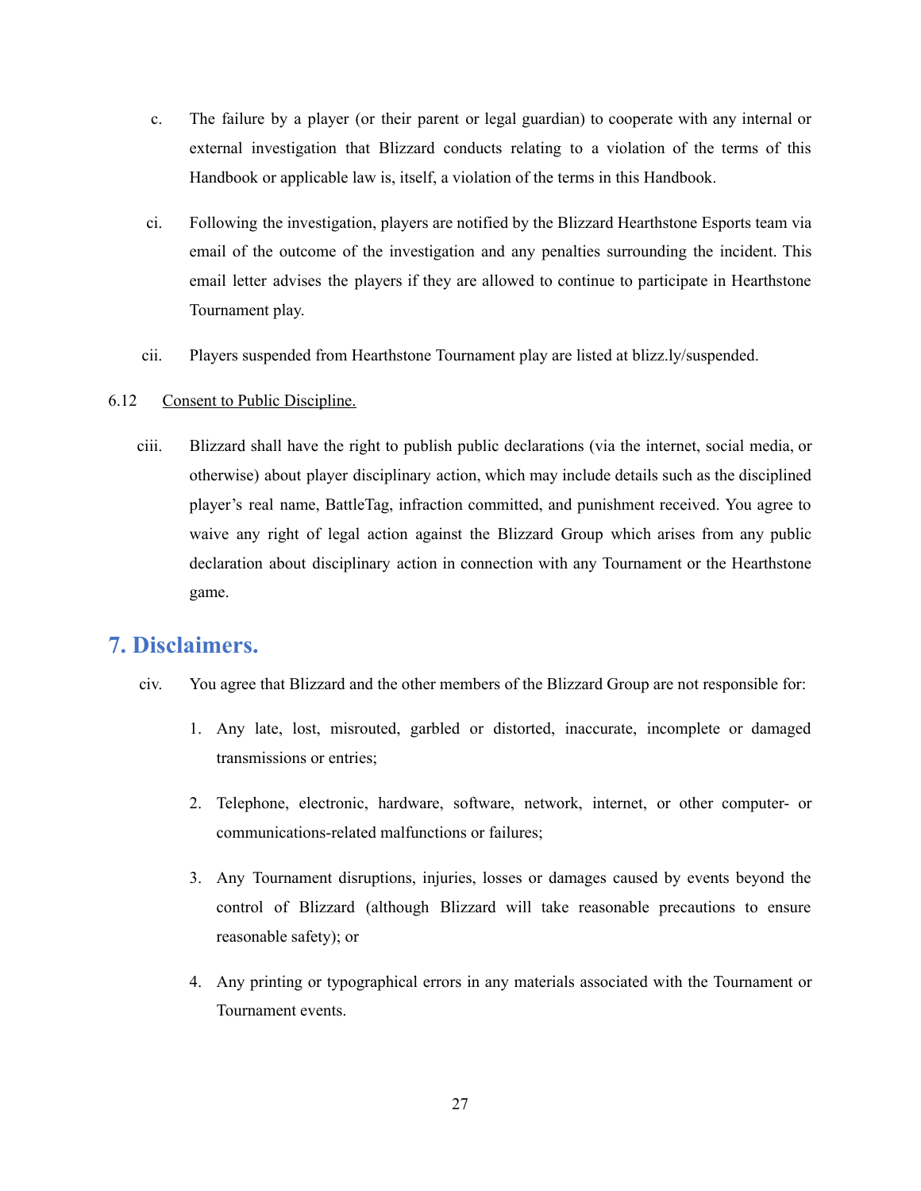c. The failure by a player (or their parent or legal guardian) to cooperate with any internal or external investigation that Blizzard conducts relating to a violation of the terms of this Handbook or applicable law is, itself, a violation of the terms in this Handbook.

ci. Following the investigation, players are notified by the Blizzard Hearthstone Esports team via email of the outcome of the investigation and any penalties surrounding the incident. This email letter advises the players if they are allowed to continue to participate in Hearthstone Tournament play.

cii. Players suspended from Hearthstone Tournament play are listed at blizz.ly/suspended.

6.12 <u>Consent to Public Discipline.</u>

ciii. Blizzard shall have the right to publish public declarations (via the internet, social media, or otherwise) about player disciplinary action, which may include details such as the disciplined player's real name, BattleTag, infraction committed, and punishment received. You agree to waive any right of legal action against the Blizzard Group which arises from any public declaration about disciplinary action in connection with any Tournament or the Hearthstone game.

# 7. Disclaimers.

civ. You agree that Blizzard and the other members of the Blizzard Group are not responsible for:

1. Any late, lost, misrouted, garbled or distorted, inaccurate, incomplete or damaged transmissions or entries;
2. Telephone, electronic, hardware, software, network, internet, or other computer- or communications-related malfunctions or failures;
3. Any Tournament disruptions, injuries, losses or damages caused by events beyond the control of Blizzard (although Blizzard will take reasonable precautions to ensure reasonable safety); or
4. Any printing or typographical errors in any materials associated with the Tournament or Tournament events.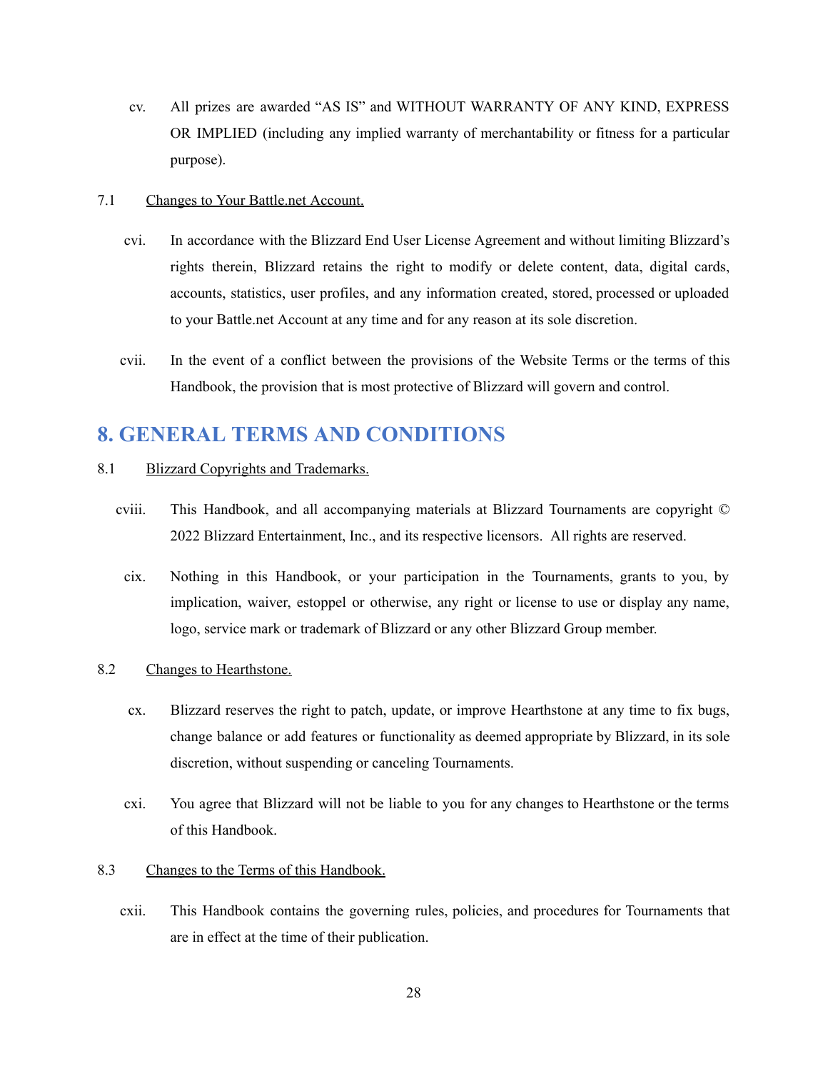cv. All prizes are awarded "AS IS" and WITHOUT WARRANTY OF ANY KIND, EXPRESS OR IMPLIED (including any implied warranty of merchantability or fitness for a particular purpose).

7.1 Changes to Your Battle.net Account.

cvi. In accordance with the Blizzard End User License Agreement and without limiting Blizzard's rights therein, Blizzard retains the right to modify or delete content, data, digital cards, accounts, statistics, user profiles, and any information created, stored, processed or uploaded to your Battle.net Account at any time and for any reason at its sole discretion.

cvii. In the event of a conflict between the provisions of the Website Terms or the terms of this Handbook, the provision that is most protective of Blizzard will govern and control.

# 8. GENERAL TERMS AND CONDITIONS

8.1 Blizzard Copyrights and Trademarks.

cviii. This Handbook, and all accompanying materials at Blizzard Tournaments are copyright © 2022 Blizzard Entertainment, Inc., and its respective licensors. All rights are reserved.

cix. Nothing in this Handbook, or your participation in the Tournaments, grants to you, by implication, waiver, estoppel or otherwise, any right or license to use or display any name, logo, service mark or trademark of Blizzard or any other Blizzard Group member.

8.2 Changes to Hearthstone.

cx. Blizzard reserves the right to patch, update, or improve Hearthstone at any time to fix bugs, change balance or add features or functionality as deemed appropriate by Blizzard, in its sole discretion, without suspending or canceling Tournaments.

cxi. You agree that Blizzard will not be liable to you for any changes to Hearthstone or the terms of this Handbook.

8.3 Changes to the Terms of this Handbook.

cxii. This Handbook contains the governing rules, policies, and procedures for Tournaments that are in effect at the time of their publication.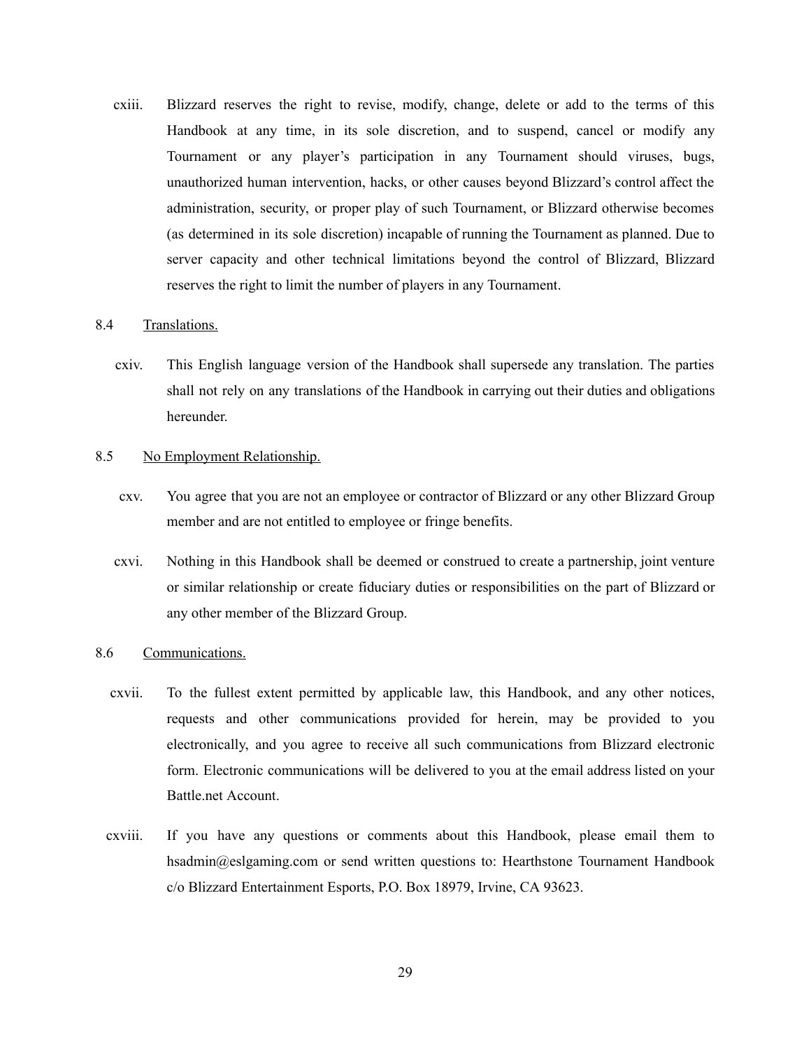cxiii. Blizzard reserves the right to revise, modify, change, delete or add to the terms of this Handbook at any time, in its sole discretion, and to suspend, cancel or modify any Tournament or any player's participation in any Tournament should viruses, bugs, unauthorized human intervention, hacks, or other causes beyond Blizzard's control affect the administration, security, or proper play of such Tournament, or Blizzard otherwise becomes (as determined in its sole discretion) incapable of running the Tournament as planned. Due to server capacity and other technical limitations beyond the control of Blizzard, Blizzard reserves the right to limit the number of players in any Tournament.

8.4 Translations.

cxiv. This English language version of the Handbook shall supersede any translation. The parties shall not rely on any translations of the Handbook in carrying out their duties and obligations hereunder.

8.5 No Employment Relationship.

cxv. You agree that you are not an employee or contractor of Blizzard or any other Blizzard Group member and are not entitled to employee or fringe benefits.

cxvi. Nothing in this Handbook shall be deemed or construed to create a partnership, joint venture or similar relationship or create fiduciary duties or responsibilities on the part of Blizzard or any other member of the Blizzard Group.

8.6 Communications.

cxvii. To the fullest extent permitted by applicable law, this Handbook, and any other notices, requests and other communications provided for herein, may be provided to you electronically, and you agree to receive all such communications from Blizzard electronic form. Electronic communications will be delivered to you at the email address listed on your Battle.net Account.

cxviii. If you have any questions or comments about this Handbook, please email them to hsadmin@eslgaming.com or send written questions to: Hearthstone Tournament Handbook c/o Blizzard Entertainment Esports, P.O. Box 18979, Irvine, CA 93623.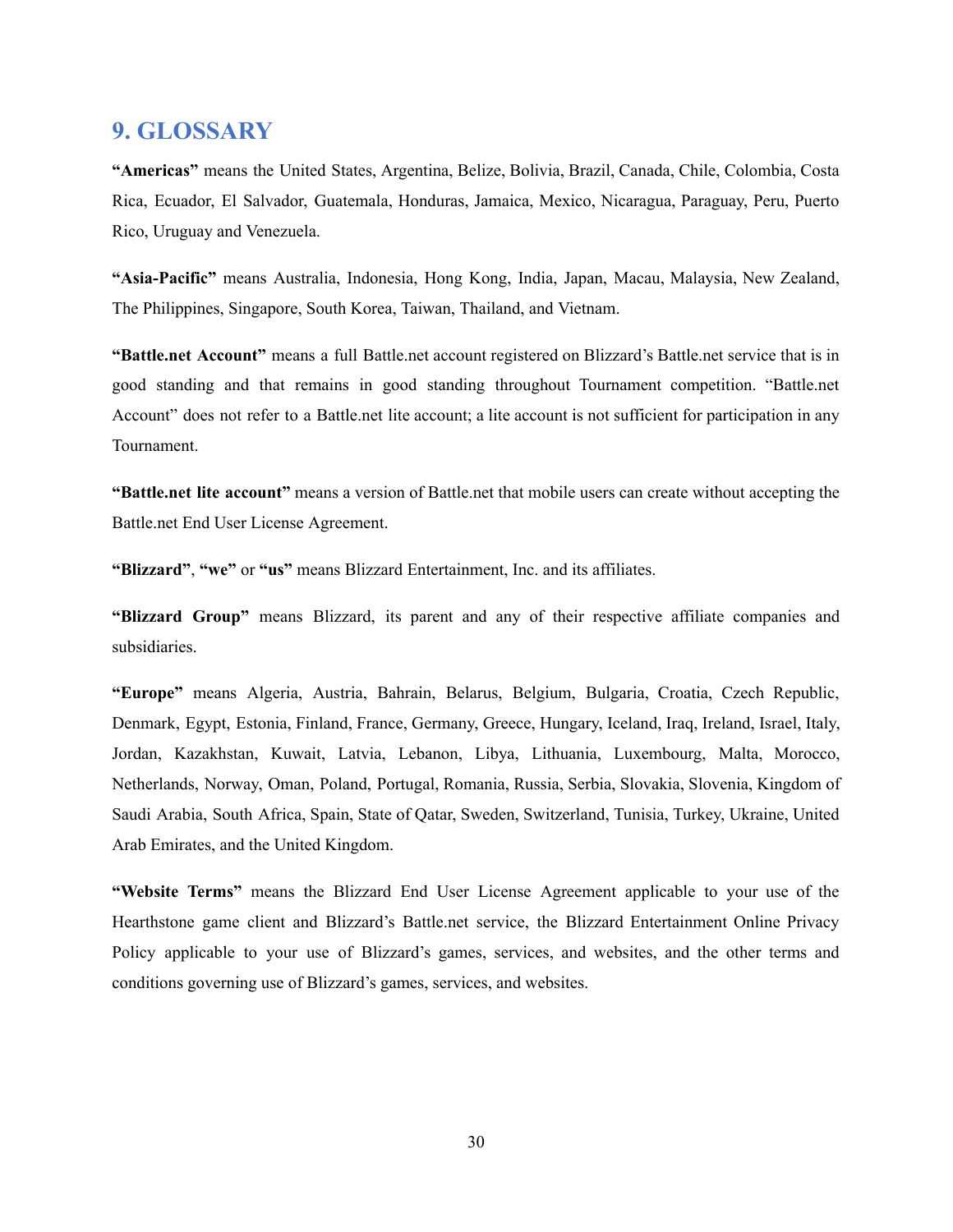## 9. GLOSSARY

**"Americas"** means the United States, Argentina, Belize, Bolivia, Brazil, Canada, Chile, Colombia, Costa Rica, Ecuador, El Salvador, Guatemala, Honduras, Jamaica, Mexico, Nicaragua, Paraguay, Peru, Puerto Rico, Uruguay and Venezuela.

**"Asia-Pacific"** means Australia, Indonesia, Hong Kong, India, Japan, Macau, Malaysia, New Zealand, The Philippines, Singapore, South Korea, Taiwan, Thailand, and Vietnam.

**"Battle.net Account"** means a full Battle.net account registered on Blizzard's Battle.net service that is in good standing and that remains in good standing throughout Tournament competition. "Battle.net Account" does not refer to a Battle.net lite account; a lite account is not sufficient for participation in any Tournament.

**"Battle.net lite account"** means a version of Battle.net that mobile users can create without accepting the Battle.net End User License Agreement.

**"Blizzard"**, **"we"** or **"us"** means Blizzard Entertainment, Inc. and its affiliates.

**"Blizzard Group"** means Blizzard, its parent and any of their respective affiliate companies and subsidiaries.

**"Europe"** means Algeria, Austria, Bahrain, Belarus, Belgium, Bulgaria, Croatia, Czech Republic, Denmark, Egypt, Estonia, Finland, France, Germany, Greece, Hungary, Iceland, Iraq, Ireland, Israel, Italy, Jordan, Kazakhstan, Kuwait, Latvia, Lebanon, Libya, Lithuania, Luxembourg, Malta, Morocco, Netherlands, Norway, Oman, Poland, Portugal, Romania, Russia, Serbia, Slovakia, Slovenia, Kingdom of Saudi Arabia, South Africa, Spain, State of Qatar, Sweden, Switzerland, Tunisia, Turkey, Ukraine, United Arab Emirates, and the United Kingdom.

**"Website Terms"** means the Blizzard End User License Agreement applicable to your use of the Hearthstone game client and Blizzard's Battle.net service, the Blizzard Entertainment Online Privacy Policy applicable to your use of Blizzard's games, services, and websites, and the other terms and conditions governing use of Blizzard's games, services, and websites.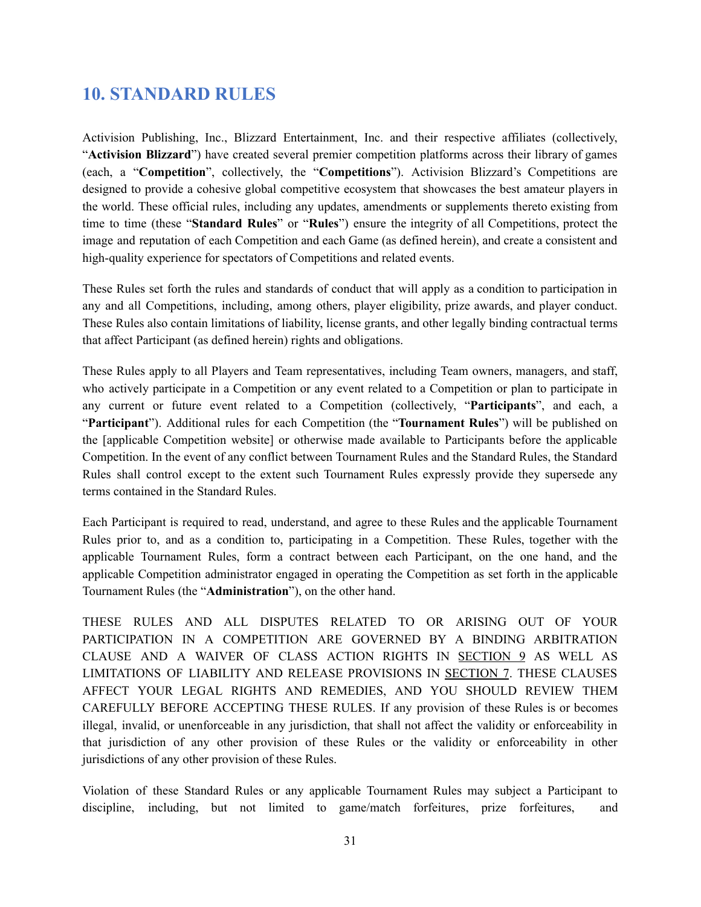# 10. STANDARD RULES

Activision Publishing, Inc., Blizzard Entertainment, Inc. and their respective affiliates (collectively, "**Activision Blizzard**") have created several premier competition platforms across their library of games (each, a "**Competition**", collectively, the "**Competitions**"). Activision Blizzard's Competitions are designed to provide a cohesive global competitive ecosystem that showcases the best amateur players in the world. These official rules, including any updates, amendments or supplements thereto existing from time to time (these "**Standard Rules**" or "**Rules**") ensure the integrity of all Competitions, protect the image and reputation of each Competition and each Game (as defined herein), and create a consistent and high-quality experience for spectators of Competitions and related events.

These Rules set forth the rules and standards of conduct that will apply as a condition to participation in any and all Competitions, including, among others, player eligibility, prize awards, and player conduct. These Rules also contain limitations of liability, license grants, and other legally binding contractual terms that affect Participant (as defined herein) rights and obligations.

These Rules apply to all Players and Team representatives, including Team owners, managers, and staff, who actively participate in a Competition or any event related to a Competition or plan to participate in any current or future event related to a Competition (collectively, "**Participants**", and each, a "**Participant**"). Additional rules for each Competition (the "**Tournament Rules**") will be published on the [applicable Competition website] or otherwise made available to Participants before the applicable Competition. In the event of any conflict between Tournament Rules and the Standard Rules, the Standard Rules shall control except to the extent such Tournament Rules expressly provide they supersede any terms contained in the Standard Rules.

Each Participant is required to read, understand, and agree to these Rules and the applicable Tournament Rules prior to, and as a condition to, participating in a Competition. These Rules, together with the applicable Tournament Rules, form a contract between each Participant, on the one hand, and the applicable Competition administrator engaged in operating the Competition as set forth in the applicable Tournament Rules (the "**Administration**"), on the other hand.

THESE RULES AND ALL DISPUTES RELATED TO OR ARISING OUT OF YOUR PARTICIPATION IN A COMPETITION ARE GOVERNED BY A BINDING ARBITRATION CLAUSE AND A WAIVER OF CLASS ACTION RIGHTS IN SECTION 9 AS WELL AS LIMITATIONS OF LIABILITY AND RELEASE PROVISIONS IN SECTION 7. THESE CLAUSES AFFECT YOUR LEGAL RIGHTS AND REMEDIES, AND YOU SHOULD REVIEW THEM CAREFULLY BEFORE ACCEPTING THESE RULES. If any provision of these Rules is or becomes illegal, invalid, or unenforceable in any jurisdiction, that shall not affect the validity or enforceability in that jurisdiction of any other provision of these Rules or the validity or enforceability in other jurisdictions of any other provision of these Rules.

Violation of these Standard Rules or any applicable Tournament Rules may subject a Participant to discipline, including, but not limited to game/match forfeitures, prize forfeitures, and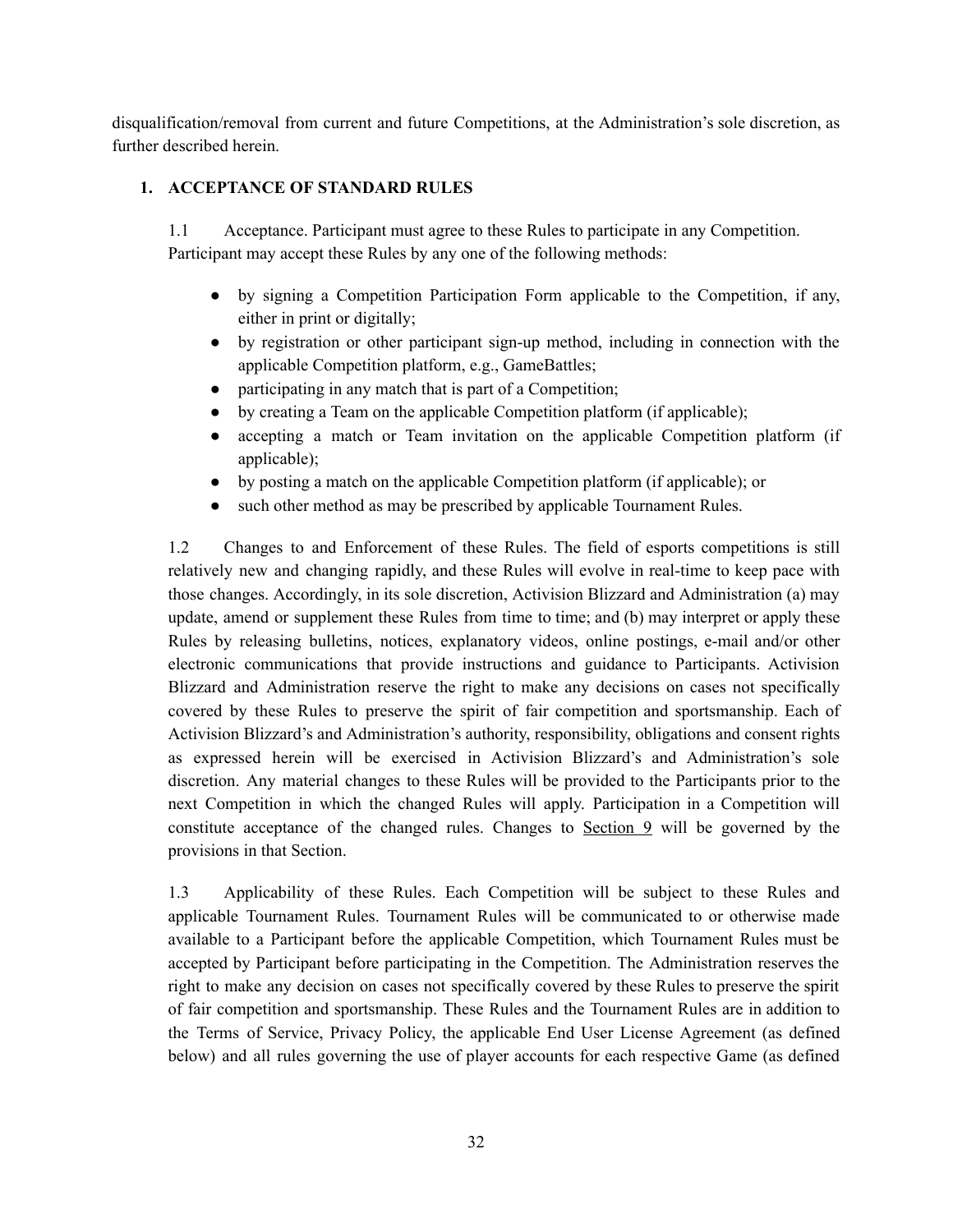disqualification/removal from current and future Competitions, at the Administration's sole discretion, as further described herein.

## 1. ACCEPTANCE OF STANDARD RULES

1.1 Acceptance. Participant must agree to these Rules to participate in any Competition. Participant may accept these Rules by any one of the following methods:

- by signing a Competition Participation Form applicable to the Competition, if any, either in print or digitally;
- by registration or other participant sign-up method, including in connection with the applicable Competition platform, e.g., GameBattles;
- participating in any match that is part of a Competition;
- by creating a Team on the applicable Competition platform (if applicable);
- accepting a match or Team invitation on the applicable Competition platform (if applicable);
- by posting a match on the applicable Competition platform (if applicable); or
- such other method as may be prescribed by applicable Tournament Rules.

1.2 Changes to and Enforcement of these Rules. The field of esports competitions is still relatively new and changing rapidly, and these Rules will evolve in real-time to keep pace with those changes. Accordingly, in its sole discretion, Activision Blizzard and Administration (a) may update, amend or supplement these Rules from time to time; and (b) may interpret or apply these Rules by releasing bulletins, notices, explanatory videos, online postings, e-mail and/or other electronic communications that provide instructions and guidance to Participants. Activision Blizzard and Administration reserve the right to make any decisions on cases not specifically covered by these Rules to preserve the spirit of fair competition and sportsmanship. Each of Activision Blizzard's and Administration's authority, responsibility, obligations and consent rights as expressed herein will be exercised in Activision Blizzard's and Administration's sole discretion. Any material changes to these Rules will be provided to the Participants prior to the next Competition in which the changed Rules will apply. Participation in a Competition will constitute acceptance of the changed rules. Changes to Section 9 will be governed by the provisions in that Section.

1.3 Applicability of these Rules. Each Competition will be subject to these Rules and applicable Tournament Rules. Tournament Rules will be communicated to or otherwise made available to a Participant before the applicable Competition, which Tournament Rules must be accepted by Participant before participating in the Competition. The Administration reserves the right to make any decision on cases not specifically covered by these Rules to preserve the spirit of fair competition and sportsmanship. These Rules and the Tournament Rules are in addition to the Terms of Service, Privacy Policy, the applicable End User License Agreement (as defined below) and all rules governing the use of player accounts for each respective Game (as defined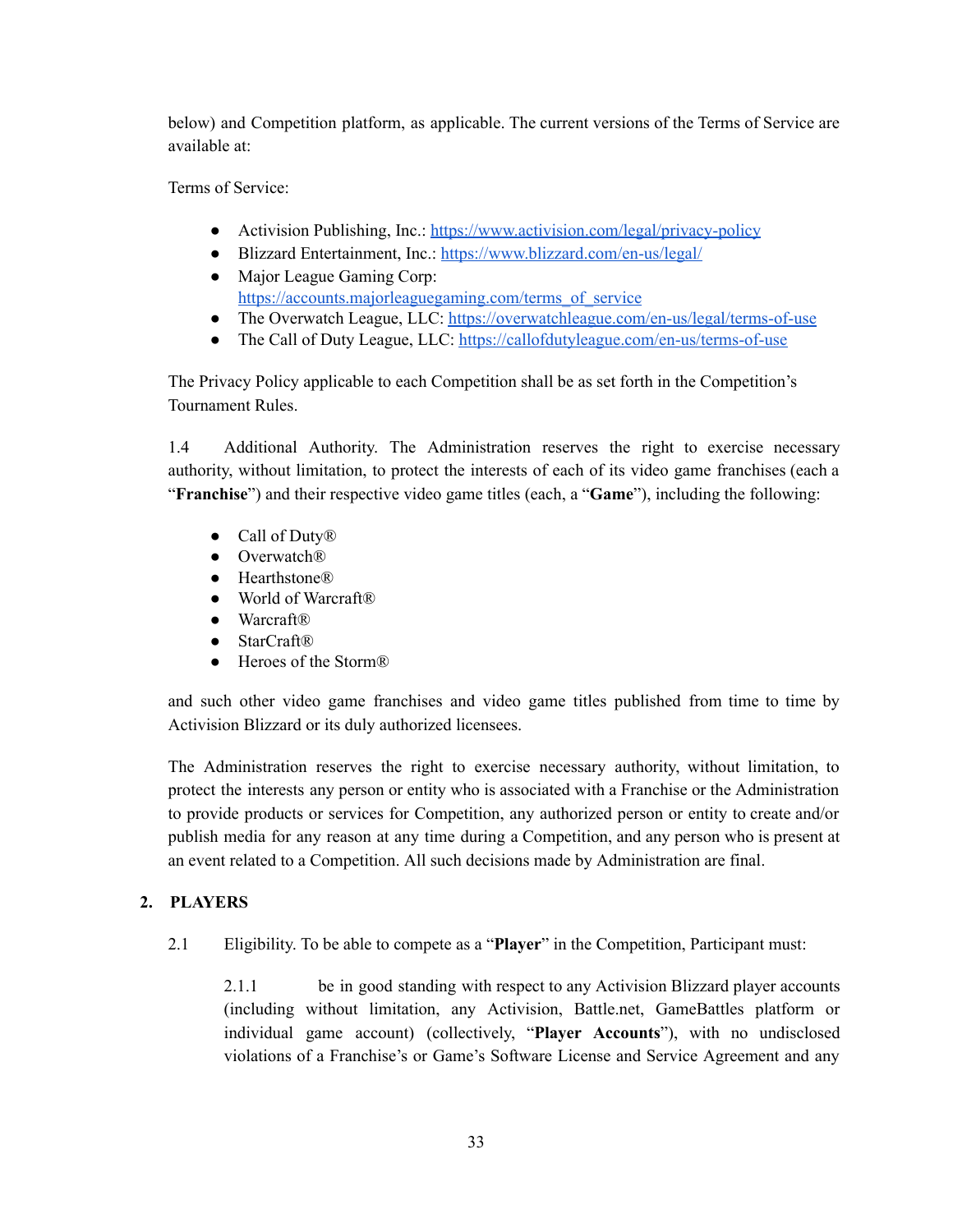below) and Competition platform, as applicable. The current versions of the Terms of Service are available at:

Terms of Service:

- Activision Publishing, Inc.: [https://www.activision.com/legal/privacy-policy](https://www.activision.com/legal/privacy-policy)
- Blizzard Entertainment, Inc.: [https://www.blizzard.com/en-us/legal/](https://www.blizzard.com/en-us/legal/)
- Major League Gaming Corp: [https://accounts.majorleaguegaming.com/terms_of_service](https://accounts.majorleaguegaming.com/terms_of_service)
- The Overwatch League, LLC: [https://overwatchleague.com/en-us/legal/terms-of-use](https://overwatchleague.com/en-us/legal/terms-of-use)
- The Call of Duty League, LLC: [https://callofdutyleague.com/en-us/terms-of-use](https://callofdutyleague.com/en-us/terms-of-use)

The Privacy Policy applicable to each Competition shall be as set forth in the Competition's Tournament Rules.

1.4 Additional Authority. The Administration reserves the right to exercise necessary authority, without limitation, to protect the interests of each of its video game franchises (each a "**Franchise**") and their respective video game titles (each, a "**Game**"), including the following:

- Call of Duty®
- Overwatch®
- Hearthstone®
- World of Warcraft®
- Warcraft®
- StarCraft®
- Heroes of the Storm®

and such other video game franchises and video game titles published from time to time by Activision Blizzard or its duly authorized licensees.

The Administration reserves the right to exercise necessary authority, without limitation, to protect the interests any person or entity who is associated with a Franchise or the Administration to provide products or services for Competition, any authorized person or entity to create and/or publish media for any reason at any time during a Competition, and any person who is present at an event related to a Competition. All such decisions made by Administration are final.

## 2. PLAYERS

2.1 Eligibility. To be able to compete as a "**Player**" in the Competition, Participant must:

2.1.1 be in good standing with respect to any Activision Blizzard player accounts (including without limitation, any Activision, Battle.net, GameBattles platform or individual game account) (collectively, "**Player Accounts**"), with no undisclosed violations of a Franchise's or Game's Software License and Service Agreement and any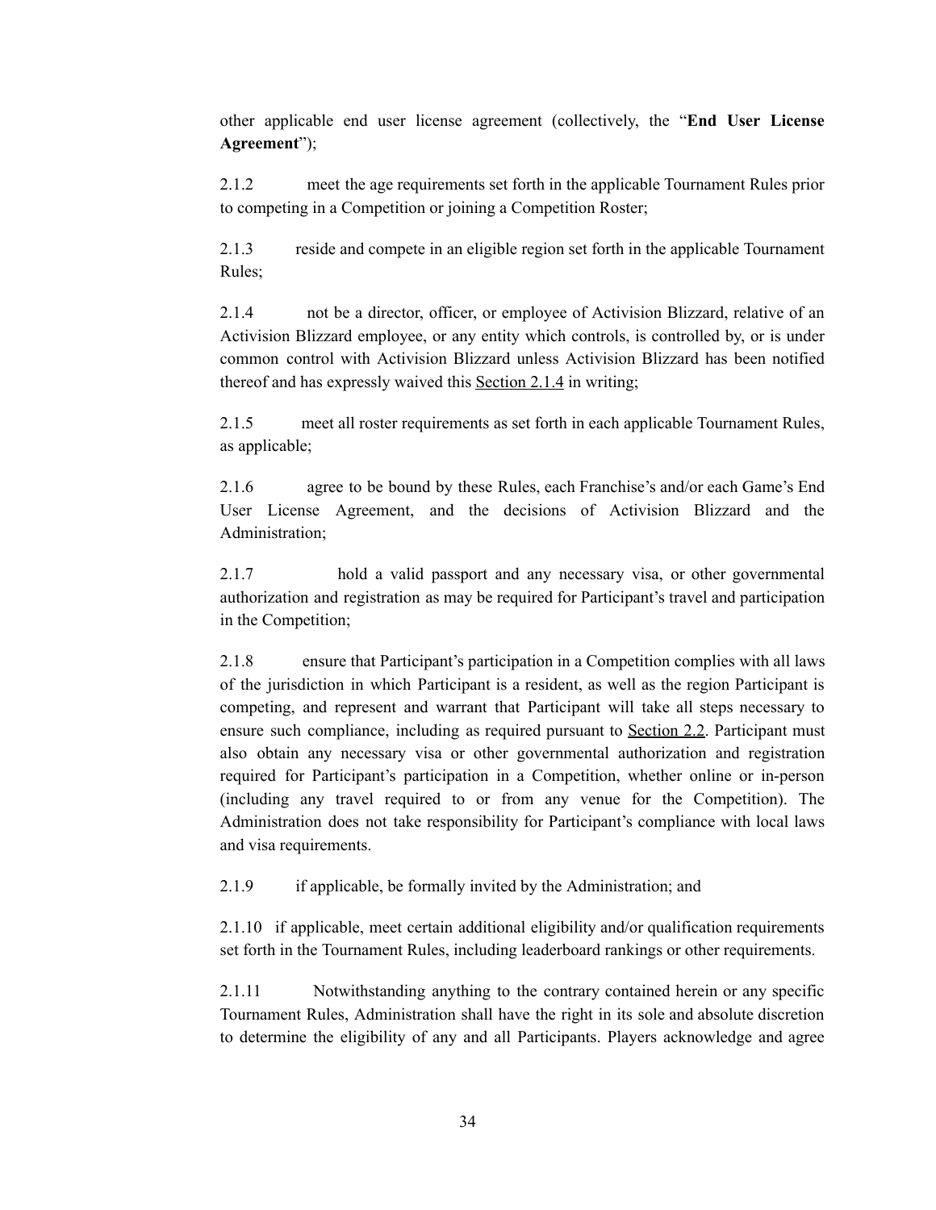other applicable end user license agreement (collectively, the "**End User License Agreement**");

2.1.2 meet the age requirements set forth in the applicable Tournament Rules prior to competing in a Competition or joining a Competition Roster;

2.1.3 reside and compete in an eligible region set forth in the applicable Tournament Rules;

2.1.4 not be a director, officer, or employee of Activision Blizzard, relative of an Activision Blizzard employee, or any entity which controls, is controlled by, or is under common control with Activision Blizzard unless Activision Blizzard has been notified thereof and has expressly waived this Section 2.1.4 in writing;

2.1.5 meet all roster requirements as set forth in each applicable Tournament Rules, as applicable;

2.1.6 agree to be bound by these Rules, each Franchise's and/or each Game's End User License Agreement, and the decisions of Activision Blizzard and the Administration;

2.1.7 hold a valid passport and any necessary visa, or other governmental authorization and registration as may be required for Participant's travel and participation in the Competition;

2.1.8 ensure that Participant's participation in a Competition complies with all laws of the jurisdiction in which Participant is a resident, as well as the region Participant is competing, and represent and warrant that Participant will take all steps necessary to ensure such compliance, including as required pursuant to Section 2.2. Participant must also obtain any necessary visa or other governmental authorization and registration required for Participant's participation in a Competition, whether online or in-person (including any travel required to or from any venue for the Competition). The Administration does not take responsibility for Participant's compliance with local laws and visa requirements.

2.1.9 if applicable, be formally invited by the Administration; and

2.1.10 if applicable, meet certain additional eligibility and/or qualification requirements set forth in the Tournament Rules, including leaderboard rankings or other requirements.

2.1.11 Notwithstanding anything to the contrary contained herein or any specific Tournament Rules, Administration shall have the right in its sole and absolute discretion to determine the eligibility of any and all Participants. Players acknowledge and agree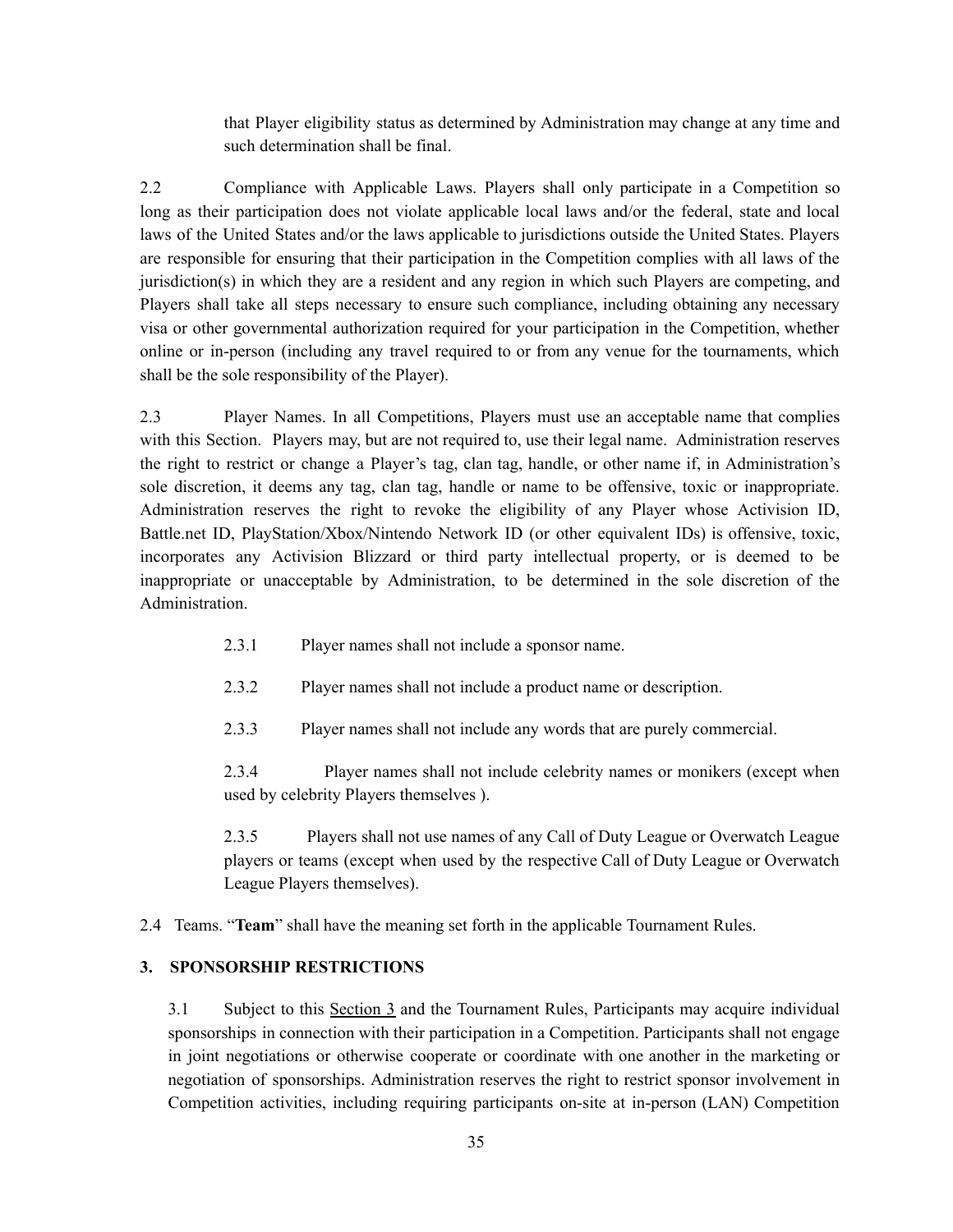that Player eligibility status as determined by Administration may change at any time and such determination shall be final.

2.2 Compliance with Applicable Laws. Players shall only participate in a Competition so long as their participation does not violate applicable local laws and/or the federal, state and local laws of the United States and/or the laws applicable to jurisdictions outside the United States. Players are responsible for ensuring that their participation in the Competition complies with all laws of the jurisdiction(s) in which they are a resident and any region in which such Players are competing, and Players shall take all steps necessary to ensure such compliance, including obtaining any necessary visa or other governmental authorization required for your participation in the Competition, whether online or in-person (including any travel required to or from any venue for the tournaments, which shall be the sole responsibility of the Player).

2.3 Player Names. In all Competitions, Players must use an acceptable name that complies with this Section. Players may, but are not required to, use their legal name. Administration reserves the right to restrict or change a Player's tag, clan tag, handle, or other name if, in Administration's sole discretion, it deems any tag, clan tag, handle or name to be offensive, toxic or inappropriate. Administration reserves the right to revoke the eligibility of any Player whose Activision ID, Battle.net ID, PlayStation/Xbox/Nintendo Network ID (or other equivalent IDs) is offensive, toxic, incorporates any Activision Blizzard or third party intellectual property, or is deemed to be inappropriate or unacceptable by Administration, to be determined in the sole discretion of the Administration.

> 2.3.1 Player names shall not include a sponsor name.
>
> 2.3.2 Player names shall not include a product name or description.
>
> 2.3.3 Player names shall not include any words that are purely commercial.
>
> 2.3.4 Player names shall not include celebrity names or monikers (except when used by celebrity Players themselves ).
>
> 2.3.5 Players shall not use names of any Call of Duty League or Overwatch League players or teams (except when used by the respective Call of Duty League or Overwatch League Players themselves).

2.4 Teams. "**Team**" shall have the meaning set forth in the applicable Tournament Rules.

**3. SPONSORSHIP RESTRICTIONS**

3.1 Subject to this Section 3 and the Tournament Rules, Participants may acquire individual sponsorships in connection with their participation in a Competition. Participants shall not engage in joint negotiations or otherwise cooperate or coordinate with one another in the marketing or negotiation of sponsorships. Administration reserves the right to restrict sponsor involvement in Competition activities, including requiring participants on-site at in-person (LAN) Competition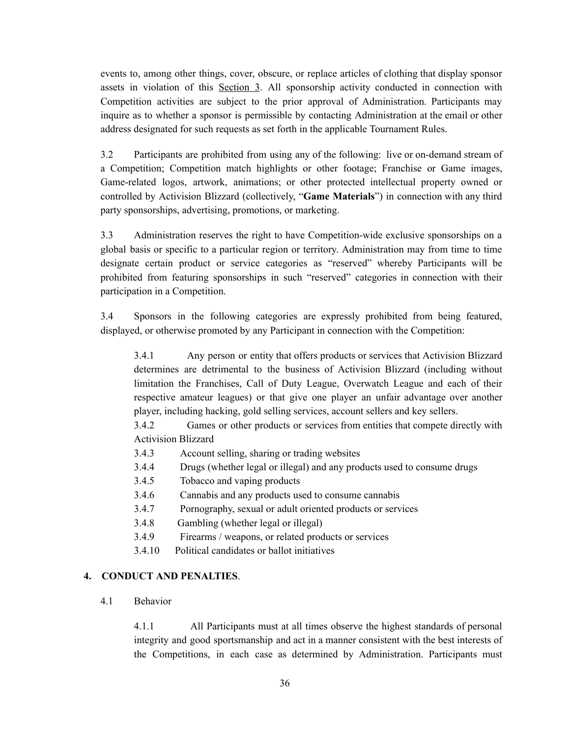events to, among other things, cover, obscure, or replace articles of clothing that display sponsor assets in violation of this Section 3. All sponsorship activity conducted in connection with Competition activities are subject to the prior approval of Administration. Participants may inquire as to whether a sponsor is permissible by contacting Administration at the email or other address designated for such requests as set forth in the applicable Tournament Rules.

3.2 Participants are prohibited from using any of the following: live or on-demand stream of a Competition; Competition match highlights or other footage; Franchise or Game images, Game-related logos, artwork, animations; or other protected intellectual property owned or controlled by Activision Blizzard (collectively, "**Game Materials**") in connection with any third party sponsorships, advertising, promotions, or marketing.

3.3 Administration reserves the right to have Competition-wide exclusive sponsorships on a global basis or specific to a particular region or territory. Administration may from time to time designate certain product or service categories as "reserved" whereby Participants will be prohibited from featuring sponsorships in such "reserved" categories in connection with their participation in a Competition.

3.4 Sponsors in the following categories are expressly prohibited from being featured, displayed, or otherwise promoted by any Participant in connection with the Competition:

3.4.1 Any person or entity that offers products or services that Activision Blizzard determines are detrimental to the business of Activision Blizzard (including without limitation the Franchises, Call of Duty League, Overwatch League and each of their respective amateur leagues) or that give one player an unfair advantage over another player, including hacking, gold selling services, account sellers and key sellers.

3.4.2 Games or other products or services from entities that compete directly with Activision Blizzard

3.4.3 Account selling, sharing or trading websites

3.4.4 Drugs (whether legal or illegal) and any products used to consume drugs

3.4.5 Tobacco and vaping products

3.4.6 Cannabis and any products used to consume cannabis

3.4.7 Pornography, sexual or adult oriented products or services

3.4.8 Gambling (whether legal or illegal)

3.4.9 Firearms / weapons, or related products or services

3.4.10 Political candidates or ballot initiatives

## 4. CONDUCT AND PENALTIES.

4.1 Behavior

4.1.1 All Participants must at all times observe the highest standards of personal integrity and good sportsmanship and act in a manner consistent with the best interests of the Competitions, in each case as determined by Administration. Participants must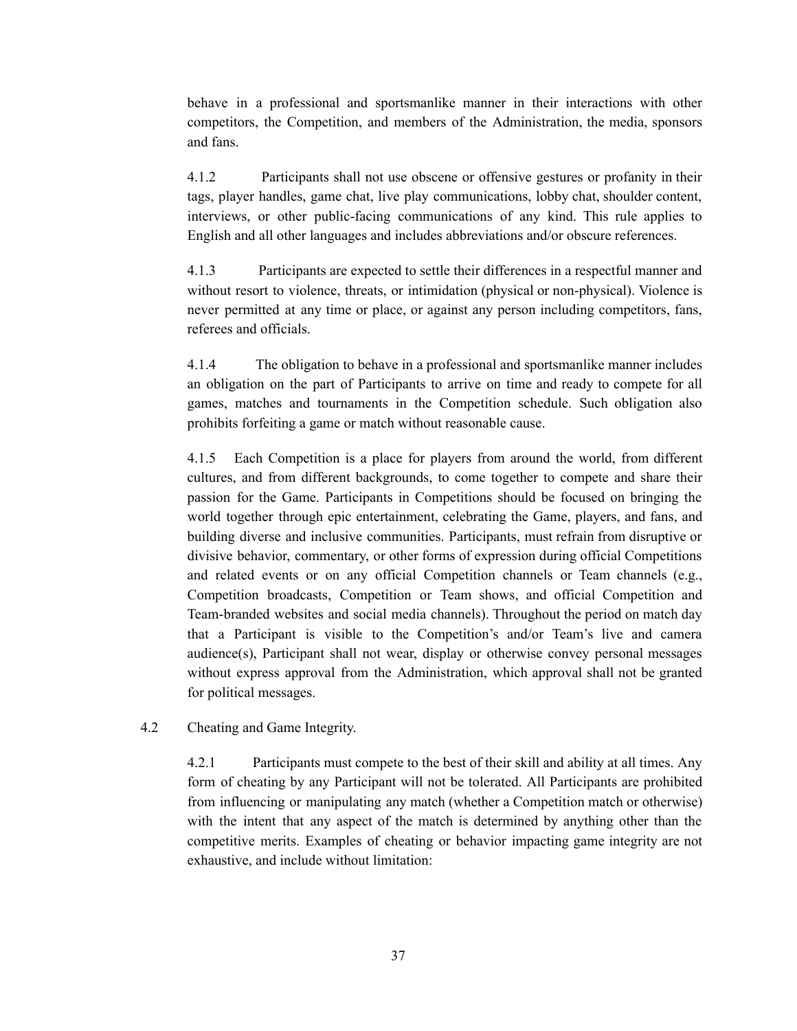behave in a professional and sportsmanlike manner in their interactions with other competitors, the Competition, and members of the Administration, the media, sponsors and fans.

4.1.2 Participants shall not use obscene or offensive gestures or profanity in their tags, player handles, game chat, live play communications, lobby chat, shoulder content, interviews, or other public-facing communications of any kind. This rule applies to English and all other languages and includes abbreviations and/or obscure references.

4.1.3 Participants are expected to settle their differences in a respectful manner and without resort to violence, threats, or intimidation (physical or non-physical). Violence is never permitted at any time or place, or against any person including competitors, fans, referees and officials.

4.1.4 The obligation to behave in a professional and sportsmanlike manner includes an obligation on the part of Participants to arrive on time and ready to compete for all games, matches and tournaments in the Competition schedule. Such obligation also prohibits forfeiting a game or match without reasonable cause.

4.1.5 Each Competition is a place for players from around the world, from different cultures, and from different backgrounds, to come together to compete and share their passion for the Game. Participants in Competitions should be focused on bringing the world together through epic entertainment, celebrating the Game, players, and fans, and building diverse and inclusive communities. Participants, must refrain from disruptive or divisive behavior, commentary, or other forms of expression during official Competitions and related events or on any official Competition channels or Team channels (e.g., Competition broadcasts, Competition or Team shows, and official Competition and Team-branded websites and social media channels). Throughout the period on match day that a Participant is visible to the Competition's and/or Team's live and camera audience(s), Participant shall not wear, display or otherwise convey personal messages without express approval from the Administration, which approval shall not be granted for political messages.

4.2 Cheating and Game Integrity.

4.2.1 Participants must compete to the best of their skill and ability at all times. Any form of cheating by any Participant will not be tolerated. All Participants are prohibited from influencing or manipulating any match (whether a Competition match or otherwise) with the intent that any aspect of the match is determined by anything other than the competitive merits. Examples of cheating or behavior impacting game integrity are not exhaustive, and include without limitation: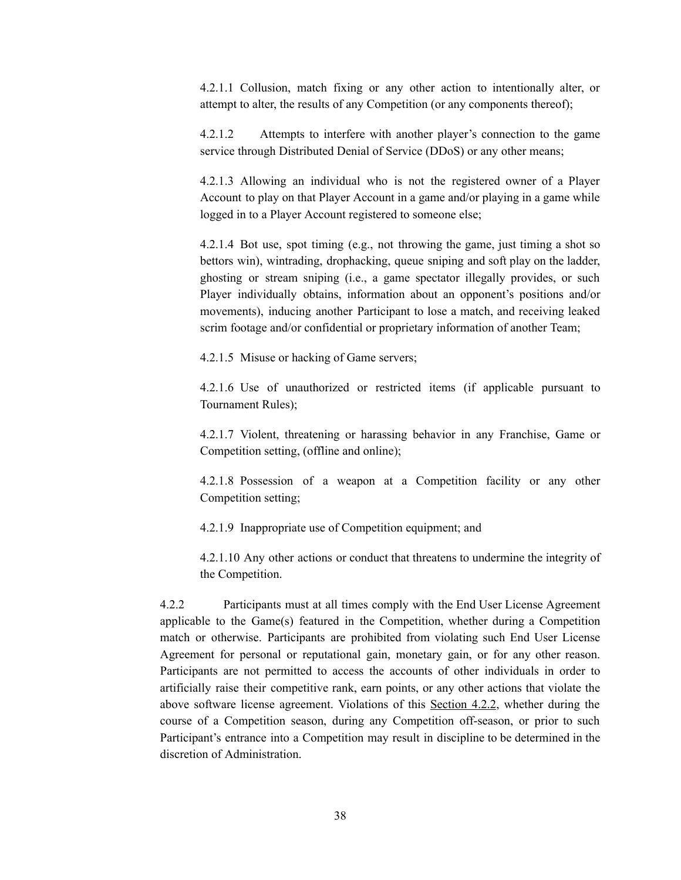4.2.1.1 Collusion, match fixing or any other action to intentionally alter, or attempt to alter, the results of any Competition (or any components thereof);

4.2.1.2 Attempts to interfere with another player's connection to the game service through Distributed Denial of Service (DDoS) or any other means;

4.2.1.3 Allowing an individual who is not the registered owner of a Player Account to play on that Player Account in a game and/or playing in a game while logged in to a Player Account registered to someone else;

4.2.1.4 Bot use, spot timing (e.g., not throwing the game, just timing a shot so bettors win), wintrading, drophacking, queue sniping and soft play on the ladder, ghosting or stream sniping (i.e., a game spectator illegally provides, or such Player individually obtains, information about an opponent's positions and/or movements), inducing another Participant to lose a match, and receiving leaked scrim footage and/or confidential or proprietary information of another Team;

4.2.1.5 Misuse or hacking of Game servers;

4.2.1.6 Use of unauthorized or restricted items (if applicable pursuant to Tournament Rules);

4.2.1.7 Violent, threatening or harassing behavior in any Franchise, Game or Competition setting, (offline and online);

4.2.1.8 Possession of a weapon at a Competition facility or any other Competition setting;

4.2.1.9 Inappropriate use of Competition equipment; and

4.2.1.10 Any other actions or conduct that threatens to undermine the integrity of the Competition.

4.2.2 Participants must at all times comply with the End User License Agreement applicable to the Game(s) featured in the Competition, whether during a Competition match or otherwise. Participants are prohibited from violating such End User License Agreement for personal or reputational gain, monetary gain, or for any other reason. Participants are not permitted to access the accounts of other individuals in order to artificially raise their competitive rank, earn points, or any other actions that violate the above software license agreement. Violations of this Section 4.2.2, whether during the course of a Competition season, during any Competition off-season, or prior to such Participant's entrance into a Competition may result in discipline to be determined in the discretion of Administration.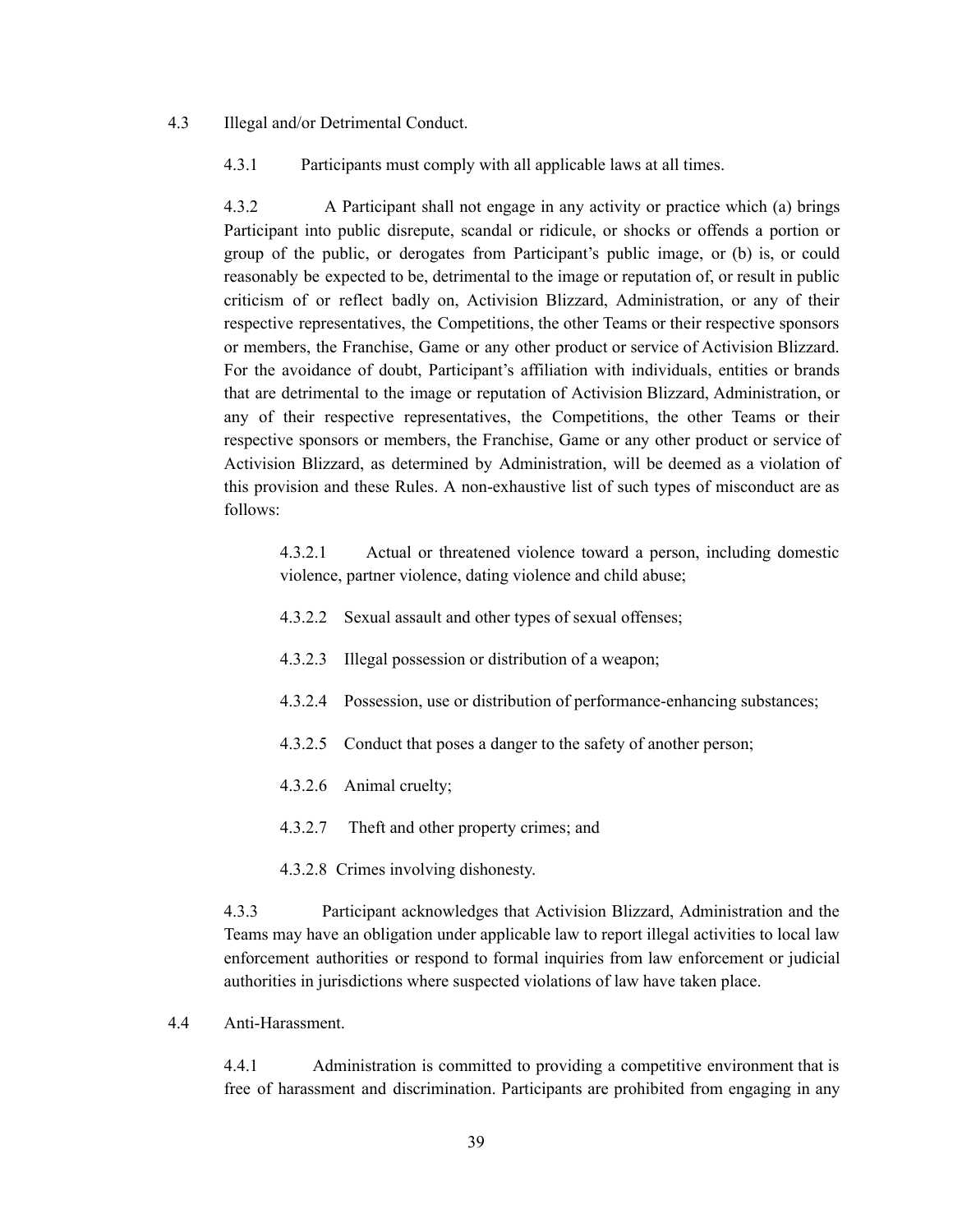4.3 Illegal and/or Detrimental Conduct.

4.3.1 Participants must comply with all applicable laws at all times.

4.3.2 A Participant shall not engage in any activity or practice which (a) brings Participant into public disrepute, scandal or ridicule, or shocks or offends a portion or group of the public, or derogates from Participant's public image, or (b) is, or could reasonably be expected to be, detrimental to the image or reputation of, or result in public criticism of or reflect badly on, Activision Blizzard, Administration, or any of their respective representatives, the Competitions, the other Teams or their respective sponsors or members, the Franchise, Game or any other product or service of Activision Blizzard. For the avoidance of doubt, Participant's affiliation with individuals, entities or brands that are detrimental to the image or reputation of Activision Blizzard, Administration, or any of their respective representatives, the Competitions, the other Teams or their respective sponsors or members, the Franchise, Game or any other product or service of Activision Blizzard, as determined by Administration, will be deemed as a violation of this provision and these Rules. A non-exhaustive list of such types of misconduct are as follows:

4.3.2.1 Actual or threatened violence toward a person, including domestic violence, partner violence, dating violence and child abuse;

4.3.2.2 Sexual assault and other types of sexual offenses;

4.3.2.3 Illegal possession or distribution of a weapon;

4.3.2.4 Possession, use or distribution of performance-enhancing substances;

4.3.2.5 Conduct that poses a danger to the safety of another person;

4.3.2.6 Animal cruelty;

4.3.2.7 Theft and other property crimes; and

4.3.2.8 Crimes involving dishonesty.

4.3.3 Participant acknowledges that Activision Blizzard, Administration and the Teams may have an obligation under applicable law to report illegal activities to local law enforcement authorities or respond to formal inquiries from law enforcement or judicial authorities in jurisdictions where suspected violations of law have taken place.

4.4 Anti-Harassment.

4.4.1 Administration is committed to providing a competitive environment that is free of harassment and discrimination. Participants are prohibited from engaging in any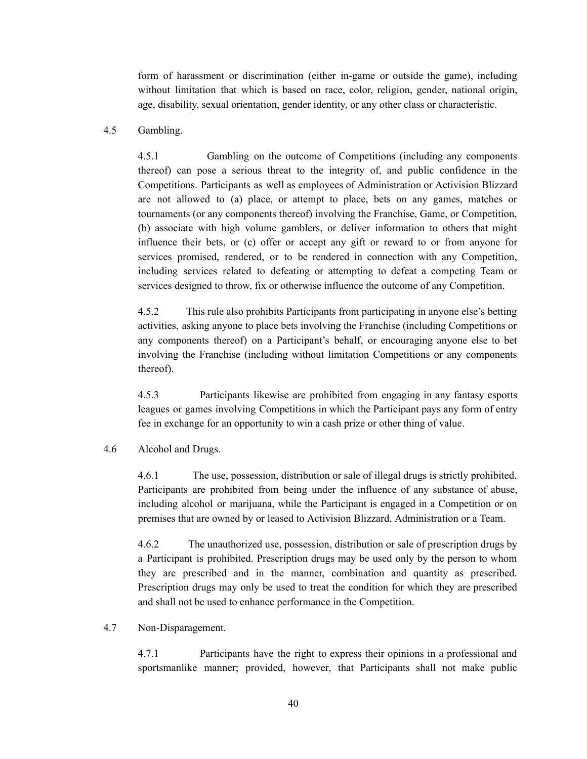form of harassment or discrimination (either in-game or outside the game), including without limitation that which is based on race, color, religion, gender, national origin, age, disability, sexual orientation, gender identity, or any other class or characteristic.

4.5 Gambling.

4.5.1 Gambling on the outcome of Competitions (including any components thereof) can pose a serious threat to the integrity of, and public confidence in the Competitions. Participants as well as employees of Administration or Activision Blizzard are not allowed to (a) place, or attempt to place, bets on any games, matches or tournaments (or any components thereof) involving the Franchise, Game, or Competition, (b) associate with high volume gamblers, or deliver information to others that might influence their bets, or (c) offer or accept any gift or reward to or from anyone for services promised, rendered, or to be rendered in connection with any Competition, including services related to defeating or attempting to defeat a competing Team or services designed to throw, fix or otherwise influence the outcome of any Competition.

4.5.2 This rule also prohibits Participants from participating in anyone else's betting activities, asking anyone to place bets involving the Franchise (including Competitions or any components thereof) on a Participant's behalf, or encouraging anyone else to bet involving the Franchise (including without limitation Competitions or any components thereof).

4.5.3 Participants likewise are prohibited from engaging in any fantasy esports leagues or games involving Competitions in which the Participant pays any form of entry fee in exchange for an opportunity to win a cash prize or other thing of value.

4.6 Alcohol and Drugs.

4.6.1 The use, possession, distribution or sale of illegal drugs is strictly prohibited. Participants are prohibited from being under the influence of any substance of abuse, including alcohol or marijuana, while the Participant is engaged in a Competition or on premises that are owned by or leased to Activision Blizzard, Administration or a Team.

4.6.2 The unauthorized use, possession, distribution or sale of prescription drugs by a Participant is prohibited. Prescription drugs may be used only by the person to whom they are prescribed and in the manner, combination and quantity as prescribed. Prescription drugs may only be used to treat the condition for which they are prescribed and shall not be used to enhance performance in the Competition.

4.7 Non-Disparagement.

4.7.1 Participants have the right to express their opinions in a professional and sportsmanlike manner; provided, however, that Participants shall not make public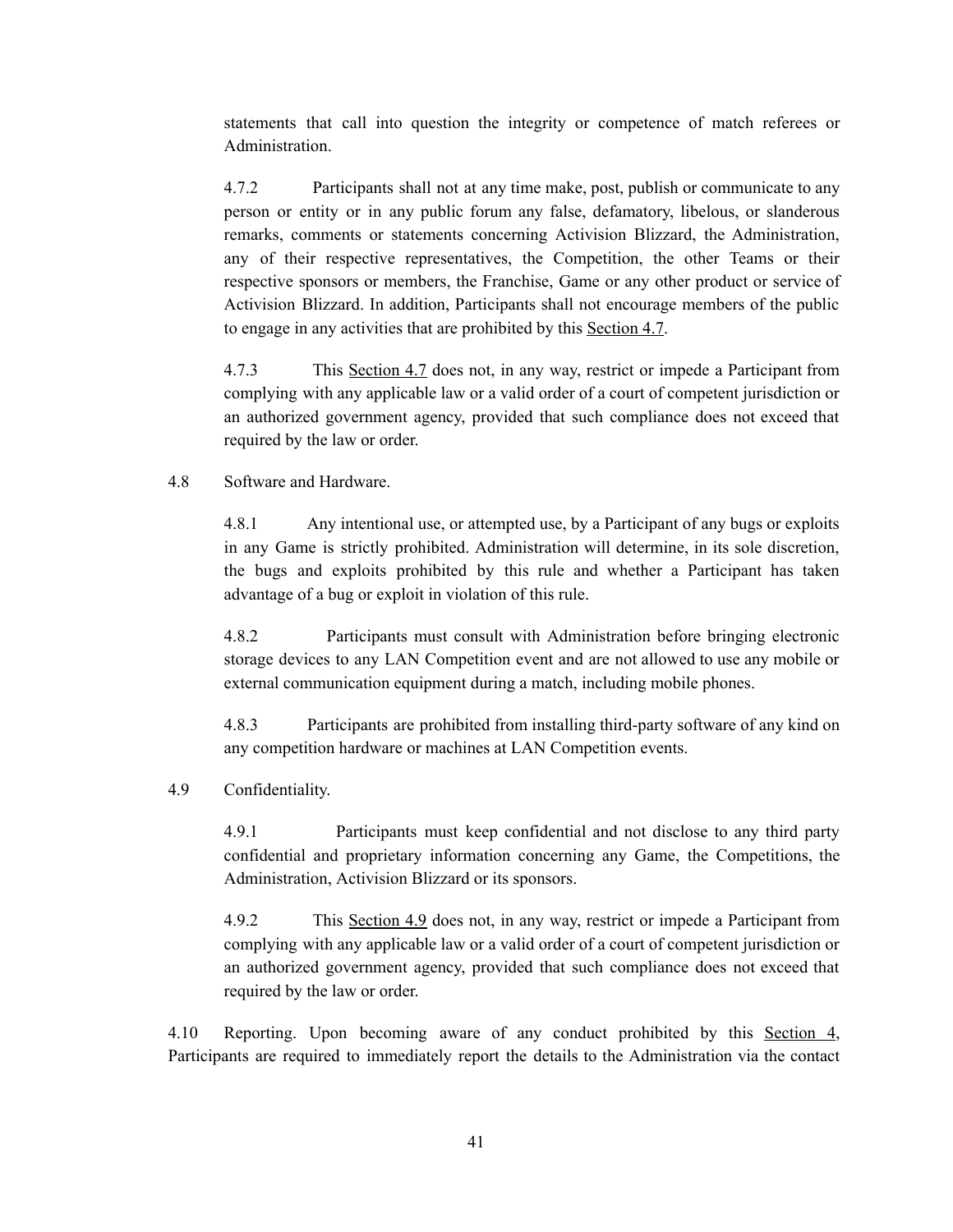statements that call into question the integrity or competence of match referees or Administration.

4.7.2 Participants shall not at any time make, post, publish or communicate to any person or entity or in any public forum any false, defamatory, libelous, or slanderous remarks, comments or statements concerning Activision Blizzard, the Administration, any of their respective representatives, the Competition, the other Teams or their respective sponsors or members, the Franchise, Game or any other product or service of Activision Blizzard. In addition, Participants shall not encourage members of the public to engage in any activities that are prohibited by this Section 4.7.

4.7.3 This Section 4.7 does not, in any way, restrict or impede a Participant from complying with any applicable law or a valid order of a court of competent jurisdiction or an authorized government agency, provided that such compliance does not exceed that required by the law or order.

4.8 Software and Hardware.

4.8.1 Any intentional use, or attempted use, by a Participant of any bugs or exploits in any Game is strictly prohibited. Administration will determine, in its sole discretion, the bugs and exploits prohibited by this rule and whether a Participant has taken advantage of a bug or exploit in violation of this rule.

4.8.2 Participants must consult with Administration before bringing electronic storage devices to any LAN Competition event and are not allowed to use any mobile or external communication equipment during a match, including mobile phones.

4.8.3 Participants are prohibited from installing third-party software of any kind on any competition hardware or machines at LAN Competition events.

4.9 Confidentiality.

4.9.1 Participants must keep confidential and not disclose to any third party confidential and proprietary information concerning any Game, the Competitions, the Administration, Activision Blizzard or its sponsors.

4.9.2 This Section 4.9 does not, in any way, restrict or impede a Participant from complying with any applicable law or a valid order of a court of competent jurisdiction or an authorized government agency, provided that such compliance does not exceed that required by the law or order.

4.10 Reporting. Upon becoming aware of any conduct prohibited by this Section 4, Participants are required to immediately report the details to the Administration via the contact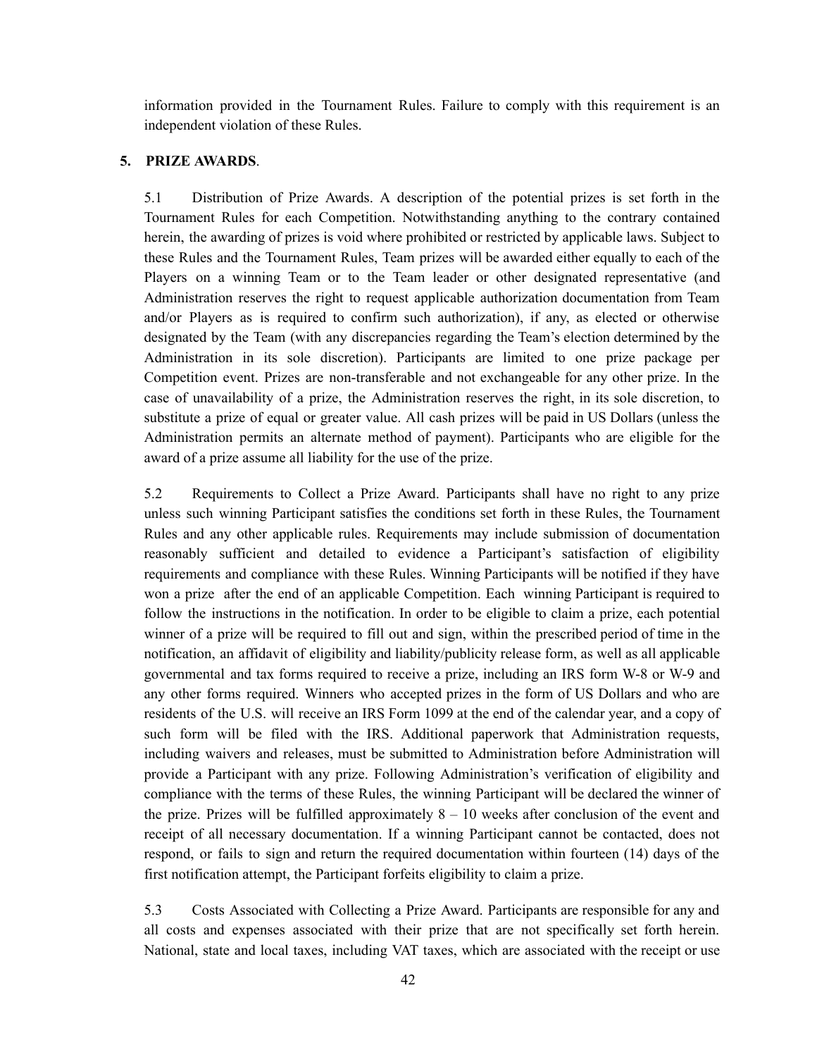information provided in the Tournament Rules. Failure to comply with this requirement is an independent violation of these Rules.

## 5. PRIZE AWARDS.

5.1 Distribution of Prize Awards. A description of the potential prizes is set forth in the Tournament Rules for each Competition. Notwithstanding anything to the contrary contained herein, the awarding of prizes is void where prohibited or restricted by applicable laws. Subject to these Rules and the Tournament Rules, Team prizes will be awarded either equally to each of the Players on a winning Team or to the Team leader or other designated representative (and Administration reserves the right to request applicable authorization documentation from Team and/or Players as is required to confirm such authorization), if any, as elected or otherwise designated by the Team (with any discrepancies regarding the Team's election determined by the Administration in its sole discretion). Participants are limited to one prize package per Competition event. Prizes are non-transferable and not exchangeable for any other prize. In the case of unavailability of a prize, the Administration reserves the right, in its sole discretion, to substitute a prize of equal or greater value. All cash prizes will be paid in US Dollars (unless the Administration permits an alternate method of payment). Participants who are eligible for the award of a prize assume all liability for the use of the prize.

5.2 Requirements to Collect a Prize Award. Participants shall have no right to any prize unless such winning Participant satisfies the conditions set forth in these Rules, the Tournament Rules and any other applicable rules. Requirements may include submission of documentation reasonably sufficient and detailed to evidence a Participant's satisfaction of eligibility requirements and compliance with these Rules. Winning Participants will be notified if they have won a prize after the end of an applicable Competition. Each winning Participant is required to follow the instructions in the notification. In order to be eligible to claim a prize, each potential winner of a prize will be required to fill out and sign, within the prescribed period of time in the notification, an affidavit of eligibility and liability/publicity release form, as well as all applicable governmental and tax forms required to receive a prize, including an IRS form W-8 or W-9 and any other forms required. Winners who accepted prizes in the form of US Dollars and who are residents of the U.S. will receive an IRS Form 1099 at the end of the calendar year, and a copy of such form will be filed with the IRS. Additional paperwork that Administration requests, including waivers and releases, must be submitted to Administration before Administration will provide a Participant with any prize. Following Administration's verification of eligibility and compliance with the terms of these Rules, the winning Participant will be declared the winner of the prize. Prizes will be fulfilled approximately 8 – 10 weeks after conclusion of the event and receipt of all necessary documentation. If a winning Participant cannot be contacted, does not respond, or fails to sign and return the required documentation within fourteen (14) days of the first notification attempt, the Participant forfeits eligibility to claim a prize.

5.3 Costs Associated with Collecting a Prize Award. Participants are responsible for any and all costs and expenses associated with their prize that are not specifically set forth herein. National, state and local taxes, including VAT taxes, which are associated with the receipt or use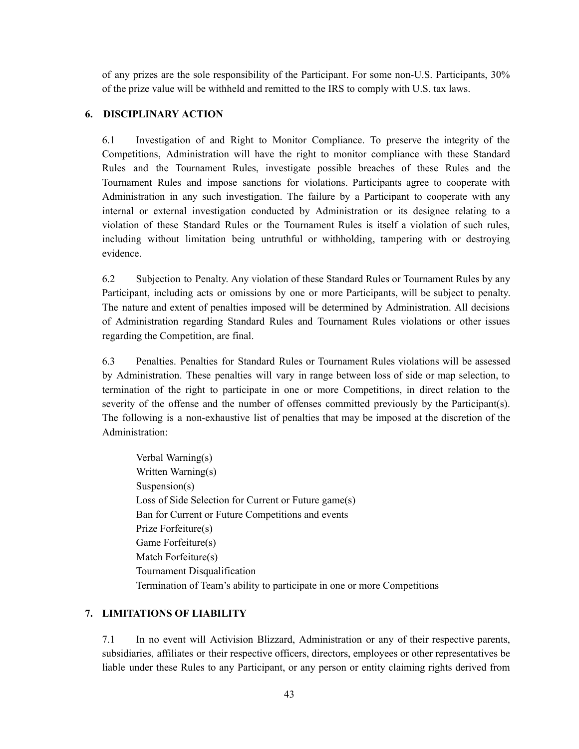of any prizes are the sole responsibility of the Participant. For some non-U.S. Participants, 30% of the prize value will be withheld and remitted to the IRS to comply with U.S. tax laws.

## 6. DISCIPLINARY ACTION

6.1 Investigation of and Right to Monitor Compliance. To preserve the integrity of the Competitions, Administration will have the right to monitor compliance with these Standard Rules and the Tournament Rules, investigate possible breaches of these Rules and the Tournament Rules and impose sanctions for violations. Participants agree to cooperate with Administration in any such investigation. The failure by a Participant to cooperate with any internal or external investigation conducted by Administration or its designee relating to a violation of these Standard Rules or the Tournament Rules is itself a violation of such rules, including without limitation being untruthful or withholding, tampering with or destroying evidence.

6.2 Subjection to Penalty. Any violation of these Standard Rules or Tournament Rules by any Participant, including acts or omissions by one or more Participants, will be subject to penalty. The nature and extent of penalties imposed will be determined by Administration. All decisions of Administration regarding Standard Rules and Tournament Rules violations or other issues regarding the Competition, are final.

6.3 Penalties. Penalties for Standard Rules or Tournament Rules violations will be assessed by Administration. These penalties will vary in range between loss of side or map selection, to termination of the right to participate in one or more Competitions, in direct relation to the severity of the offense and the number of offenses committed previously by the Participant(s). The following is a non-exhaustive list of penalties that may be imposed at the discretion of the Administration:

- Verbal Warning(s)
- Written Warning(s)
- Suspension(s)
- Loss of Side Selection for Current or Future game(s)
- Ban for Current or Future Competitions and events
- Prize Forfeiture(s)
- Game Forfeiture(s)
- Match Forfeiture(s)
- Tournament Disqualification
- Termination of Team's ability to participate in one or more Competitions

## 7. LIMITATIONS OF LIABILITY

7.1 In no event will Activision Blizzard, Administration or any of their respective parents, subsidiaries, affiliates or their respective officers, directors, employees or other representatives be liable under these Rules to any Participant, or any person or entity claiming rights derived from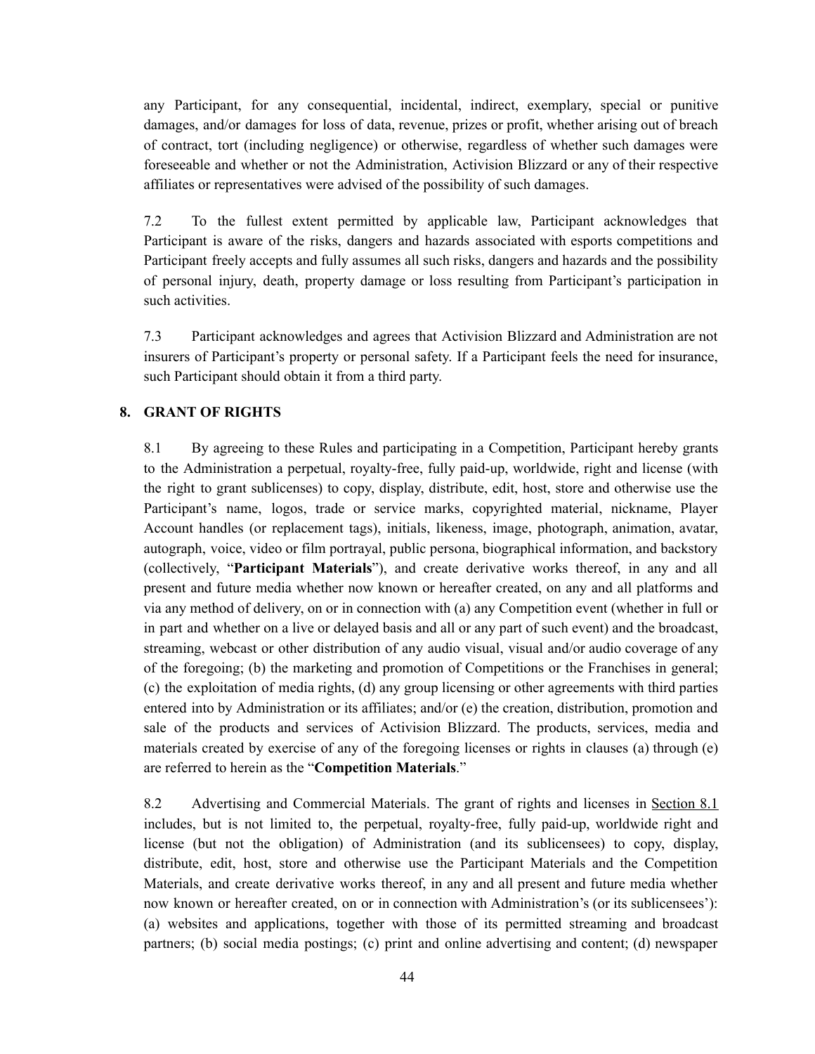any Participant, for any consequential, incidental, indirect, exemplary, special or punitive damages, and/or damages for loss of data, revenue, prizes or profit, whether arising out of breach of contract, tort (including negligence) or otherwise, regardless of whether such damages were foreseeable and whether or not the Administration, Activision Blizzard or any of their respective affiliates or representatives were advised of the possibility of such damages.

7.2 To the fullest extent permitted by applicable law, Participant acknowledges that Participant is aware of the risks, dangers and hazards associated with esports competitions and Participant freely accepts and fully assumes all such risks, dangers and hazards and the possibility of personal injury, death, property damage or loss resulting from Participant's participation in such activities.

7.3 Participant acknowledges and agrees that Activision Blizzard and Administration are not insurers of Participant's property or personal safety. If a Participant feels the need for insurance, such Participant should obtain it from a third party.

## 8. GRANT OF RIGHTS

8.1 By agreeing to these Rules and participating in a Competition, Participant hereby grants to the Administration a perpetual, royalty-free, fully paid-up, worldwide, right and license (with the right to grant sublicenses) to copy, display, distribute, edit, host, store and otherwise use the Participant's name, logos, trade or service marks, copyrighted material, nickname, Player Account handles (or replacement tags), initials, likeness, image, photograph, animation, avatar, autograph, voice, video or film portrayal, public persona, biographical information, and backstory (collectively, "**Participant Materials**"), and create derivative works thereof, in any and all present and future media whether now known or hereafter created, on any and all platforms and via any method of delivery, on or in connection with (a) any Competition event (whether in full or in part and whether on a live or delayed basis and all or any part of such event) and the broadcast, streaming, webcast or other distribution of any audio visual, visual and/or audio coverage of any of the foregoing; (b) the marketing and promotion of Competitions or the Franchises in general; (c) the exploitation of media rights, (d) any group licensing or other agreements with third parties entered into by Administration or its affiliates; and/or (e) the creation, distribution, promotion and sale of the products and services of Activision Blizzard. The products, services, media and materials created by exercise of any of the foregoing licenses or rights in clauses (a) through (e) are referred to herein as the "**Competition Materials**."

8.2 Advertising and Commercial Materials. The grant of rights and licenses in Section 8.1 includes, but is not limited to, the perpetual, royalty-free, fully paid-up, worldwide right and license (but not the obligation) of Administration (and its sublicensees) to copy, display, distribute, edit, host, store and otherwise use the Participant Materials and the Competition Materials, and create derivative works thereof, in any and all present and future media whether now known or hereafter created, on or in connection with Administration's (or its sublicensees'): (a) websites and applications, together with those of its permitted streaming and broadcast partners; (b) social media postings; (c) print and online advertising and content; (d) newspaper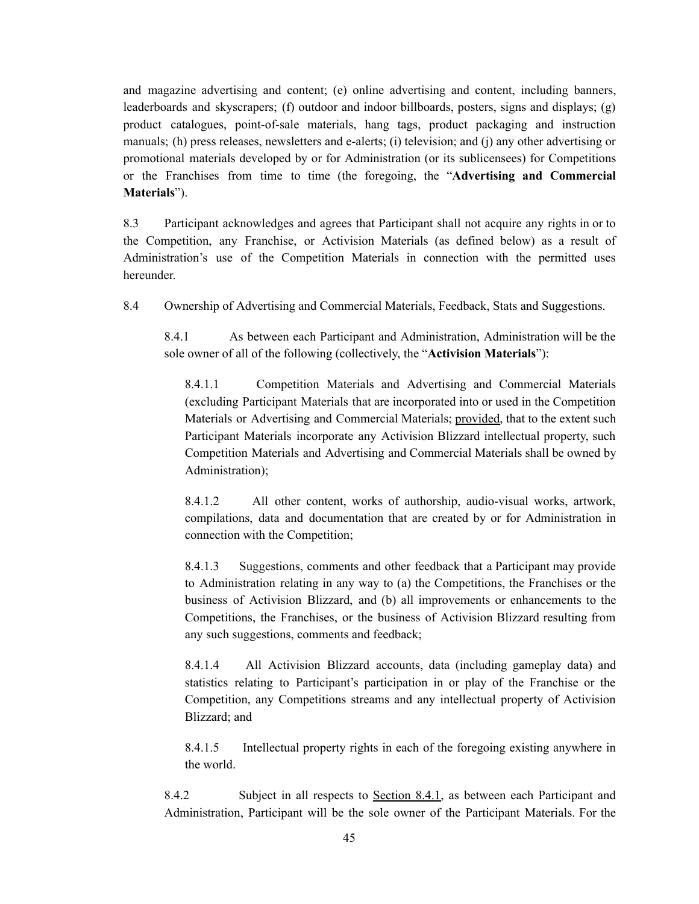and magazine advertising and content; (e) online advertising and content, including banners, leaderboards and skyscrapers; (f) outdoor and indoor billboards, posters, signs and displays; (g) product catalogues, point-of-sale materials, hang tags, product packaging and instruction manuals; (h) press releases, newsletters and e-alerts; (i) television; and (j) any other advertising or promotional materials developed by or for Administration (or its sublicensees) for Competitions or the Franchises from time to time (the foregoing, the "**Advertising and Commercial Materials**").

8.3 Participant acknowledges and agrees that Participant shall not acquire any rights in or to the Competition, any Franchise, or Activision Materials (as defined below) as a result of Administration's use of the Competition Materials in connection with the permitted uses hereunder.

8.4 Ownership of Advertising and Commercial Materials, Feedback, Stats and Suggestions.

8.4.1 As between each Participant and Administration, Administration will be the sole owner of all of the following (collectively, the "**Activision Materials**"):

8.4.1.1 Competition Materials and Advertising and Commercial Materials (excluding Participant Materials that are incorporated into or used in the Competition Materials or Advertising and Commercial Materials; provided, that to the extent such Participant Materials incorporate any Activision Blizzard intellectual property, such Competition Materials and Advertising and Commercial Materials shall be owned by Administration);

8.4.1.2 All other content, works of authorship, audio-visual works, artwork, compilations, data and documentation that are created by or for Administration in connection with the Competition;

8.4.1.3 Suggestions, comments and other feedback that a Participant may provide to Administration relating in any way to (a) the Competitions, the Franchises or the business of Activision Blizzard, and (b) all improvements or enhancements to the Competitions, the Franchises, or the business of Activision Blizzard resulting from any such suggestions, comments and feedback;

8.4.1.4 All Activision Blizzard accounts, data (including gameplay data) and statistics relating to Participant's participation in or play of the Franchise or the Competition, any Competitions streams and any intellectual property of Activision Blizzard; and

8.4.1.5 Intellectual property rights in each of the foregoing existing anywhere in the world.

8.4.2 Subject in all respects to Section 8.4.1, as between each Participant and Administration, Participant will be the sole owner of the Participant Materials. For the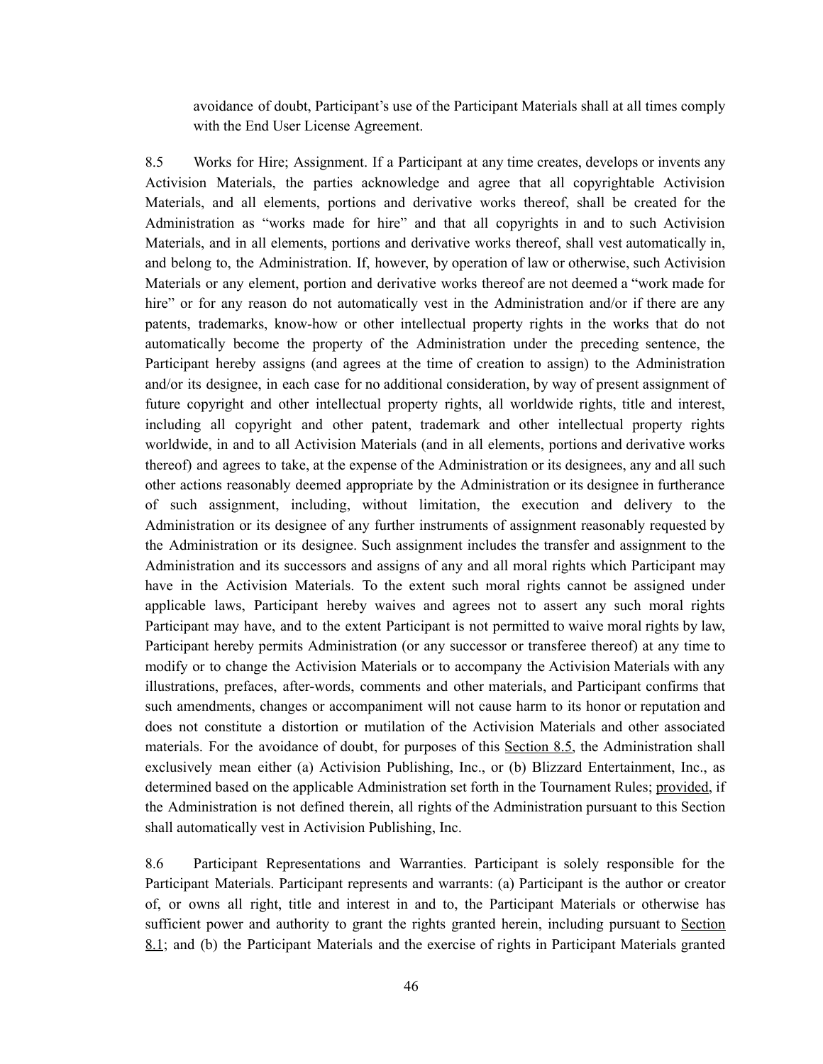avoidance of doubt, Participant's use of the Participant Materials shall at all times comply with the End User License Agreement.

8.5 Works for Hire; Assignment. If a Participant at any time creates, develops or invents any Activision Materials, the parties acknowledge and agree that all copyrightable Activision Materials, and all elements, portions and derivative works thereof, shall be created for the Administration as "works made for hire" and that all copyrights in and to such Activision Materials, and in all elements, portions and derivative works thereof, shall vest automatically in, and belong to, the Administration. If, however, by operation of law or otherwise, such Activision Materials or any element, portion and derivative works thereof are not deemed a "work made for hire" or for any reason do not automatically vest in the Administration and/or if there are any patents, trademarks, know-how or other intellectual property rights in the works that do not automatically become the property of the Administration under the preceding sentence, the Participant hereby assigns (and agrees at the time of creation to assign) to the Administration and/or its designee, in each case for no additional consideration, by way of present assignment of future copyright and other intellectual property rights, all worldwide rights, title and interest, including all copyright and other patent, trademark and other intellectual property rights worldwide, in and to all Activision Materials (and in all elements, portions and derivative works thereof) and agrees to take, at the expense of the Administration or its designees, any and all such other actions reasonably deemed appropriate by the Administration or its designee in furtherance of such assignment, including, without limitation, the execution and delivery to the Administration or its designee of any further instruments of assignment reasonably requested by the Administration or its designee. Such assignment includes the transfer and assignment to the Administration and its successors and assigns of any and all moral rights which Participant may have in the Activision Materials. To the extent such moral rights cannot be assigned under applicable laws, Participant hereby waives and agrees not to assert any such moral rights Participant may have, and to the extent Participant is not permitted to waive moral rights by law, Participant hereby permits Administration (or any successor or transferee thereof) at any time to modify or to change the Activision Materials or to accompany the Activision Materials with any illustrations, prefaces, after-words, comments and other materials, and Participant confirms that such amendments, changes or accompaniment will not cause harm to its honor or reputation and does not constitute a distortion or mutilation of the Activision Materials and other associated materials. For the avoidance of doubt, for purposes of this Section 8.5, the Administration shall exclusively mean either (a) Activision Publishing, Inc., or (b) Blizzard Entertainment, Inc., as determined based on the applicable Administration set forth in the Tournament Rules; provided, if the Administration is not defined therein, all rights of the Administration pursuant to this Section shall automatically vest in Activision Publishing, Inc.

8.6 Participant Representations and Warranties. Participant is solely responsible for the Participant Materials. Participant represents and warrants: (a) Participant is the author or creator of, or owns all right, title and interest in and to, the Participant Materials or otherwise has sufficient power and authority to grant the rights granted herein, including pursuant to Section 8.1; and (b) the Participant Materials and the exercise of rights in Participant Materials granted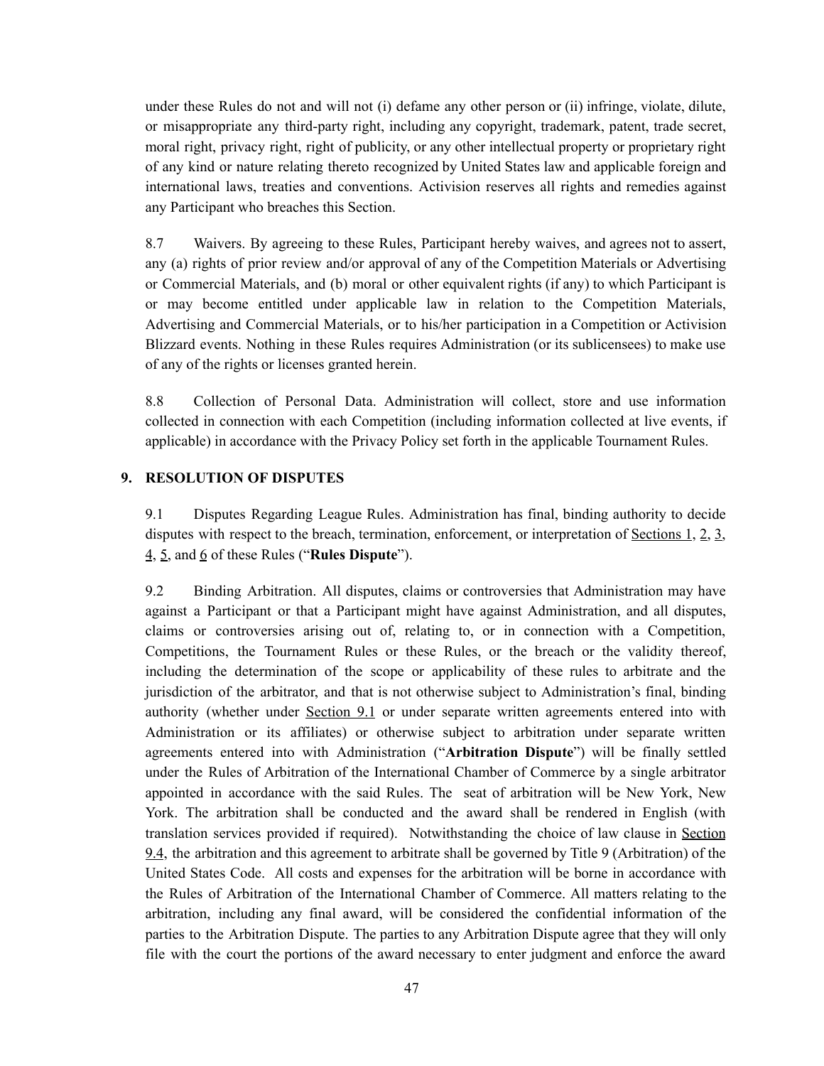under these Rules do not and will not (i) defame any other person or (ii) infringe, violate, dilute, or misappropriate any third-party right, including any copyright, trademark, patent, trade secret, moral right, privacy right, right of publicity, or any other intellectual property or proprietary right of any kind or nature relating thereto recognized by United States law and applicable foreign and international laws, treaties and conventions. Activision reserves all rights and remedies against any Participant who breaches this Section.

8.7 Waivers. By agreeing to these Rules, Participant hereby waives, and agrees not to assert, any (a) rights of prior review and/or approval of any of the Competition Materials or Advertising or Commercial Materials, and (b) moral or other equivalent rights (if any) to which Participant is or may become entitled under applicable law in relation to the Competition Materials, Advertising and Commercial Materials, or to his/her participation in a Competition or Activision Blizzard events. Nothing in these Rules requires Administration (or its sublicensees) to make use of any of the rights or licenses granted herein.

8.8 Collection of Personal Data. Administration will collect, store and use information collected in connection with each Competition (including information collected at live events, if applicable) in accordance with the Privacy Policy set forth in the applicable Tournament Rules.

## 9. RESOLUTION OF DISPUTES

9.1 Disputes Regarding League Rules. Administration has final, binding authority to decide disputes with respect to the breach, termination, enforcement, or interpretation of Sections 1, 2, 3, 4, 5, and 6 of these Rules ("**Rules Dispute**").

9.2 Binding Arbitration. All disputes, claims or controversies that Administration may have against a Participant or that a Participant might have against Administration, and all disputes, claims or controversies arising out of, relating to, or in connection with a Competition, Competitions, the Tournament Rules or these Rules, or the breach or the validity thereof, including the determination of the scope or applicability of these rules to arbitrate and the jurisdiction of the arbitrator, and that is not otherwise subject to Administration's final, binding authority (whether under Section 9.1 or under separate written agreements entered into with Administration or its affiliates) or otherwise subject to arbitration under separate written agreements entered into with Administration ("**Arbitration Dispute**") will be finally settled under the Rules of Arbitration of the International Chamber of Commerce by a single arbitrator appointed in accordance with the said Rules. The seat of arbitration will be New York, New York. The arbitration shall be conducted and the award shall be rendered in English (with translation services provided if required). Notwithstanding the choice of law clause in Section 9.4, the arbitration and this agreement to arbitrate shall be governed by Title 9 (Arbitration) of the United States Code. All costs and expenses for the arbitration will be borne in accordance with the Rules of Arbitration of the International Chamber of Commerce. All matters relating to the arbitration, including any final award, will be considered the confidential information of the parties to the Arbitration Dispute. The parties to any Arbitration Dispute agree that they will only file with the court the portions of the award necessary to enter judgment and enforce the award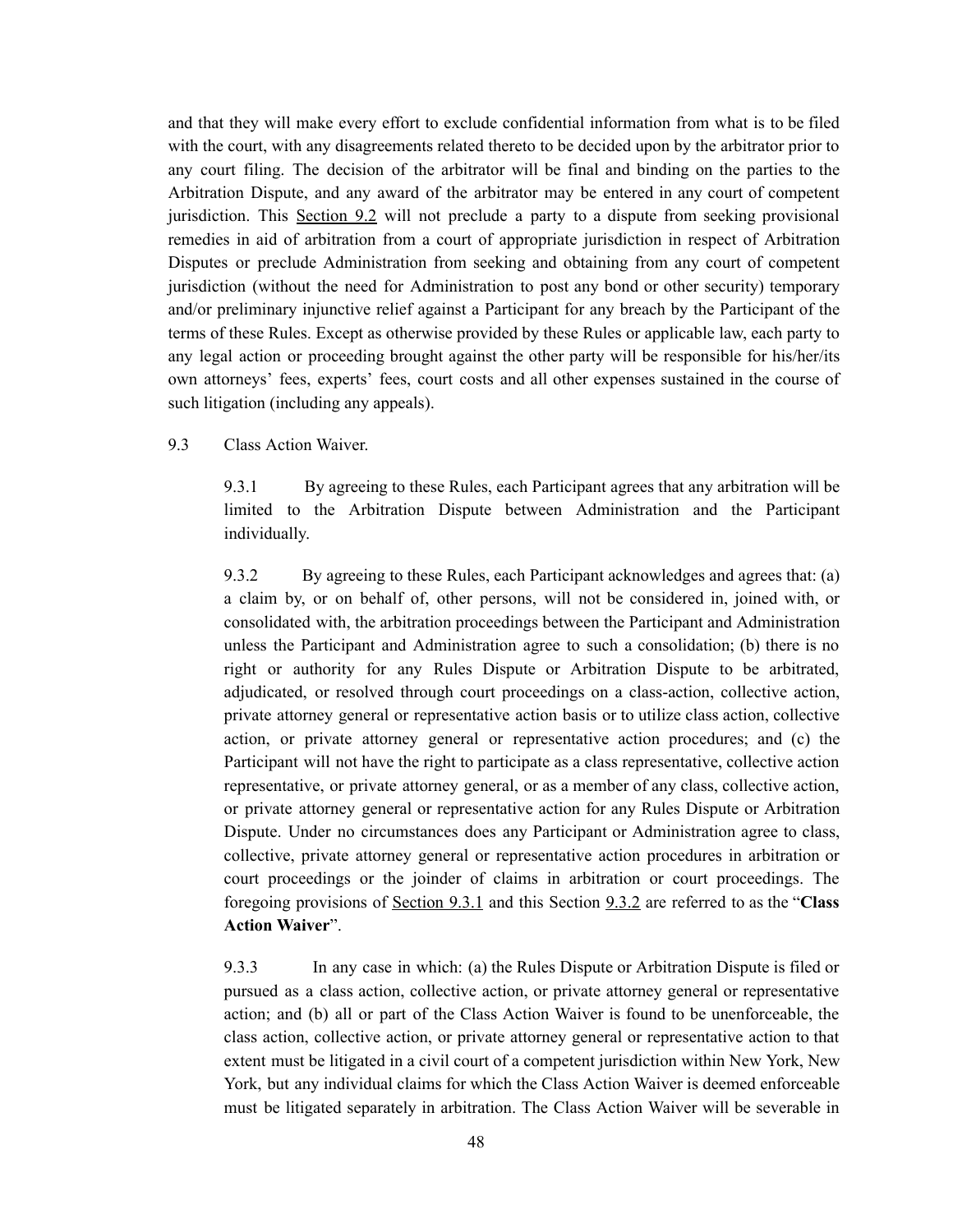and that they will make every effort to exclude confidential information from what is to be filed with the court, with any disagreements related thereto to be decided upon by the arbitrator prior to any court filing. The decision of the arbitrator will be final and binding on the parties to the Arbitration Dispute, and any award of the arbitrator may be entered in any court of competent jurisdiction. This Section 9.2 will not preclude a party to a dispute from seeking provisional remedies in aid of arbitration from a court of appropriate jurisdiction in respect of Arbitration Disputes or preclude Administration from seeking and obtaining from any court of competent jurisdiction (without the need for Administration to post any bond or other security) temporary and/or preliminary injunctive relief against a Participant for any breach by the Participant of the terms of these Rules. Except as otherwise provided by these Rules or applicable law, each party to any legal action or proceeding brought against the other party will be responsible for his/her/its own attorneys' fees, experts' fees, court costs and all other expenses sustained in the course of such litigation (including any appeals).

9.3 Class Action Waiver.

9.3.1 By agreeing to these Rules, each Participant agrees that any arbitration will be limited to the Arbitration Dispute between Administration and the Participant individually.

9.3.2 By agreeing to these Rules, each Participant acknowledges and agrees that: (a) a claim by, or on behalf of, other persons, will not be considered in, joined with, or consolidated with, the arbitration proceedings between the Participant and Administration unless the Participant and Administration agree to such a consolidation; (b) there is no right or authority for any Rules Dispute or Arbitration Dispute to be arbitrated, adjudicated, or resolved through court proceedings on a class-action, collective action, private attorney general or representative action basis or to utilize class action, collective action, or private attorney general or representative action procedures; and (c) the Participant will not have the right to participate as a class representative, collective action representative, or private attorney general, or as a member of any class, collective action, or private attorney general or representative action for any Rules Dispute or Arbitration Dispute. Under no circumstances does any Participant or Administration agree to class, collective, private attorney general or representative action procedures in arbitration or court proceedings or the joinder of claims in arbitration or court proceedings. The foregoing provisions of Section 9.3.1 and this Section 9.3.2 are referred to as the "**Class Action Waiver**".

9.3.3 In any case in which: (a) the Rules Dispute or Arbitration Dispute is filed or pursued as a class action, collective action, or private attorney general or representative action; and (b) all or part of the Class Action Waiver is found to be unenforceable, the class action, collective action, or private attorney general or representative action to that extent must be litigated in a civil court of a competent jurisdiction within New York, New York, but any individual claims for which the Class Action Waiver is deemed enforceable must be litigated separately in arbitration. The Class Action Waiver will be severable in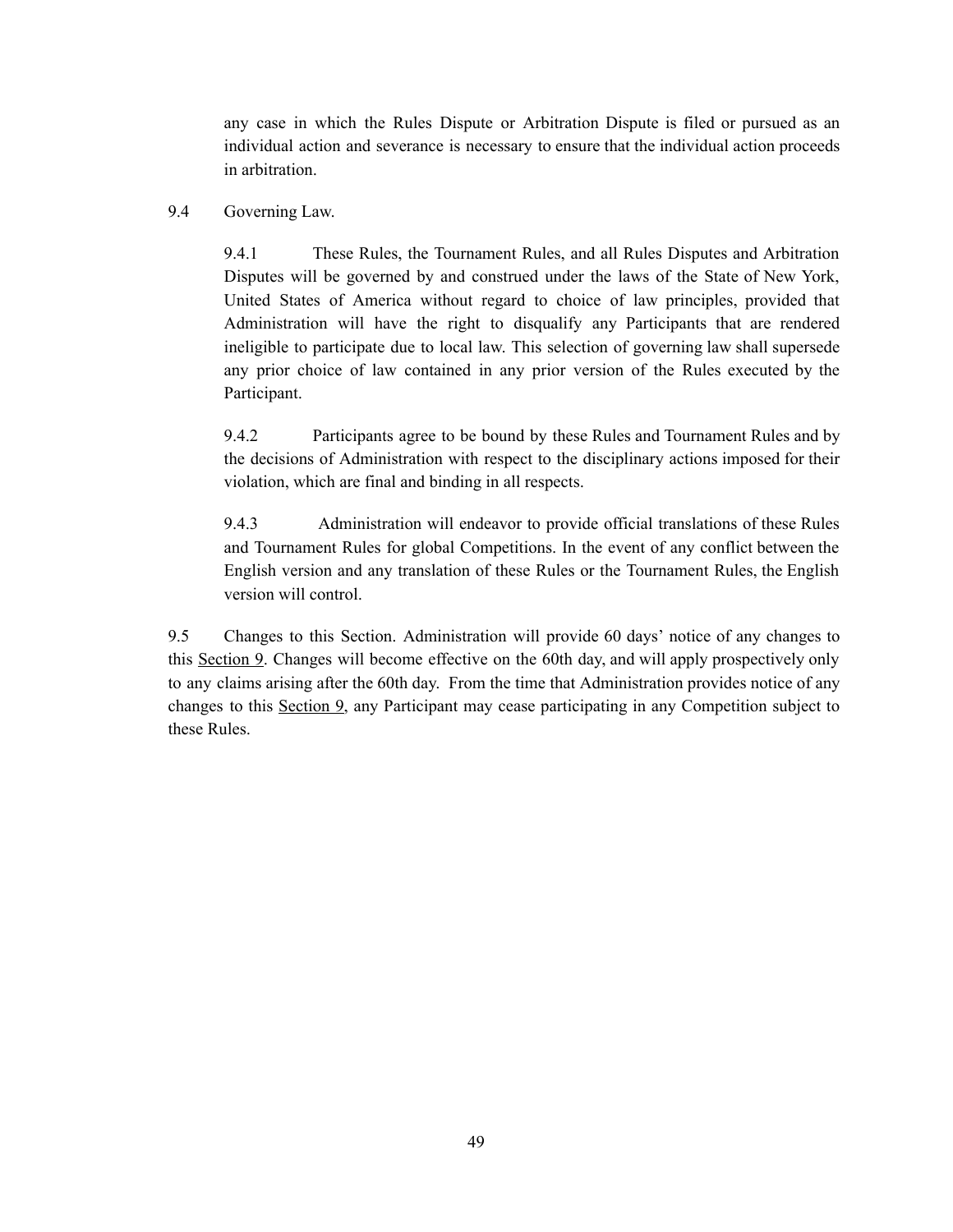any case in which the Rules Dispute or Arbitration Dispute is filed or pursued as an individual action and severance is necessary to ensure that the individual action proceeds in arbitration.

9.4 Governing Law.

9.4.1 These Rules, the Tournament Rules, and all Rules Disputes and Arbitration Disputes will be governed by and construed under the laws of the State of New York, United States of America without regard to choice of law principles, provided that Administration will have the right to disqualify any Participants that are rendered ineligible to participate due to local law. This selection of governing law shall supersede any prior choice of law contained in any prior version of the Rules executed by the Participant.

9.4.2 Participants agree to be bound by these Rules and Tournament Rules and by the decisions of Administration with respect to the disciplinary actions imposed for their violation, which are final and binding in all respects.

9.4.3 Administration will endeavor to provide official translations of these Rules and Tournament Rules for global Competitions. In the event of any conflict between the English version and any translation of these Rules or the Tournament Rules, the English version will control.

9.5 Changes to this Section. Administration will provide 60 days' notice of any changes to this Section 9. Changes will become effective on the 60th day, and will apply prospectively only to any claims arising after the 60th day. From the time that Administration provides notice of any changes to this Section 9, any Participant may cease participating in any Competition subject to these Rules.